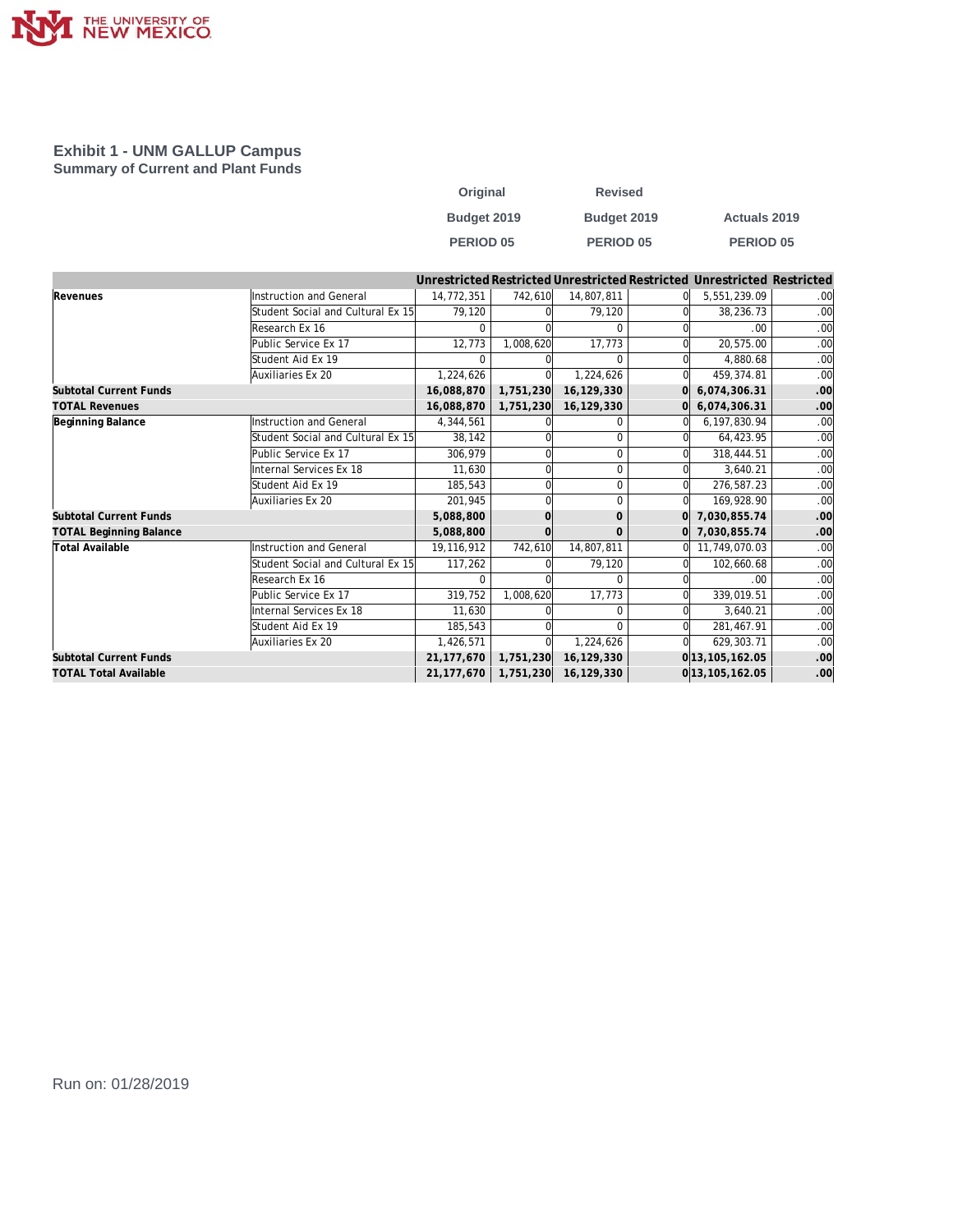THE UNIVERSITY OF NEW MEXICO

## Exhibit 1 - UNM GALLUP Campus
### Summary of Current and Plant Funds

| | | Original Budget 2019 PERIOD 05 | | Revised Budget 2019 PERIOD 05 | | Actuals 2019 PERIOD 05 | |
|---|---|---|---|---|---|---|---|
| | | Unrestricted | Restricted | Unrestricted | Restricted | Unrestricted | Restricted |
| **Revenues** | Instruction and General | 14,772,351 | 742,610 | 14,807,811 | 0 | 5,551,239.09 | .00 |
| | Student Social and Cultural Ex 15 | 79,120 | 0 | 79,120 | 0 | 38,236.73 | .00 |
| | Research Ex 16 | 0 | 0 | 0 | 0 | .00 | .00 |
| | Public Service Ex 17 | 12,773 | 1,008,620 | 17,773 | 0 | 20,575.00 | .00 |
| | Student Aid Ex 19 | 0 | 0 | 0 | 0 | 4,880.68 | .00 |
| | Auxiliaries Ex 20 | 1,224,626 | 0 | 1,224,626 | 0 | 459,374.81 | .00 |
| **Subtotal Current Funds** | | **16,088,870** | **1,751,230** | **16,129,330** | **0** | **6,074,306.31** | **.00** |
| **TOTAL Revenues** | | **16,088,870** | **1,751,230** | **16,129,330** | **0** | **6,074,306.31** | **.00** |
| **Beginning Balance** | Instruction and General | 4,344,561 | 0 | 0 | 0 | 6,197,830.94 | .00 |
| | Student Social and Cultural Ex 15 | 38,142 | 0 | 0 | 0 | 64,423.95 | .00 |
| | Public Service Ex 17 | 306,979 | 0 | 0 | 0 | 318,444.51 | .00 |
| | Internal Services Ex 18 | 11,630 | 0 | 0 | 0 | 3,640.21 | .00 |
| | Student Aid Ex 19 | 185,543 | 0 | 0 | 0 | 276,587.23 | .00 |
| | Auxiliaries Ex 20 | 201,945 | 0 | 0 | 0 | 169,928.90 | .00 |
| **Subtotal Current Funds** | | **5,088,800** | **0** | **0** | **0** | **7,030,855.74** | **.00** |
| **TOTAL Beginning Balance** | | **5,088,800** | **0** | **0** | **0** | **7,030,855.74** | **.00** |
| **Total Available** | Instruction and General | 19,116,912 | 742,610 | 14,807,811 | 0 | 11,749,070.03 | .00 |
| | Student Social and Cultural Ex 15 | 117,262 | 0 | 79,120 | 0 | 102,660.68 | .00 |
| | Research Ex 16 | 0 | 0 | 0 | 0 | .00 | .00 |
| | Public Service Ex 17 | 319,752 | 1,008,620 | 17,773 | 0 | 339,019.51 | .00 |
| | Internal Services Ex 18 | 11,630 | 0 | 0 | 0 | 3,640.21 | .00 |
| | Student Aid Ex 19 | 185,543 | 0 | 0 | 0 | 281,467.91 | .00 |
| | Auxiliaries Ex 20 | 1,426,571 | 0 | 1,224,626 | 0 | 629,303.71 | .00 |
| **Subtotal Current Funds** | | **21,177,670** | **1,751,230** | **16,129,330** | **0** | **13,105,162.05** | **.00** |
| **TOTAL Total Available** | | **21,177,670** | **1,751,230** | **16,129,330** | **0** | **13,105,162.05** | **.00** |

Run on: 01/28/2019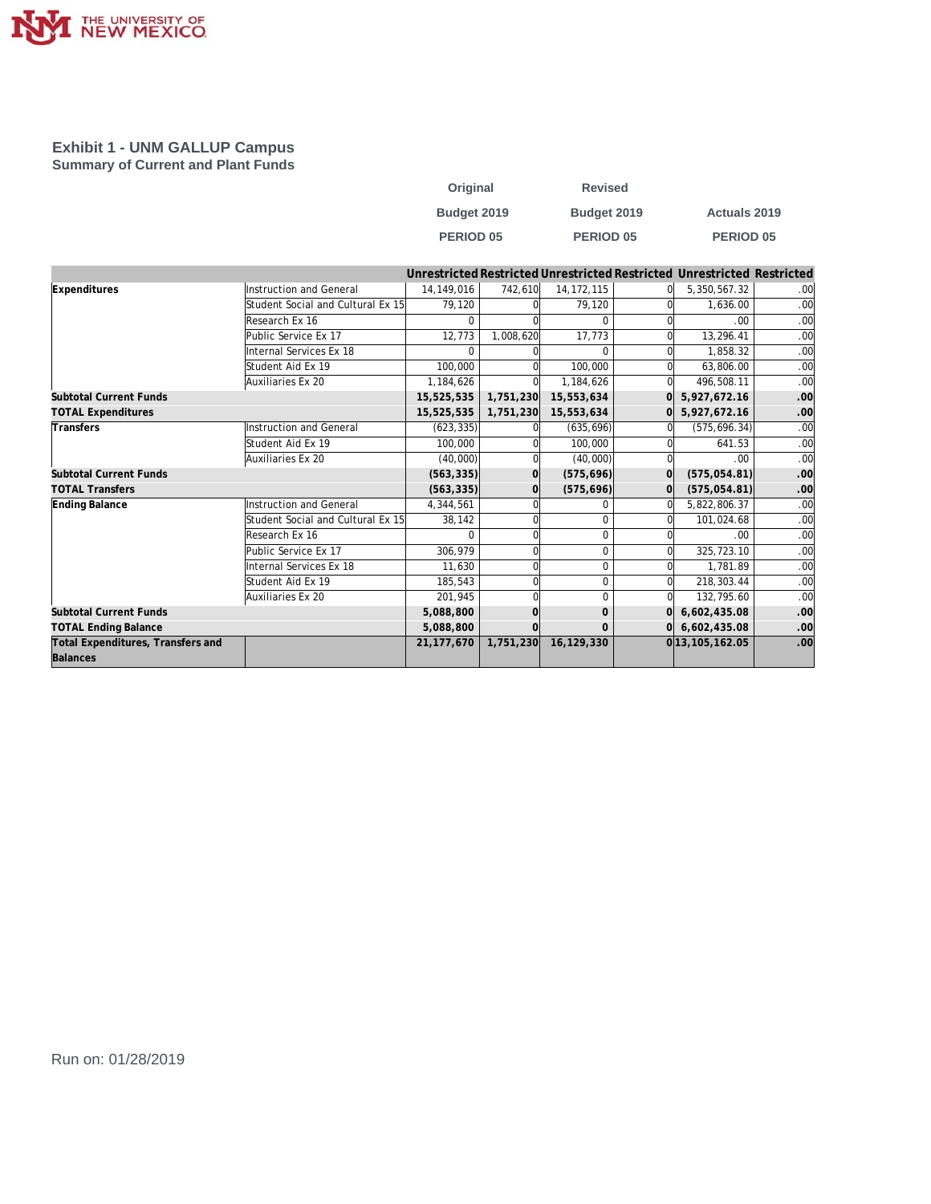# Exhibit 1 - UNM GALLUP Campus

## Summary of Current and Plant Funds

| | | Original Budget 2019 PERIOD 05 | | Revised Budget 2019 PERIOD 05 | | Actuals 2019 PERIOD 05 | |
|---|---|---|---|---|---|---|---|
| | | Unrestricted | Restricted | Unrestricted | Restricted | Unrestricted | Restricted |
| **Expenditures** | Instruction and General | 14,149,016 | 742,610 | 14,172,115 | 0 | 5,350,567.32 | .00 |
| | Student Social and Cultural Ex 15 | 79,120 | 0 | 79,120 | 0 | 1,636.00 | .00 |
| | Research Ex 16 | 0 | 0 | 0 | 0 | .00 | .00 |
| | Public Service Ex 17 | 12,773 | 1,008,620 | 17,773 | 0 | 13,296.41 | .00 |
| | Internal Services Ex 18 | 0 | 0 | 0 | 0 | 1,858.32 | .00 |
| | Student Aid Ex 19 | 100,000 | 0 | 100,000 | 0 | 63,806.00 | .00 |
| | Auxiliaries Ex 20 | 1,184,626 | 0 | 1,184,626 | 0 | 496,508.11 | .00 |
| **Subtotal Current Funds** | | **15,525,535** | **1,751,230** | **15,553,634** | **0** | **5,927,672.16** | **.00** |
| **TOTAL Expenditures** | | **15,525,535** | **1,751,230** | **15,553,634** | **0** | **5,927,672.16** | **.00** |
| **Transfers** | Instruction and General | (623,335) | 0 | (635,696) | 0 | (575,696.34) | .00 |
| | Student Aid Ex 19 | 100,000 | 0 | 100,000 | 0 | 641.53 | .00 |
| | Auxiliaries Ex 20 | (40,000) | 0 | (40,000) | 0 | .00 | .00 |
| **Subtotal Current Funds** | | **(563,335)** | **0** | **(575,696)** | **0** | **(575,054.81)** | **.00** |
| **TOTAL Transfers** | | **(563,335)** | **0** | **(575,696)** | **0** | **(575,054.81)** | **.00** |
| **Ending Balance** | Instruction and General | 4,344,561 | 0 | 0 | 0 | 5,822,806.37 | .00 |
| | Student Social and Cultural Ex 15 | 38,142 | 0 | 0 | 0 | 101,024.68 | .00 |
| | Research Ex 16 | 0 | 0 | 0 | 0 | .00 | .00 |
| | Public Service Ex 17 | 306,979 | 0 | 0 | 0 | 325,723.10 | .00 |
| | Internal Services Ex 18 | 11,630 | 0 | 0 | 0 | 1,781.89 | .00 |
| | Student Aid Ex 19 | 185,543 | 0 | 0 | 0 | 218,303.44 | .00 |
| | Auxiliaries Ex 20 | 201,945 | 0 | 0 | 0 | 132,795.60 | .00 |
| **Subtotal Current Funds** | | **5,088,800** | **0** | **0** | **0** | **6,602,435.08** | **.00** |
| **TOTAL Ending Balance** | | **5,088,800** | **0** | **0** | **0** | **6,602,435.08** | **.00** |
| **Total Expenditures, Transfers and Balances** | | **21,177,670** | **1,751,230** | **16,129,330** | **0** | **13,105,162.05** | **.00** |

Run on: 01/28/2019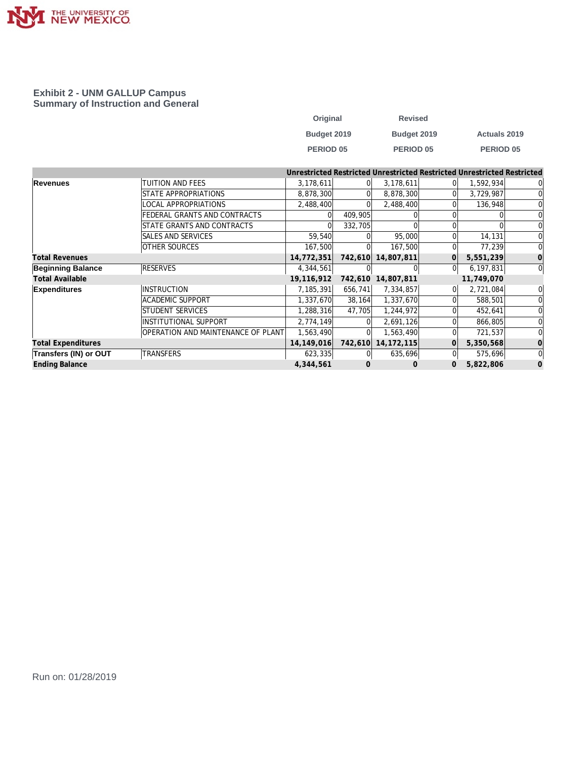## Exhibit 2 - UNM GALLUP Campus
### Summary of Instruction and General

| | | Original Budget 2019 PERIOD 05 | | Revised Budget 2019 PERIOD 05 | | Actuals 2019 PERIOD 05 | |
|---|---|---|---|---|---|---|---|
| | | Unrestricted | Restricted | Unrestricted | Restricted | Unrestricted | Restricted |
| **Revenues** | TUITION AND FEES | 3,178,611 | 0 | 3,178,611 | 0 | 1,592,934 | 0 |
| | STATE APPROPRIATIONS | 8,878,300 | 0 | 8,878,300 | 0 | 3,729,987 | 0 |
| | LOCAL APPROPRIATIONS | 2,488,400 | 0 | 2,488,400 | 0 | 136,948 | 0 |
| | FEDERAL GRANTS AND CONTRACTS | 0 | 409,905 | 0 | 0 | 0 | 0 |
| | STATE GRANTS AND CONTRACTS | 0 | 332,705 | 0 | 0 | 0 | 0 |
| | SALES AND SERVICES | 59,540 | 0 | 95,000 | 0 | 14,131 | 0 |
| | OTHER SOURCES | 167,500 | 0 | 167,500 | 0 | 77,239 | 0 |
| **Total Revenues** | | **14,772,351** | **742,610** | **14,807,811** | **0** | **5,551,239** | **0** |
| **Beginning Balance** | RESERVES | 4,344,561 | 0 | 0 | 0 | 6,197,831 | 0 |
| **Total Available** | | **19,116,912** | **742,610** | **14,807,811** | | **11,749,070** | |
| **Expenditures** | INSTRUCTION | 7,185,391 | 656,741 | 7,334,857 | 0 | 2,721,084 | 0 |
| | ACADEMIC SUPPORT | 1,337,670 | 38,164 | 1,337,670 | 0 | 588,501 | 0 |
| | STUDENT SERVICES | 1,288,316 | 47,705 | 1,244,972 | 0 | 452,641 | 0 |
| | INSTITUTIONAL SUPPORT | 2,774,149 | 0 | 2,691,126 | 0 | 866,805 | 0 |
| | OPERATION AND MAINTENANCE OF PLANT | 1,563,490 | 0 | 1,563,490 | 0 | 721,537 | 0 |
| **Total Expenditures** | | **14,149,016** | **742,610** | **14,172,115** | **0** | **5,350,568** | **0** |
| **Transfers (IN) or OUT** | TRANSFERS | 623,335 | 0 | 635,696 | 0 | 575,696 | 0 |
| **Ending Balance** | | **4,344,561** | **0** | **0** | **0** | **5,822,806** | **0** |

Run on: 01/28/2019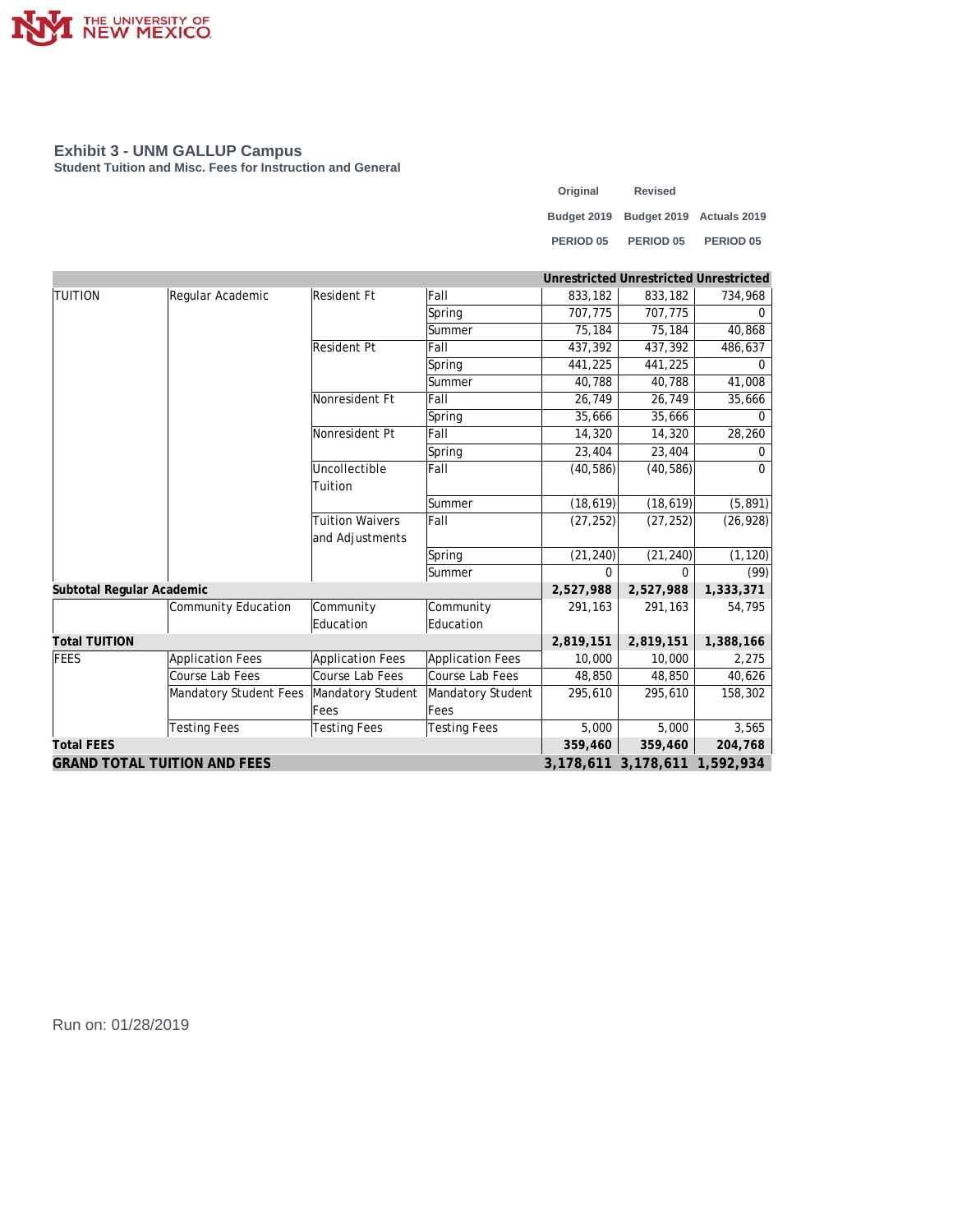## Exhibit 3 - UNM GALLUP Campus

**Student Tuition and Misc. Fees for Instruction and General**

| | | | | Original Budget 2019 PERIOD 05 | Revised Budget 2019 PERIOD 05 | Actuals 2019 PERIOD 05 |
|---|---|---|---|---|---|---|
| | | | | **Unrestricted** | **Unrestricted** | **Unrestricted** |
| TUITION | Regular Academic | Resident Ft | Fall | 833,182 | 833,182 | 734,968 |
| | | | Spring | 707,775 | 707,775 | 0 |
| | | | Summer | 75,184 | 75,184 | 40,868 |
| | | Resident Pt | Fall | 437,392 | 437,392 | 486,637 |
| | | | Spring | 441,225 | 441,225 | 0 |
| | | | Summer | 40,788 | 40,788 | 41,008 |
| | | Nonresident Ft | Fall | 26,749 | 26,749 | 35,666 |
| | | | Spring | 35,666 | 35,666 | 0 |
| | | Nonresident Pt | Fall | 14,320 | 14,320 | 28,260 |
| | | | Spring | 23,404 | 23,404 | 0 |
| | | Uncollectible Tuition | Fall | (40,586) | (40,586) | 0 |
| | | | Summer | (18,619) | (18,619) | (5,891) |
| | | Tuition Waivers and Adjustments | Fall | (27,252) | (27,252) | (26,928) |
| | | | Spring | (21,240) | (21,240) | (1,120) |
| | | | Summer | 0 | 0 | (99) |
| **Subtotal Regular Academic** | | | | **2,527,988** | **2,527,988** | **1,333,371** |
| | Community Education | Community Education | Community Education | 291,163 | 291,163 | 54,795 |
| **Total TUITION** | | | | **2,819,151** | **2,819,151** | **1,388,166** |
| FEES | Application Fees | Application Fees | Application Fees | 10,000 | 10,000 | 2,275 |
| | Course Lab Fees | Course Lab Fees | Course Lab Fees | 48,850 | 48,850 | 40,626 |
| | Mandatory Student Fees | Mandatory Student Fees | Mandatory Student Fees | 295,610 | 295,610 | 158,302 |
| | Testing Fees | Testing Fees | Testing Fees | 5,000 | 5,000 | 3,565 |
| **Total FEES** | | | | **359,460** | **359,460** | **204,768** |
| **GRAND TOTAL TUITION AND FEES** | | | | **3,178,611** | **3,178,611** | **1,592,934** |

Run on: 01/28/2019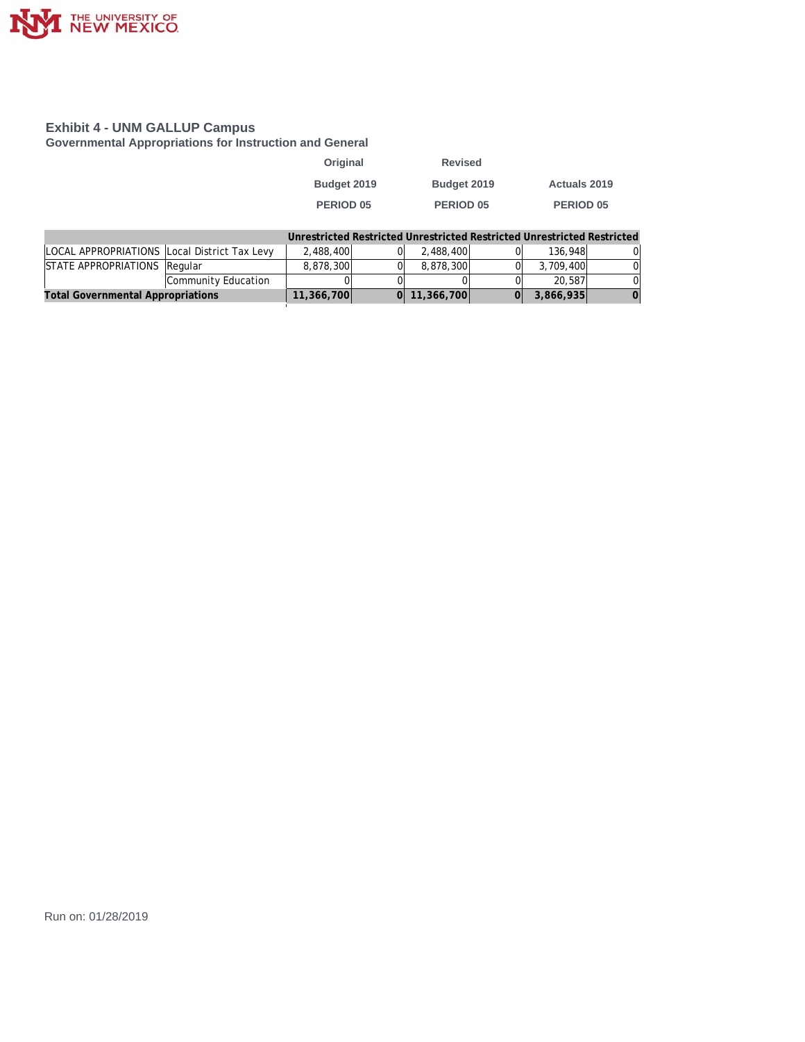## Exhibit 4 - UNM GALLUP Campus

### Governmental Appropriations for Instruction and General

| | | Original Budget 2019 PERIOD 05 | | Revised Budget 2019 PERIOD 05 | | Actuals 2019 PERIOD 05 | |
|---|---|---|---|---|---|---|---|
| | | **Unrestricted** | **Restricted** | **Unrestricted** | **Restricted** | **Unrestricted** | **Restricted** |
| LOCAL APPROPRIATIONS | Local District Tax Levy | 2,488,400 | 0 | 2,488,400 | 0 | 136,948 | 0 |
| STATE APPROPRIATIONS | Regular | 8,878,300 | 0 | 8,878,300 | 0 | 3,709,400 | 0 |
| | Community Education | 0 | 0 | 0 | 0 | 20,587 | 0 |
| **Total Governmental Appropriations** | | **11,366,700** | **0** | **11,366,700** | **0** | **3,866,935** | **0** |

Run on: 01/28/2019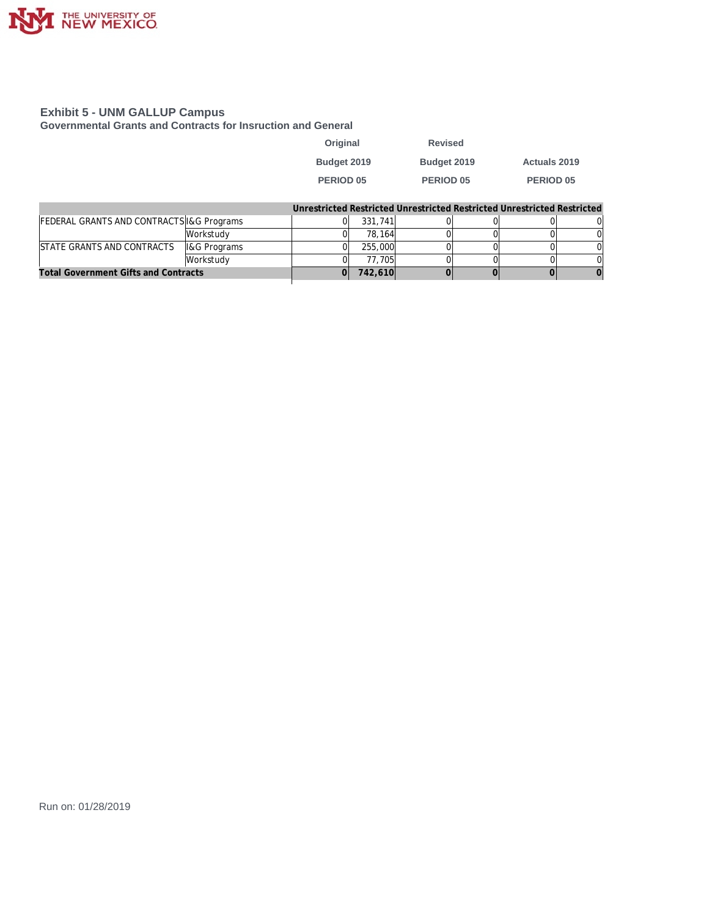## Exhibit 5 - UNM GALLUP Campus

### Governmental Grants and Contracts for Insruction and General

| | | Original Budget 2019 PERIOD 05 | | Revised Budget 2019 PERIOD 05 | | Actuals 2019 PERIOD 05 | |
|---|---|---|---|---|---|---|---|
| | | Unrestricted | Restricted | Unrestricted | Restricted | Unrestricted | Restricted |
| FEDERAL GRANTS AND CONTRACTS | I&G Programs | 0 | 331,741 | 0 | 0 | 0 | 0 |
| | Workstudy | 0 | 78,164 | 0 | 0 | 0 | 0 |
| STATE GRANTS AND CONTRACTS | I&G Programs | 0 | 255,000 | 0 | 0 | 0 | 0 |
| | Workstudy | 0 | 77,705 | 0 | 0 | 0 | 0 |
| **Total Government Gifts and Contracts** | | **0** | **742,610** | **0** | **0** | **0** | **0** |

Run on: 01/28/2019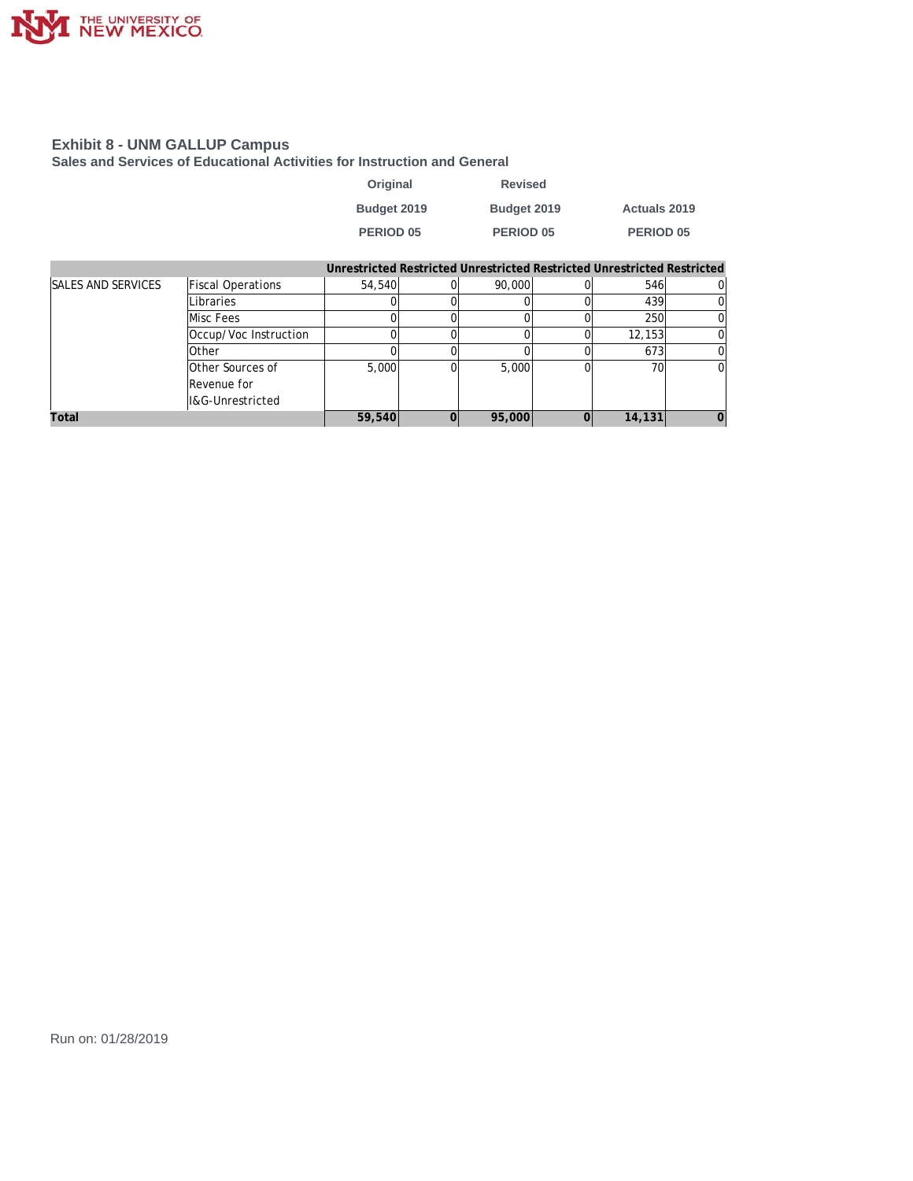# Exhibit 8 - UNM GALLUP Campus

## Sales and Services of Educational Activities for Instruction and General

| | | Original Budget 2019 PERIOD 05 | | Revised Budget 2019 PERIOD 05 | | Actuals 2019 PERIOD 05 | |
|---|---|---|---|---|---|---|---|
| | | Unrestricted | Restricted | Unrestricted | Restricted | Unrestricted | Restricted |
| SALES AND SERVICES | Fiscal Operations | 54,540 | 0 | 90,000 | 0 | 546 | 0 |
| | Libraries | 0 | 0 | 0 | 0 | 439 | 0 |
| | Misc Fees | 0 | 0 | 0 | 0 | 250 | 0 |
| | Occup/Voc Instruction | 0 | 0 | 0 | 0 | 12,153 | 0 |
| | Other | 0 | 0 | 0 | 0 | 673 | 0 |
| | Other Sources of Revenue for I&G-Unrestricted | 5,000 | 0 | 5,000 | 0 | 70 | 0 |
| **Total** | | **59,540** | **0** | **95,000** | **0** | **14,131** | **0** |

Run on: 01/28/2019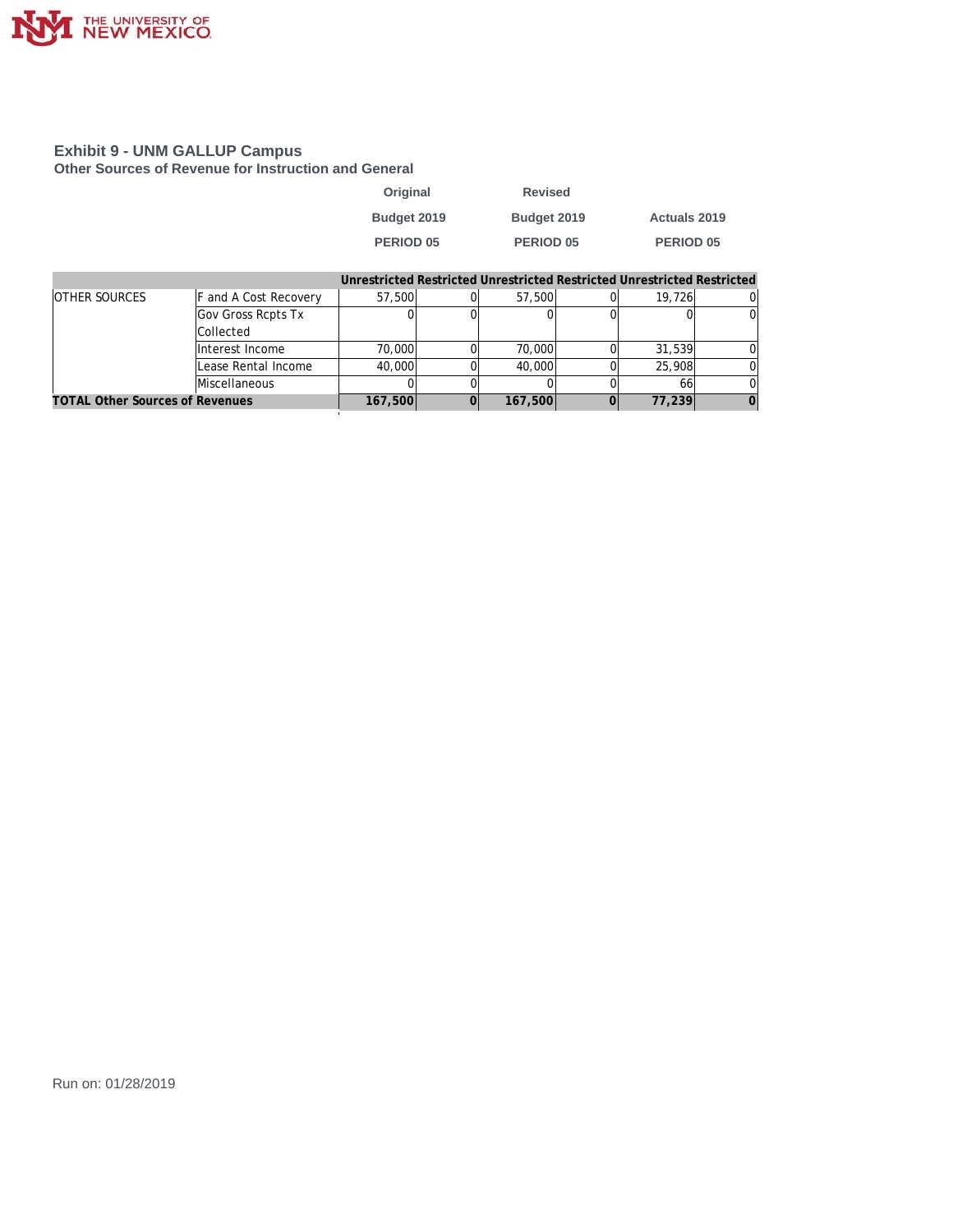# Exhibit 9 - UNM GALLUP Campus

## Other Sources of Revenue for Instruction and General

| | | Original Budget 2019 PERIOD 05 | | Revised Budget 2019 PERIOD 05 | | Actuals 2019 PERIOD 05 | |
|---|---|---|---|---|---|---|---|
| | | Unrestricted | Restricted | Unrestricted | Restricted | Unrestricted | Restricted |
| OTHER SOURCES | F and A Cost Recovery | 57,500 | 0 | 57,500 | 0 | 19,726 | 0 |
| | Gov Gross Rcpts Tx Collected | 0 | 0 | 0 | 0 | 0 | 0 |
| | Interest Income | 70,000 | 0 | 70,000 | 0 | 31,539 | 0 |
| | Lease Rental Income | 40,000 | 0 | 40,000 | 0 | 25,908 | 0 |
| | Miscellaneous | 0 | 0 | 0 | 0 | 66 | 0 |
| **TOTAL Other Sources of Revenues** | | **167,500** | **0** | **167,500** | **0** | **77,239** | **0** |

Run on: 01/28/2019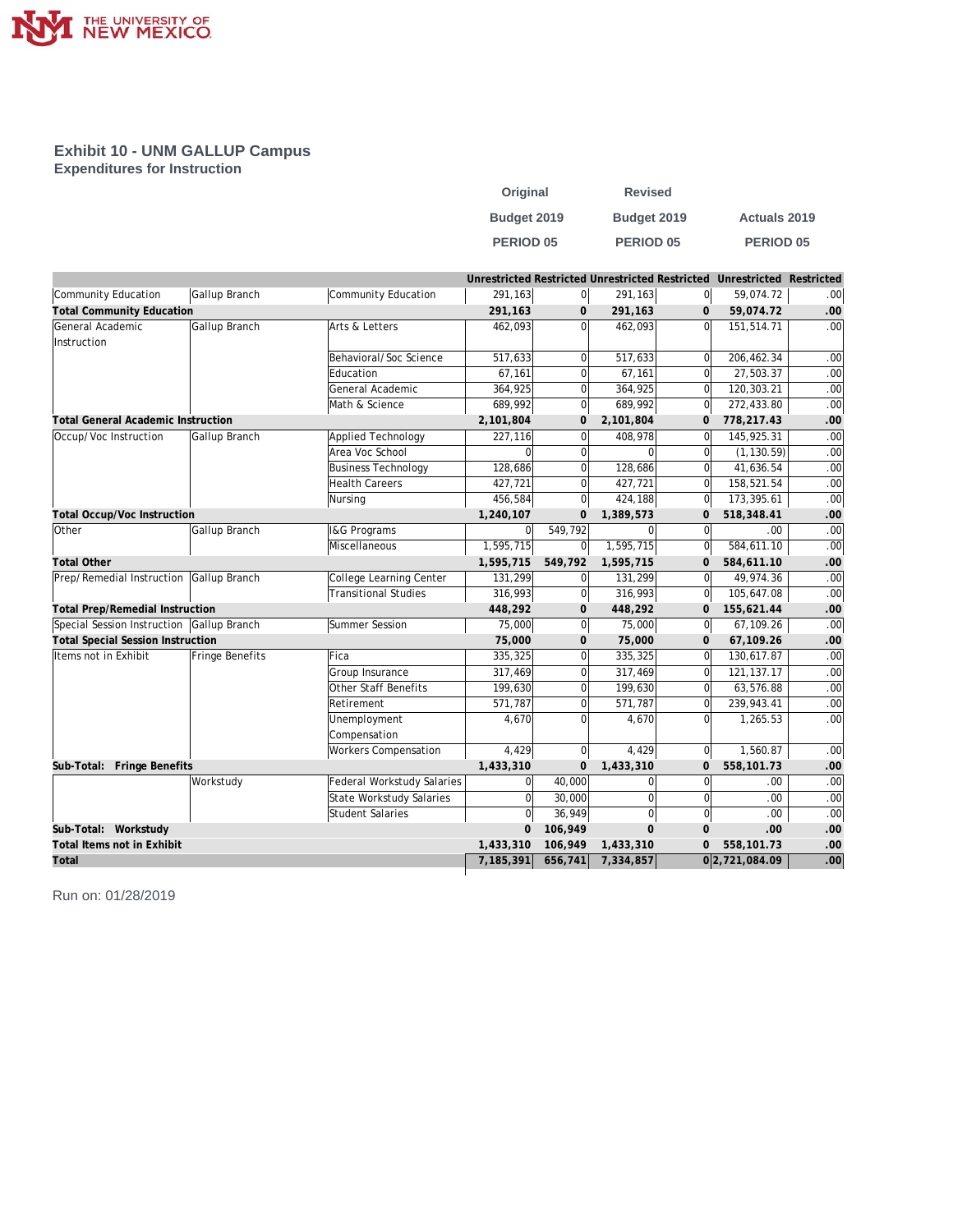## Exhibit 10 - UNM GALLUP Campus
### Expenditures for Instruction

| | | | Original Budget 2019 PERIOD 05 | | Revised Budget 2019 PERIOD 05 | | Actuals 2019 PERIOD 05 | |
|---|---|---|---|---|---|---|---|---|
| | | | Unrestricted | Restricted | Unrestricted | Restricted | Unrestricted | Restricted |
| Community Education | Gallup Branch | Community Education | 291,163 | 0 | 291,163 | 0 | 59,074.72 | .00 |
| **Total Community Education** | | | **291,163** | **0** | **291,163** | **0** | **59,074.72** | **.00** |
| General Academic Instruction | Gallup Branch | Arts & Letters | 462,093 | 0 | 462,093 | 0 | 151,514.71 | .00 |
| | | Behavioral/Soc Science | 517,633 | 0 | 517,633 | 0 | 206,462.34 | .00 |
| | | Education | 67,161 | 0 | 67,161 | 0 | 27,503.37 | .00 |
| | | General Academic | 364,925 | 0 | 364,925 | 0 | 120,303.21 | .00 |
| | | Math & Science | 689,992 | 0 | 689,992 | 0 | 272,433.80 | .00 |
| **Total General Academic Instruction** | | | **2,101,804** | **0** | **2,101,804** | **0** | **778,217.43** | **.00** |
| Occup/Voc Instruction | Gallup Branch | Applied Technology | 227,116 | 0 | 408,978 | 0 | 145,925.31 | .00 |
| | | Area Voc School | 0 | 0 | 0 | 0 | (1,130.59) | .00 |
| | | Business Technology | 128,686 | 0 | 128,686 | 0 | 41,636.54 | .00 |
| | | Health Careers | 427,721 | 0 | 427,721 | 0 | 158,521.54 | .00 |
| | | Nursing | 456,584 | 0 | 424,188 | 0 | 173,395.61 | .00 |
| **Total Occup/Voc Instruction** | | | **1,240,107** | **0** | **1,389,573** | **0** | **518,348.41** | **.00** |
| Other | Gallup Branch | I&G Programs | 0 | 549,792 | 0 | 0 | .00 | .00 |
| | | Miscellaneous | 1,595,715 | 0 | 1,595,715 | 0 | 584,611.10 | .00 |
| **Total Other** | | | **1,595,715** | **549,792** | **1,595,715** | **0** | **584,611.10** | **.00** |
| Prep/Remedial Instruction | Gallup Branch | College Learning Center | 131,299 | 0 | 131,299 | 0 | 49,974.36 | .00 |
| | | Transitional Studies | 316,993 | 0 | 316,993 | 0 | 105,647.08 | .00 |
| **Total Prep/Remedial Instruction** | | | **448,292** | **0** | **448,292** | **0** | **155,621.44** | **.00** |
| Special Session Instruction | Gallup Branch | Summer Session | 75,000 | 0 | 75,000 | 0 | 67,109.26 | .00 |
| **Total Special Session Instruction** | | | **75,000** | **0** | **75,000** | **0** | **67,109.26** | **.00** |
| Items not in Exhibit | Fringe Benefits | Fica | 335,325 | 0 | 335,325 | 0 | 130,617.87 | .00 |
| | | Group Insurance | 317,469 | 0 | 317,469 | 0 | 121,137.17 | .00 |
| | | Other Staff Benefits | 199,630 | 0 | 199,630 | 0 | 63,576.88 | .00 |
| | | Retirement | 571,787 | 0 | 571,787 | 0 | 239,943.41 | .00 |
| | | Unemployment Compensation | 4,670 | 0 | 4,670 | 0 | 1,265.53 | .00 |
| | | Workers Compensation | 4,429 | 0 | 4,429 | 0 | 1,560.87 | .00 |
| **Sub-Total: Fringe Benefits** | | | **1,433,310** | **0** | **1,433,310** | **0** | **558,101.73** | **.00** |
| | Workstudy | Federal Workstudy Salaries | 0 | 40,000 | 0 | 0 | .00 | .00 |
| | | State Workstudy Salaries | 0 | 30,000 | 0 | 0 | .00 | .00 |
| | | Student Salaries | 0 | 36,949 | 0 | 0 | .00 | .00 |
| **Sub-Total: Workstudy** | | | **0** | **106,949** | **0** | **0** | **.00** | **.00** |
| **Total Items not in Exhibit** | | | **1,433,310** | **106,949** | **1,433,310** | **0** | **558,101.73** | **.00** |
| **Total** | | | **7,185,391** | **656,741** | **7,334,857** | **0** | **2,721,084.09** | **.00** |

Run on: 01/28/2019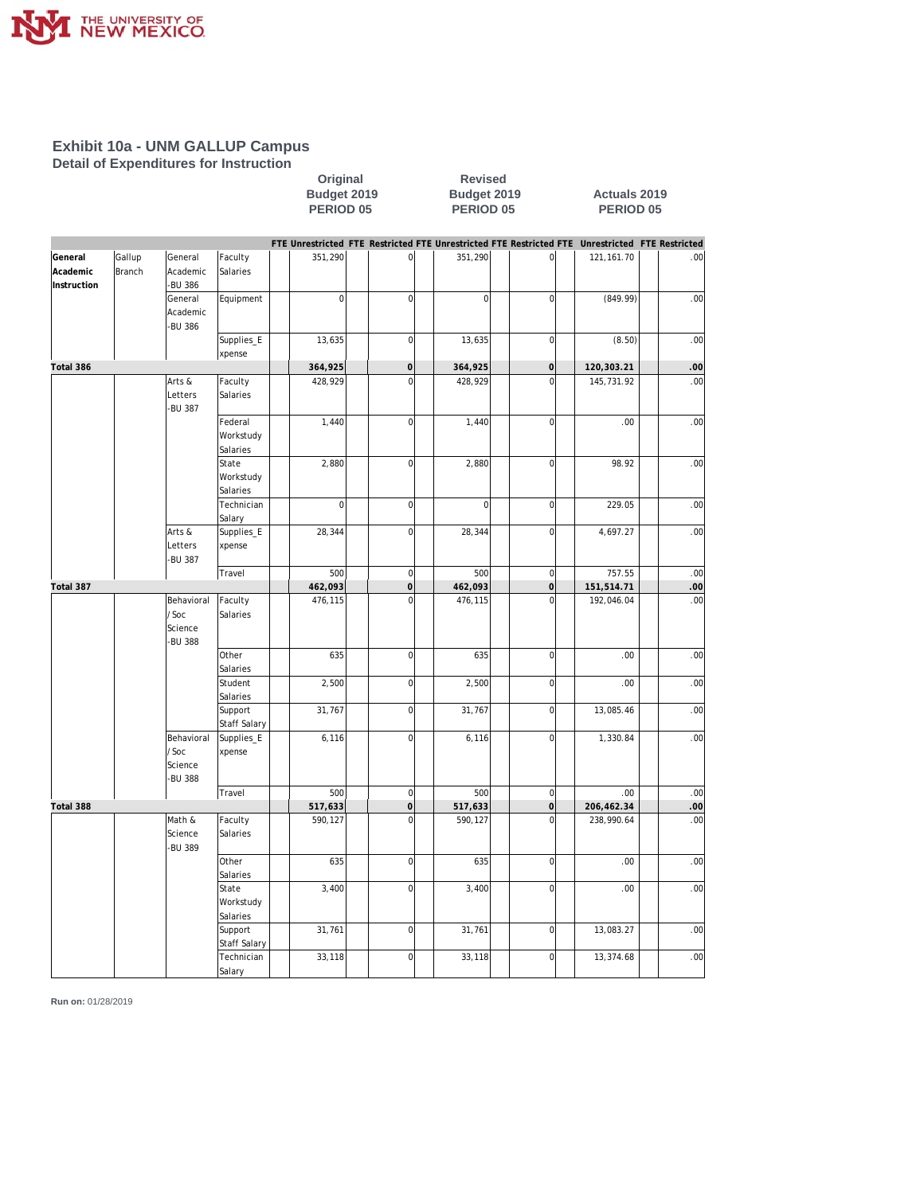# Exhibit 10a - UNM GALLUP Campus

## Detail of Expenditures for Instruction

| | | | | Original Budget 2019 PERIOD 05 | | | | Revised Budget 2019 PERIOD 05 | | | | Actuals 2019 PERIOD 05 | | | |
|---|---|---|---|---|---|---|---|---|---|---|---|---|---|---|---|
| | | | | FTE | Unrestricted | FTE | Restricted | FTE | Unrestricted | FTE | Restricted | FTE | Unrestricted | FTE | Restricted |
| **General Academic Instruction** | Gallup Branch | General Academic -BU 386 | Faculty Salaries | | 351,290 | | 0 | | 351,290 | | 0 | | 121,161.70 | | .00 |
| | | General Academic -BU 386 | Equipment | | 0 | | 0 | | 0 | | 0 | | (849.99) | | .00 |
| | | | Supplies_Expense | | 13,635 | | 0 | | 13,635 | | 0 | | (8.50) | | .00 |
| **Total 386** | | | | | **364,925** | | **0** | | **364,925** | | **0** | | **120,303.21** | | **.00** |
| | | Arts & Letters -BU 387 | Faculty Salaries | | 428,929 | | 0 | | 428,929 | | 0 | | 145,731.92 | | .00 |
| | | | Federal Workstudy Salaries | | 1,440 | | 0 | | 1,440 | | 0 | | .00 | | .00 |
| | | | State Workstudy Salaries | | 2,880 | | 0 | | 2,880 | | 0 | | 98.92 | | .00 |
| | | | Technician Salary | | 0 | | 0 | | 0 | | 0 | | 229.05 | | .00 |
| | | Arts & Letters -BU 387 | Supplies_Expense | | 28,344 | | 0 | | 28,344 | | 0 | | 4,697.27 | | .00 |
| | | | Travel | | 500 | | 0 | | 500 | | 0 | | 757.55 | | .00 |
| **Total 387** | | | | | **462,093** | | **0** | | **462,093** | | **0** | | **151,514.71** | | **.00** |
| | | Behavioral / Soc Science -BU 388 | Faculty Salaries | | 476,115 | | 0 | | 476,115 | | 0 | | 192,046.04 | | .00 |
| | | | Other Salaries | | 635 | | 0 | | 635 | | 0 | | .00 | | .00 |
| | | | Student Salaries | | 2,500 | | 0 | | 2,500 | | 0 | | .00 | | .00 |
| | | | Support Staff Salary | | 31,767 | | 0 | | 31,767 | | 0 | | 13,085.46 | | .00 |
| | | Behavioral / Soc Science -BU 388 | Supplies_Expense | | 6,116 | | 0 | | 6,116 | | 0 | | 1,330.84 | | .00 |
| | | | Travel | | 500 | | 0 | | 500 | | 0 | | .00 | | .00 |
| **Total 388** | | | | | **517,633** | | **0** | | **517,633** | | **0** | | **206,462.34** | | **.00** |
| | | Math & Science -BU 389 | Faculty Salaries | | 590,127 | | 0 | | 590,127 | | 0 | | 238,990.64 | | .00 |
| | | | Other Salaries | | 635 | | 0 | | 635 | | 0 | | .00 | | .00 |
| | | | State Workstudy Salaries | | 3,400 | | 0 | | 3,400 | | 0 | | .00 | | .00 |
| | | | Support Staff Salary | | 31,761 | | 0 | | 31,761 | | 0 | | 13,083.27 | | .00 |
| | | | Technician Salary | | 33,118 | | 0 | | 33,118 | | 0 | | 13,374.68 | | .00 |

**Run on:** 01/28/2019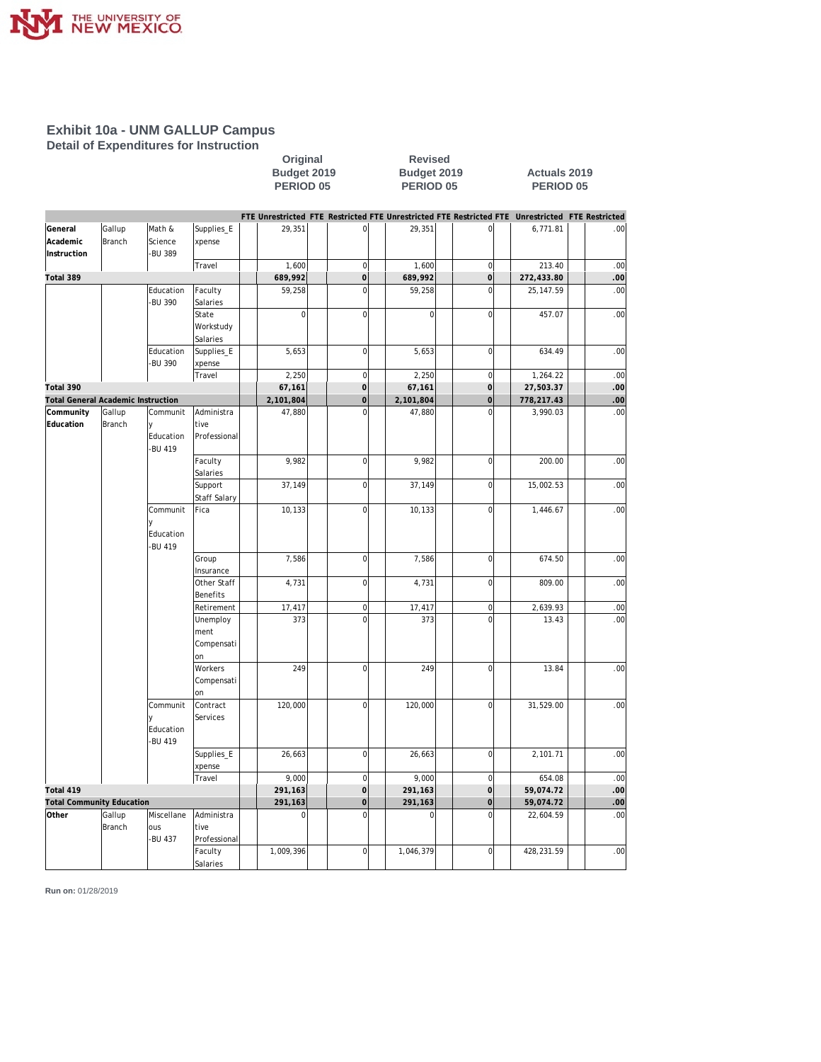## Exhibit 10a - UNM GALLUP Campus

### Detail of Expenditures for Instruction

| | | | | Original Budget 2019 PERIOD 05 | | | | Revised Budget 2019 PERIOD 05 | | | | Actuals 2019 PERIOD 05 | | | |
|---|---|---|---|---|---|---|---|---|---|---|---|---|---|---|---|
| | | | | FTE | Unrestricted | FTE | Restricted | FTE | Unrestricted | FTE | Restricted | FTE | Unrestricted | FTE | Restricted |
| **General Academic Instruction** | Gallup Branch | Math & Science -BU 389 | Supplies_Expense | | 29,351 | | 0 | | 29,351 | | 0 | | 6,771.81 | | .00 |
| | | | Travel | | 1,600 | | 0 | | 1,600 | | 0 | | 213.40 | | .00 |
| **Total 389** | | | | | **689,992** | | **0** | | **689,992** | | **0** | | **272,433.80** | | **.00** |
| | | Education -BU 390 | Faculty Salaries | | 59,258 | | 0 | | 59,258 | | 0 | | 25,147.59 | | .00 |
| | | | State Workstudy Salaries | | 0 | | 0 | | 0 | | 0 | | 457.07 | | .00 |
| | | Education -BU 390 | Supplies_Expense | | 5,653 | | 0 | | 5,653 | | 0 | | 634.49 | | .00 |
| | | | Travel | | 2,250 | | 0 | | 2,250 | | 0 | | 1,264.22 | | .00 |
| **Total 390** | | | | | **67,161** | | **0** | | **67,161** | | **0** | | **27,503.37** | | **.00** |
| **Total General Academic Instruction** | | | | | **2,101,804** | | **0** | | **2,101,804** | | **0** | | **778,217.43** | | **.00** |
| **Community Education** | Gallup Branch | Community Education -BU 419 | Administrative Professional | | 47,880 | | 0 | | 47,880 | | 0 | | 3,990.03 | | .00 |
| | | | Faculty Salaries | | 9,982 | | 0 | | 9,982 | | 0 | | 200.00 | | .00 |
| | | | Support Staff Salary | | 37,149 | | 0 | | 37,149 | | 0 | | 15,002.53 | | .00 |
| | | Community Education -BU 419 | Fica | | 10,133 | | 0 | | 10,133 | | 0 | | 1,446.67 | | .00 |
| | | | Group Insurance | | 7,586 | | 0 | | 7,586 | | 0 | | 674.50 | | .00 |
| | | | Other Staff Benefits | | 4,731 | | 0 | | 4,731 | | 0 | | 809.00 | | .00 |
| | | | Retirement | | 17,417 | | 0 | | 17,417 | | 0 | | 2,639.93 | | .00 |
| | | | Unemployment Compensation | | 373 | | 0 | | 373 | | 0 | | 13.43 | | .00 |
| | | | Workers Compensation | | 249 | | 0 | | 249 | | 0 | | 13.84 | | .00 |
| | | Community Education -BU 419 | Contract Services | | 120,000 | | 0 | | 120,000 | | 0 | | 31,529.00 | | .00 |
| | | | Supplies_Expense | | 26,663 | | 0 | | 26,663 | | 0 | | 2,101.71 | | .00 |
| | | | Travel | | 9,000 | | 0 | | 9,000 | | 0 | | 654.08 | | .00 |
| **Total 419** | | | | | **291,163** | | **0** | | **291,163** | | **0** | | **59,074.72** | | **.00** |
| **Total Community Education** | | | | | **291,163** | | **0** | | **291,163** | | **0** | | **59,074.72** | | **.00** |
| **Other** | Gallup Branch | Miscellaneous -BU 437 | Administrative Professional | | 0 | | 0 | | 0 | | 0 | | 22,604.59 | | .00 |
| | | | Faculty Salaries | | 1,009,396 | | 0 | | 1,046,379 | | 0 | | 428,231.59 | | .00 |

**Run on:** 01/28/2019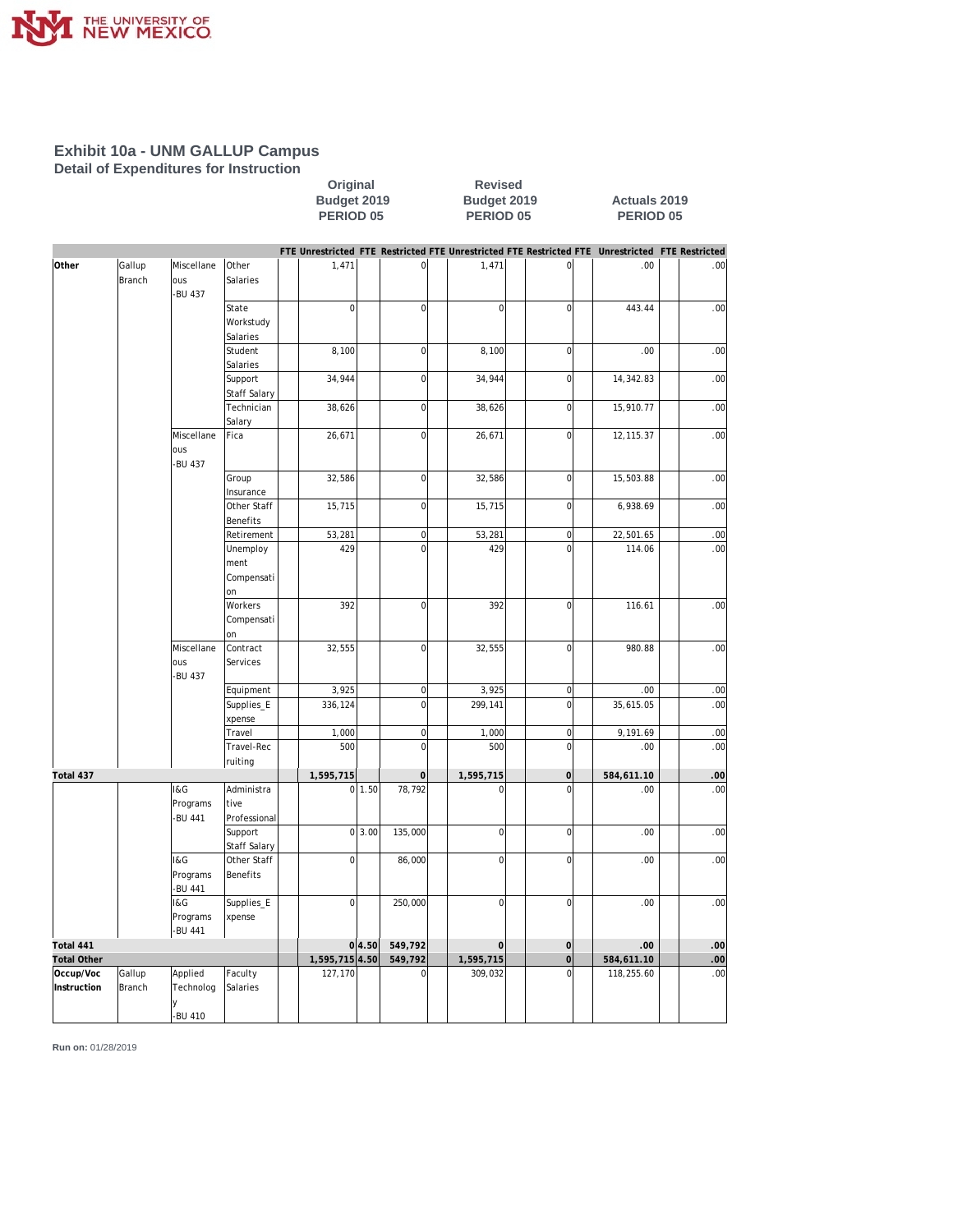# Exhibit 10a - UNM GALLUP Campus

## Detail of Expenditures for Instruction

| | | | | Original Budget 2019 PERIOD 05 | | | | Revised Budget 2019 PERIOD 05 | | | | Actuals 2019 PERIOD 05 | | | |
|---|---|---|---|---|---|---|---|---|---|---|---|---|---|---|---|
| | | | | FTE | Unrestricted | FTE | Restricted | FTE | Unrestricted | FTE | Restricted | FTE | Unrestricted | FTE | Restricted |
| **Other** | Gallup Branch | Miscellaneous -BU 437 | Other Salaries | | 1,471 | | 0 | | 1,471 | | 0 | | .00 | | .00 |
| | | | State Workstudy Salaries | | 0 | | 0 | | 0 | | 0 | | 443.44 | | .00 |
| | | | Student Salaries | | 8,100 | | 0 | | 8,100 | | 0 | | .00 | | .00 |
| | | | Support Staff Salary | | 34,944 | | 0 | | 34,944 | | 0 | | 14,342.83 | | .00 |
| | | | Technician Salary | | 38,626 | | 0 | | 38,626 | | 0 | | 15,910.77 | | .00 |
| | | Miscellaneous -BU 437 | Fica | | 26,671 | | 0 | | 26,671 | | 0 | | 12,115.37 | | .00 |
| | | | Group Insurance | | 32,586 | | 0 | | 32,586 | | 0 | | 15,503.88 | | .00 |
| | | | Other Staff Benefits | | 15,715 | | 0 | | 15,715 | | 0 | | 6,938.69 | | .00 |
| | | | Retirement | | 53,281 | | 0 | | 53,281 | | 0 | | 22,501.65 | | .00 |
| | | | Unemployment Compensation | | 429 | | 0 | | 429 | | 0 | | 114.06 | | .00 |
| | | | Workers Compensation | | 392 | | 0 | | 392 | | 0 | | 116.61 | | .00 |
| | | Miscellaneous -BU 437 | Contract Services | | 32,555 | | 0 | | 32,555 | | 0 | | 980.88 | | .00 |
| | | | Equipment | | 3,925 | | 0 | | 3,925 | | 0 | | .00 | | .00 |
| | | | Supplies_Expense | | 336,124 | | 0 | | 299,141 | | 0 | | 35,615.05 | | .00 |
| | | | Travel | | 1,000 | | 0 | | 1,000 | | 0 | | 9,191.69 | | .00 |
| | | | Travel-Recruiting | | 500 | | 0 | | 500 | | 0 | | .00 | | .00 |
| **Total 437** | | | | | **1,595,715** | | **0** | | **1,595,715** | | **0** | | **584,611.10** | | **.00** |
| | | I&G Programs -BU 441 | Administrative Professional | | 0 | 1.50 | 78,792 | | 0 | | 0 | | .00 | | .00 |
| | | | Support Staff Salary | | 0 | 3.00 | 135,000 | | 0 | | 0 | | .00 | | .00 |
| | | I&G Programs -BU 441 | Other Staff Benefits | | 0 | | 86,000 | | 0 | | 0 | | .00 | | .00 |
| | | I&G Programs -BU 441 | Supplies_Expense | | 0 | | 250,000 | | 0 | | 0 | | .00 | | .00 |
| **Total 441** | | | | | **0** | **4.50** | **549,792** | | **0** | | **0** | | **.00** | | **.00** |
| **Total Other** | | | | | **1,595,715** | **4.50** | **549,792** | | **1,595,715** | | **0** | | **584,611.10** | | **.00** |
| **Occup/Voc Instruction** | Gallup Branch | Applied Technology -BU 410 | Faculty Salaries | | 127,170 | | 0 | | 309,032 | | 0 | | 118,255.60 | | .00 |

**Run on:** 01/28/2019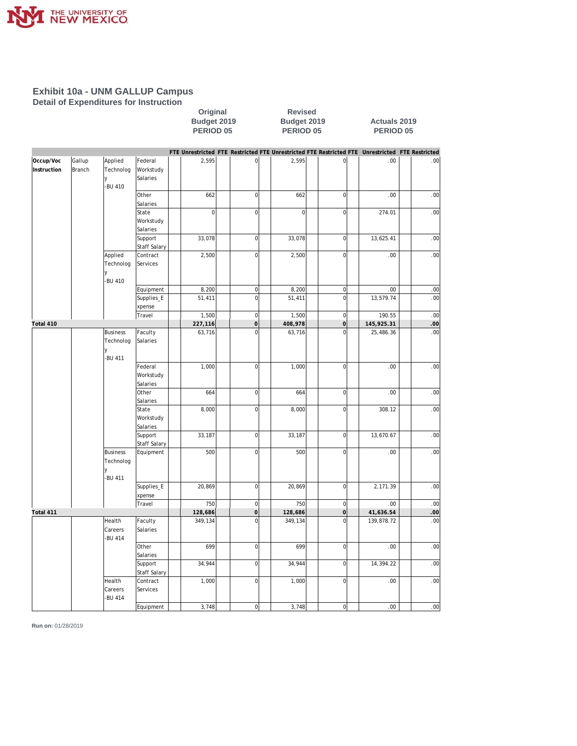# Exhibit 10a - UNM GALLUP Campus

## Detail of Expenditures for Instruction

| | | | | Original Budget 2019 PERIOD 05 | | | | Revised Budget 2019 PERIOD 05 | | | | Actuals 2019 PERIOD 05 | | | |
|---|---|---|---|---|---|---|---|---|---|---|---|---|---|---|---|
| | | | | FTE | Unrestricted | FTE | Restricted | FTE | Unrestricted | FTE | Restricted | FTE | Unrestricted | FTE | Restricted |
| Occup/Voc Instruction | Gallup Branch | Applied Technology -BU 410 | Federal Workstudy Salaries | | 2,595 | | 0 | | 2,595 | | 0 | | .00 | | .00 |
| | | | Other Salaries | | 662 | | 0 | | 662 | | 0 | | .00 | | .00 |
| | | | State Workstudy Salaries | | 0 | | 0 | | 0 | | 0 | | 274.01 | | .00 |
| | | | Support Staff Salary | | 33,078 | | 0 | | 33,078 | | 0 | | 13,625.41 | | .00 |
| | | Applied Technology -BU 410 | Contract Services | | 2,500 | | 0 | | 2,500 | | 0 | | .00 | | .00 |
| | | | Equipment | | 8,200 | | 0 | | 8,200 | | 0 | | .00 | | .00 |
| | | | Supplies_Expense | | 51,411 | | 0 | | 51,411 | | 0 | | 13,579.74 | | .00 |
| | | | Travel | | 1,500 | | 0 | | 1,500 | | 0 | | 190.55 | | .00 |
| **Total 410** | | | | | **227,116** | | **0** | | **408,978** | | **0** | | **145,925.31** | | **.00** |
| | | Business Technology -BU 411 | Faculty Salaries | | 63,716 | | 0 | | 63,716 | | 0 | | 25,486.36 | | .00 |
| | | | Federal Workstudy Salaries | | 1,000 | | 0 | | 1,000 | | 0 | | .00 | | .00 |
| | | | Other Salaries | | 664 | | 0 | | 664 | | 0 | | .00 | | .00 |
| | | | State Workstudy Salaries | | 8,000 | | 0 | | 8,000 | | 0 | | 308.12 | | .00 |
| | | | Support Staff Salary | | 33,187 | | 0 | | 33,187 | | 0 | | 13,670.67 | | .00 |
| | | Business Technology -BU 411 | Equipment | | 500 | | 0 | | 500 | | 0 | | .00 | | .00 |
| | | | Supplies_Expense | | 20,869 | | 0 | | 20,869 | | 0 | | 2,171.39 | | .00 |
| | | | Travel | | 750 | | 0 | | 750 | | 0 | | .00 | | .00 |
| **Total 411** | | | | | **128,686** | | **0** | | **128,686** | | **0** | | **41,636.54** | | **.00** |
| | | Health Careers -BU 414 | Faculty Salaries | | 349,134 | | 0 | | 349,134 | | 0 | | 139,878.72 | | .00 |
| | | | Other Salaries | | 699 | | 0 | | 699 | | 0 | | .00 | | .00 |
| | | | Support Staff Salary | | 34,944 | | 0 | | 34,944 | | 0 | | 14,394.22 | | .00 |
| | | Health Careers -BU 414 | Contract Services | | 1,000 | | 0 | | 1,000 | | 0 | | .00 | | .00 |
| | | | Equipment | | 3,748 | | 0 | | 3,748 | | 0 | | .00 | | .00 |

**Run on:** 01/28/2019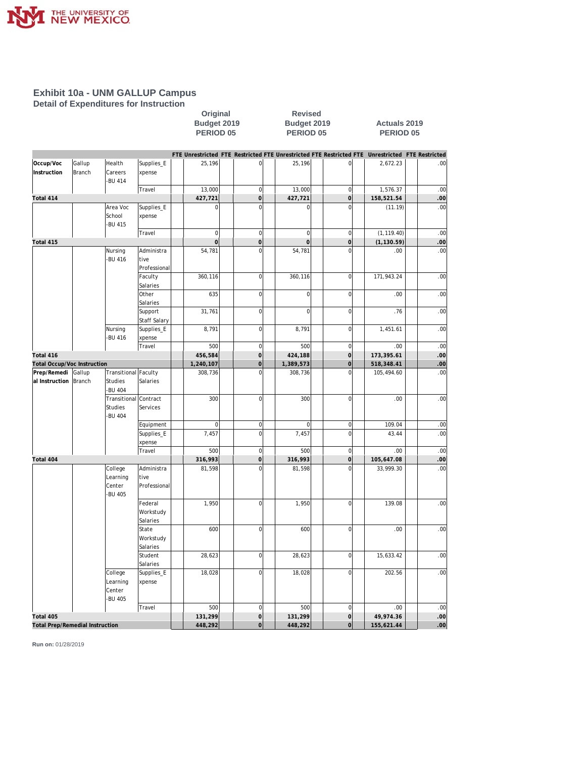# Exhibit 10a - UNM GALLUP Campus

## Detail of Expenditures for Instruction

| | | | | Original Budget 2019 PERIOD 05 | | | | Revised Budget 2019 PERIOD 05 | | | | Actuals 2019 PERIOD 05 | | | |
|---|---|---|---|---|---|---|---|---|---|---|---|---|---|---|---|
| | | | | FTE | Unrestricted | FTE | Restricted | FTE | Unrestricted | FTE | Restricted | FTE | Unrestricted | FTE | Restricted |
| Occup/Voc Instruction | Gallup Branch | Health Careers -BU 414 | Supplies_Expense | | 25,196 | | 0 | | 25,196 | | 0 | | 2,672.23 | | .00 |
| | | | Travel | | 13,000 | | 0 | | 13,000 | | 0 | | 1,576.37 | | .00 |
| Total 414 | | | | | 427,721 | | 0 | | 427,721 | | 0 | | 158,521.54 | | .00 |
| | | Area Voc School -BU 415 | Supplies_Expense | | 0 | | 0 | | 0 | | 0 | | (11.19) | | .00 |
| | | | Travel | | 0 | | 0 | | 0 | | 0 | | (1,119.40) | | .00 |
| Total 415 | | | | | 0 | | 0 | | 0 | | 0 | | (1,130.59) | | .00 |
| | | Nursing -BU 416 | Administrative Professional | | 54,781 | | 0 | | 54,781 | | 0 | | .00 | | .00 |
| | | | Faculty Salaries | | 360,116 | | 0 | | 360,116 | | 0 | | 171,943.24 | | .00 |
| | | | Other Salaries | | 635 | | 0 | | 0 | | 0 | | .00 | | .00 |
| | | | Support Staff Salary | | 31,761 | | 0 | | 0 | | 0 | | .76 | | .00 |
| | | Nursing -BU 416 | Supplies_Expense | | 8,791 | | 0 | | 8,791 | | 0 | | 1,451.61 | | .00 |
| | | | Travel | | 500 | | 0 | | 500 | | 0 | | .00 | | .00 |
| Total 416 | | | | | 456,584 | | 0 | | 424,188 | | 0 | | 173,395.61 | | .00 |
| Total Occup/Voc Instruction | | | | | 1,240,107 | | 0 | | 1,389,573 | | 0 | | 518,348.41 | | .00 |
| Prep/Remedial Instruction | Gallup Branch | Transitional Studies -BU 404 | Faculty Salaries | | 308,736 | | 0 | | 308,736 | | 0 | | 105,494.60 | | .00 |
| | | Transitional Studies -BU 404 | Contract Services | | 300 | | 0 | | 300 | | 0 | | .00 | | .00 |
| | | | Equipment | | 0 | | 0 | | 0 | | 0 | | 109.04 | | .00 |
| | | | Supplies_Expense | | 7,457 | | 0 | | 7,457 | | 0 | | 43.44 | | .00 |
| | | | Travel | | 500 | | 0 | | 500 | | 0 | | .00 | | .00 |
| Total 404 | | | | | 316,993 | | 0 | | 316,993 | | 0 | | 105,647.08 | | .00 |
| | | College Learning Center -BU 405 | Administrative Professional | | 81,598 | | 0 | | 81,598 | | 0 | | 33,999.30 | | .00 |
| | | | Federal Workstudy Salaries | | 1,950 | | 0 | | 1,950 | | 0 | | 139.08 | | .00 |
| | | | State Workstudy Salaries | | 600 | | 0 | | 600 | | 0 | | .00 | | .00 |
| | | | Student Salaries | | 28,623 | | 0 | | 28,623 | | 0 | | 15,633.42 | | .00 |
| | | College Learning Center -BU 405 | Supplies_Expense | | 18,028 | | 0 | | 18,028 | | 0 | | 202.56 | | .00 |
| | | | Travel | | 500 | | 0 | | 500 | | 0 | | .00 | | .00 |
| Total 405 | | | | | 131,299 | | 0 | | 131,299 | | 0 | | 49,974.36 | | .00 |
| Total Prep/Remedial Instruction | | | | | 448,292 | | 0 | | 448,292 | | 0 | | 155,621.44 | | .00 |

**Run on:** 01/28/2019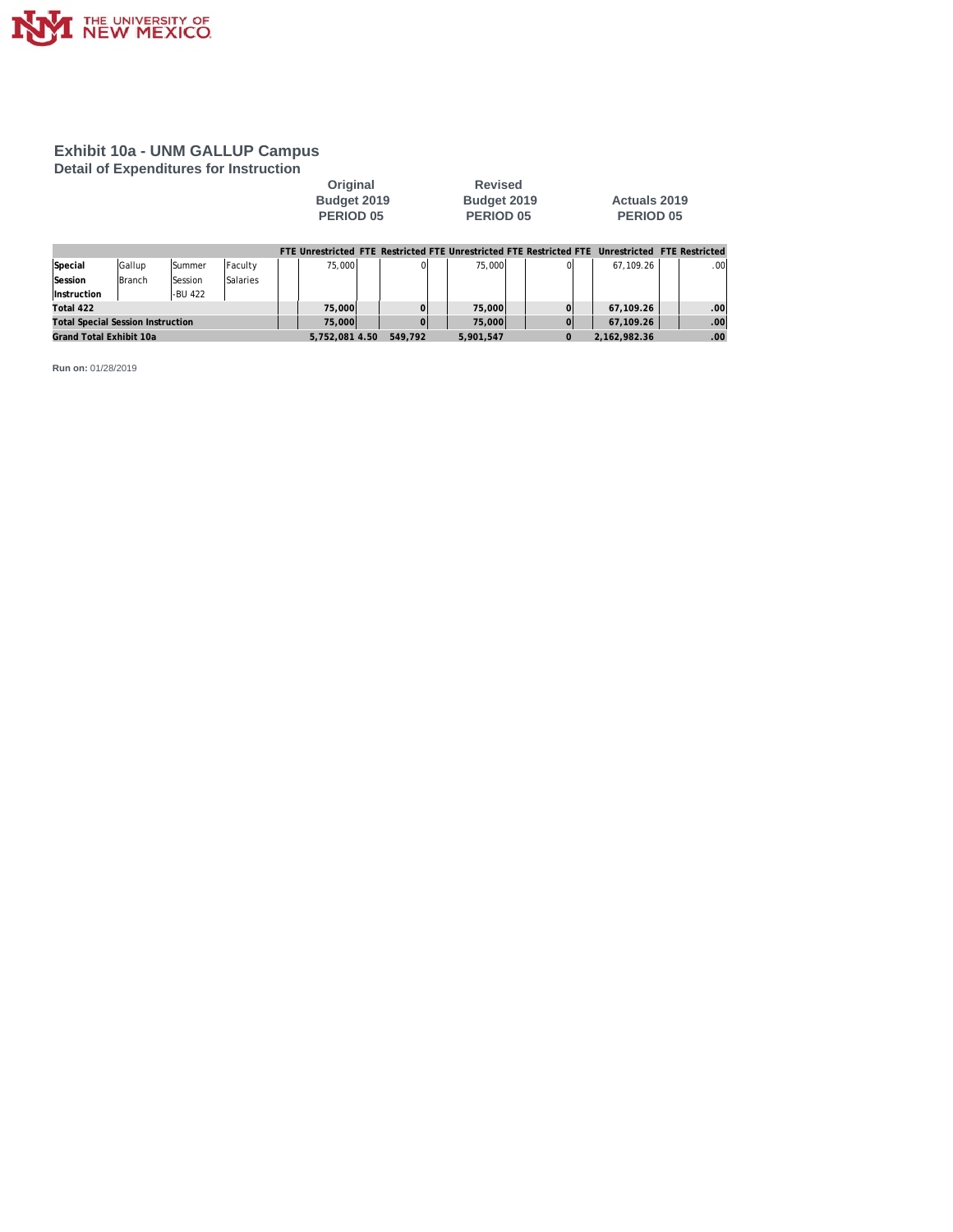# Exhibit 10a - UNM GALLUP Campus

## Detail of Expenditures for Instruction

| | | | | Original Budget 2019 PERIOD 05 | | | | Revised Budget 2019 PERIOD 05 | | | | Actuals 2019 PERIOD 05 | | | |
|---|---|---|---|---|---|---|---|---|---|---|---|---|---|---|---|
| | | | | FTE | Unrestricted | FTE | Restricted | FTE | Unrestricted | FTE | Restricted | FTE | Unrestricted | FTE | Restricted |
| Special Session Instruction | Gallup Branch | Summer Session -BU 422 | Faculty Salaries | | 75,000 | | 0 | | 75,000 | | 0 | | 67,109.26 | | .00 |
| **Total 422** | | | | | **75,000** | | **0** | | **75,000** | | **0** | | **67,109.26** | | **.00** |
| **Total Special Session Instruction** | | | | | **75,000** | | **0** | | **75,000** | | **0** | | **67,109.26** | | **.00** |
| **Grand Total Exhibit 10a** | | | | | **5,752,081** | **4.50** | **549,792** | | **5,901,547** | | **0** | | **2,162,982.36** | | **.00** |

**Run on:** 01/28/2019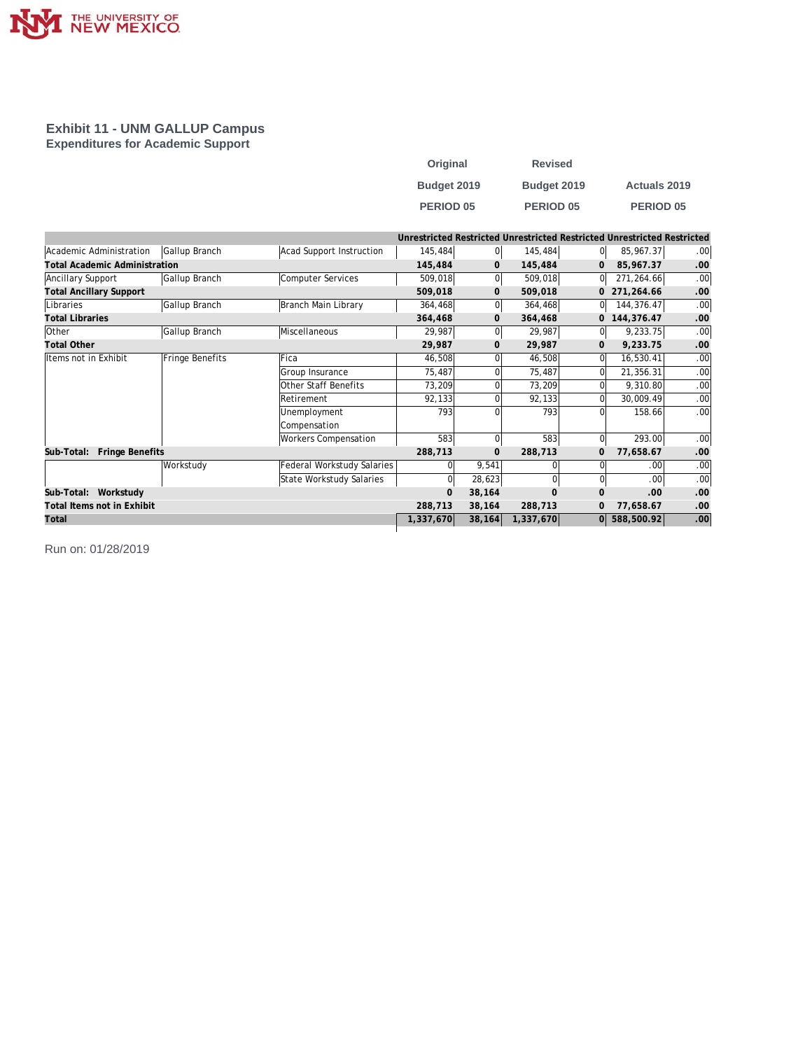# Exhibit 11 - UNM GALLUP Campus
## Expenditures for Academic Support

| | | | Original Budget 2019 PERIOD 05 | | Revised Budget 2019 PERIOD 05 | | Actuals 2019 PERIOD 05 | |
|---|---|---|---|---|---|---|---|---|
| | | | Unrestricted | Restricted | Unrestricted | Restricted | Unrestricted | Restricted |
| Academic Administration | Gallup Branch | Acad Support Instruction | 145,484 | 0 | 145,484 | 0 | 85,967.37 | .00 |
| **Total Academic Administration** | | | **145,484** | **0** | **145,484** | **0** | **85,967.37** | **.00** |
| Ancillary Support | Gallup Branch | Computer Services | 509,018 | 0 | 509,018 | 0 | 271,264.66 | .00 |
| **Total Ancillary Support** | | | **509,018** | **0** | **509,018** | **0** | **271,264.66** | **.00** |
| Libraries | Gallup Branch | Branch Main Library | 364,468 | 0 | 364,468 | 0 | 144,376.47 | .00 |
| **Total Libraries** | | | **364,468** | **0** | **364,468** | **0** | **144,376.47** | **.00** |
| Other | Gallup Branch | Miscellaneous | 29,987 | 0 | 29,987 | 0 | 9,233.75 | .00 |
| **Total Other** | | | **29,987** | **0** | **29,987** | **0** | **9,233.75** | **.00** |
| Items not in Exhibit | Fringe Benefits | Fica | 46,508 | 0 | 46,508 | 0 | 16,530.41 | .00 |
| | | Group Insurance | 75,487 | 0 | 75,487 | 0 | 21,356.31 | .00 |
| | | Other Staff Benefits | 73,209 | 0 | 73,209 | 0 | 9,310.80 | .00 |
| | | Retirement | 92,133 | 0 | 92,133 | 0 | 30,009.49 | .00 |
| | | Unemployment Compensation | 793 | 0 | 793 | 0 | 158.66 | .00 |
| | | Workers Compensation | 583 | 0 | 583 | 0 | 293.00 | .00 |
| **Sub-Total: Fringe Benefits** | | | **288,713** | **0** | **288,713** | **0** | **77,658.67** | **.00** |
| | Workstudy | Federal Workstudy Salaries | 0 | 9,541 | 0 | 0 | .00 | .00 |
| | | State Workstudy Salaries | 0 | 28,623 | 0 | 0 | .00 | .00 |
| **Sub-Total: Workstudy** | | | **0** | **38,164** | **0** | **0** | **.00** | **.00** |
| **Total Items not in Exhibit** | | | **288,713** | **38,164** | **288,713** | **0** | **77,658.67** | **.00** |
| **Total** | | | **1,337,670** | **38,164** | **1,337,670** | **0** | **588,500.92** | **.00** |

Run on: 01/28/2019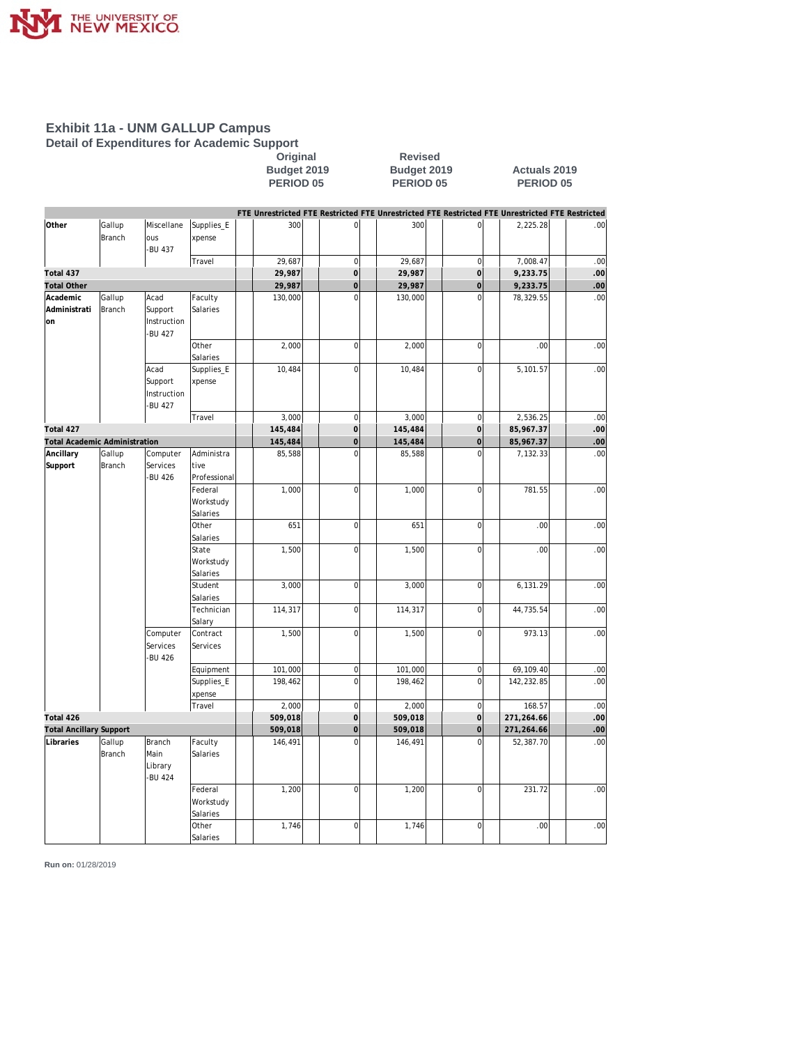# Exhibit 11a - UNM GALLUP Campus

## Detail of Expenditures for Academic Support

| | | | | Original Budget 2019 PERIOD 05 | | | | Revised Budget 2019 PERIOD 05 | | | | Actuals 2019 PERIOD 05 | | | |
|---|---|---|---|---|---|---|---|---|---|---|---|---|---|---|---|
| | | | | FTE | Unrestricted | FTE | Restricted | FTE | Unrestricted | FTE | Restricted | FTE | Unrestricted | FTE | Restricted |
| **Other** | Gallup Branch | Miscellaneous -BU 437 | Supplies_Expense | | 300 | | 0 | | 300 | | 0 | | 2,225.28 | | .00 |
| | | | Travel | | 29,687 | | 0 | | 29,687 | | 0 | | 7,008.47 | | .00 |
| **Total 437** | | | | | **29,987** | | **0** | | **29,987** | | **0** | | **9,233.75** | | **.00** |
| **Total Other** | | | | | **29,987** | | **0** | | **29,987** | | **0** | | **9,233.75** | | **.00** |
| **Academic Administration** | Gallup Branch | Acad Support Instruction -BU 427 | Faculty Salaries | | 130,000 | | 0 | | 130,000 | | 0 | | 78,329.55 | | .00 |
| | | | Other Salaries | | 2,000 | | 0 | | 2,000 | | 0 | | .00 | | .00 |
| | | Acad Support Instruction -BU 427 | Supplies_Expense | | 10,484 | | 0 | | 10,484 | | 0 | | 5,101.57 | | .00 |
| | | | Travel | | 3,000 | | 0 | | 3,000 | | 0 | | 2,536.25 | | .00 |
| **Total 427** | | | | | **145,484** | | **0** | | **145,484** | | **0** | | **85,967.37** | | **.00** |
| **Total Academic Administration** | | | | | **145,484** | | **0** | | **145,484** | | **0** | | **85,967.37** | | **.00** |
| **Ancillary Support** | Gallup Branch | Computer Services -BU 426 | Administrative Professional | | 85,588 | | 0 | | 85,588 | | 0 | | 7,132.33 | | .00 |
| | | | Federal Workstudy Salaries | | 1,000 | | 0 | | 1,000 | | 0 | | 781.55 | | .00 |
| | | | Other Salaries | | 651 | | 0 | | 651 | | 0 | | .00 | | .00 |
| | | | State Workstudy Salaries | | 1,500 | | 0 | | 1,500 | | 0 | | .00 | | .00 |
| | | | Student Salaries | | 3,000 | | 0 | | 3,000 | | 0 | | 6,131.29 | | .00 |
| | | | Technician Salary | | 114,317 | | 0 | | 114,317 | | 0 | | 44,735.54 | | .00 |
| | | Computer Services -BU 426 | Contract Services | | 1,500 | | 0 | | 1,500 | | 0 | | 973.13 | | .00 |
| | | | Equipment | | 101,000 | | 0 | | 101,000 | | 0 | | 69,109.40 | | .00 |
| | | | Supplies_Expense | | 198,462 | | 0 | | 198,462 | | 0 | | 142,232.85 | | .00 |
| | | | Travel | | 2,000 | | 0 | | 2,000 | | 0 | | 168.57 | | .00 |
| **Total 426** | | | | | **509,018** | | **0** | | **509,018** | | **0** | | **271,264.66** | | **.00** |
| **Total Ancillary Support** | | | | | **509,018** | | **0** | | **509,018** | | **0** | | **271,264.66** | | **.00** |
| **Libraries** | Gallup Branch | Branch Main Library -BU 424 | Faculty Salaries | | 146,491 | | 0 | | 146,491 | | 0 | | 52,387.70 | | .00 |
| | | | Federal Workstudy Salaries | | 1,200 | | 0 | | 1,200 | | 0 | | 231.72 | | .00 |
| | | | Other Salaries | | 1,746 | | 0 | | 1,746 | | 0 | | .00 | | .00 |

**Run on:** 01/28/2019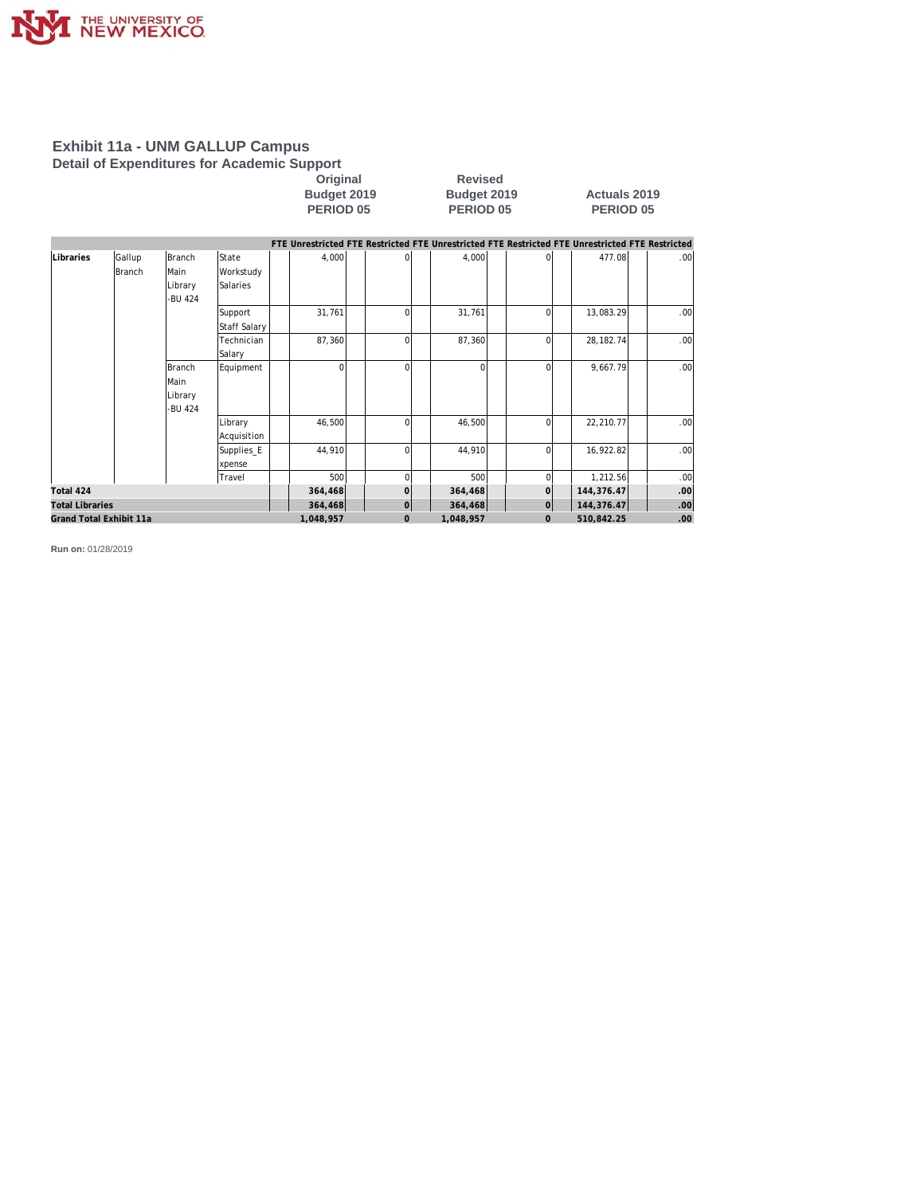# Exhibit 11a - UNM GALLUP Campus

## Detail of Expenditures for Academic Support

| | | | | Original Budget 2019 PERIOD 05 | | | | Revised Budget 2019 PERIOD 05 | | | | Actuals 2019 PERIOD 05 | | | |
|---|---|---|---|---|---|---|---|---|---|---|---|---|---|---|---|
| | | | | FTE | Unrestricted | FTE | Restricted | FTE | Unrestricted | FTE | Restricted | FTE | Unrestricted | FTE | Restricted |
| Libraries | Gallup Branch | Branch Main Library -BU 424 | State Workstudy Salaries | | 4,000 | | 0 | | 4,000 | | 0 | | 477.08 | | .00 |
| | | | Support Staff Salary | | 31,761 | | 0 | | 31,761 | | 0 | | 13,083.29 | | .00 |
| | | | Technician Salary | | 87,360 | | 0 | | 87,360 | | 0 | | 28,182.74 | | .00 |
| | | Branch Main Library -BU 424 | Equipment | | 0 | | 0 | | 0 | | 0 | | 9,667.79 | | .00 |
| | | | Library Acquisition | | 46,500 | | 0 | | 46,500 | | 0 | | 22,210.77 | | .00 |
| | | | Supplies_Expense | | 44,910 | | 0 | | 44,910 | | 0 | | 16,922.82 | | .00 |
| | | | Travel | | 500 | | 0 | | 500 | | 0 | | 1,212.56 | | .00 |
| **Total 424** | | | | | **364,468** | | **0** | | **364,468** | | **0** | | **144,376.47** | | **.00** |
| **Total Libraries** | | | | | **364,468** | | **0** | | **364,468** | | **0** | | **144,376.47** | | **.00** |
| **Grand Total Exhibit 11a** | | | | | **1,048,957** | | **0** | | **1,048,957** | | **0** | | **510,842.25** | | **.00** |

**Run on:** 01/28/2019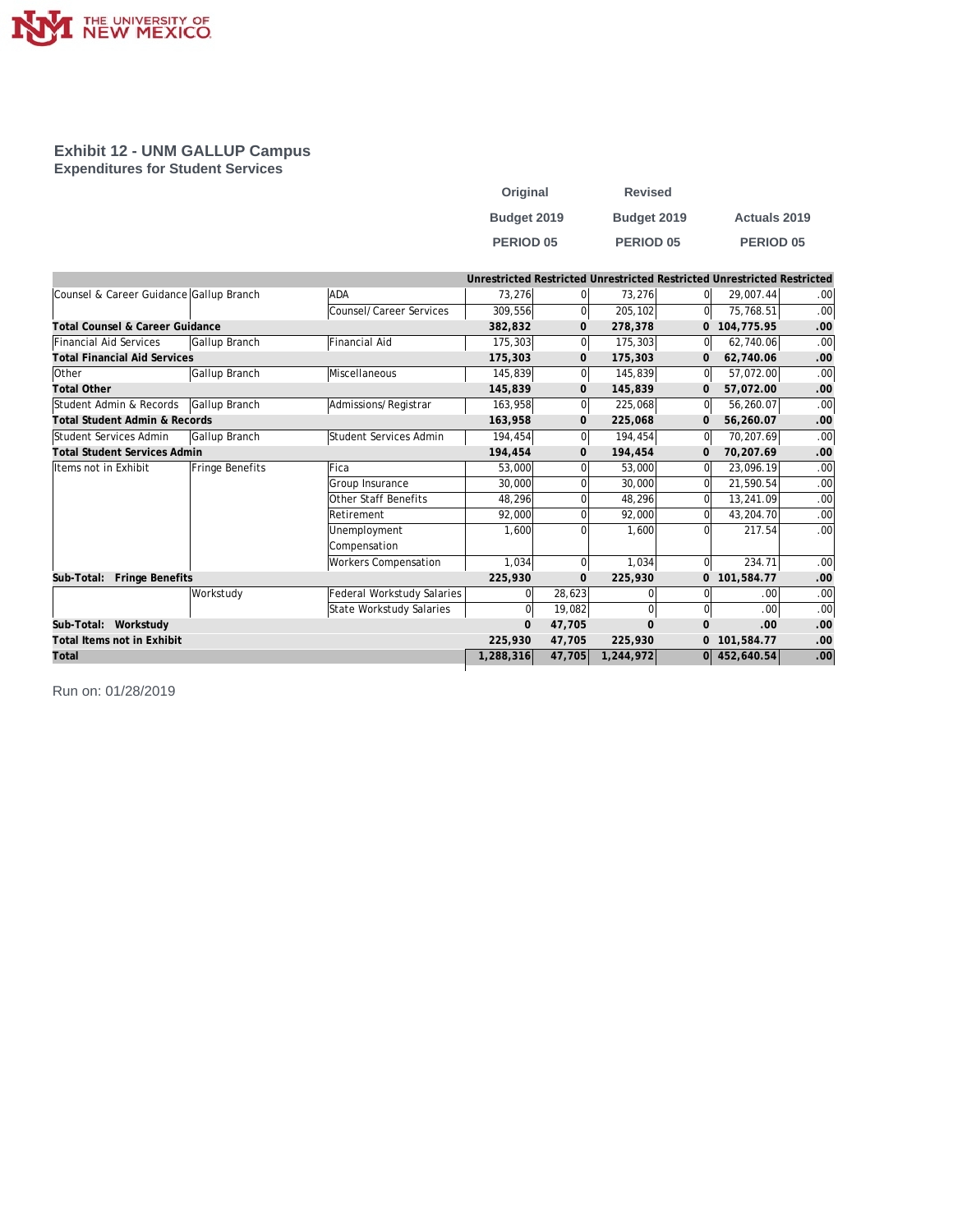## Exhibit 12 - UNM GALLUP Campus

### Expenditures for Student Services

| | | | Original Budget 2019 PERIOD 05 | | Revised Budget 2019 PERIOD 05 | | Actuals 2019 PERIOD 05 | |
|---|---|---|---|---|---|---|---|---|
| | | | Unrestricted | Restricted | Unrestricted | Restricted | Unrestricted | Restricted |
| Counsel & Career Guidance | Gallup Branch | ADA | 73,276 | 0 | 73,276 | 0 | 29,007.44 | .00 |
| | | Counsel/Career Services | 309,556 | 0 | 205,102 | 0 | 75,768.51 | .00 |
| **Total Counsel & Career Guidance** | | | **382,832** | **0** | **278,378** | **0** | **104,775.95** | **.00** |
| Financial Aid Services | Gallup Branch | Financial Aid | 175,303 | 0 | 175,303 | 0 | 62,740.06 | .00 |
| **Total Financial Aid Services** | | | **175,303** | **0** | **175,303** | **0** | **62,740.06** | **.00** |
| Other | Gallup Branch | Miscellaneous | 145,839 | 0 | 145,839 | 0 | 57,072.00 | .00 |
| **Total Other** | | | **145,839** | **0** | **145,839** | **0** | **57,072.00** | **.00** |
| Student Admin & Records | Gallup Branch | Admissions/Registrar | 163,958 | 0 | 225,068 | 0 | 56,260.07 | .00 |
| **Total Student Admin & Records** | | | **163,958** | **0** | **225,068** | **0** | **56,260.07** | **.00** |
| Student Services Admin | Gallup Branch | Student Services Admin | 194,454 | 0 | 194,454 | 0 | 70,207.69 | .00 |
| **Total Student Services Admin** | | | **194,454** | **0** | **194,454** | **0** | **70,207.69** | **.00** |
| Items not in Exhibit | Fringe Benefits | Fica | 53,000 | 0 | 53,000 | 0 | 23,096.19 | .00 |
| | | Group Insurance | 30,000 | 0 | 30,000 | 0 | 21,590.54 | .00 |
| | | Other Staff Benefits | 48,296 | 0 | 48,296 | 0 | 13,241.09 | .00 |
| | | Retirement | 92,000 | 0 | 92,000 | 0 | 43,204.70 | .00 |
| | | Unemployment Compensation | 1,600 | 0 | 1,600 | 0 | 217.54 | .00 |
| | | Workers Compensation | 1,034 | 0 | 1,034 | 0 | 234.71 | .00 |
| **Sub-Total: Fringe Benefits** | | | **225,930** | **0** | **225,930** | **0** | **101,584.77** | **.00** |
| | Workstudy | Federal Workstudy Salaries | 0 | 28,623 | 0 | 0 | .00 | .00 |
| | | State Workstudy Salaries | 0 | 19,082 | 0 | 0 | .00 | .00 |
| **Sub-Total: Workstudy** | | | **0** | **47,705** | **0** | **0** | **.00** | **.00** |
| **Total Items not in Exhibit** | | | **225,930** | **47,705** | **225,930** | **0** | **101,584.77** | **.00** |
| **Total** | | | **1,288,316** | **47,705** | **1,244,972** | **0** | **452,640.54** | **.00** |

Run on: 01/28/2019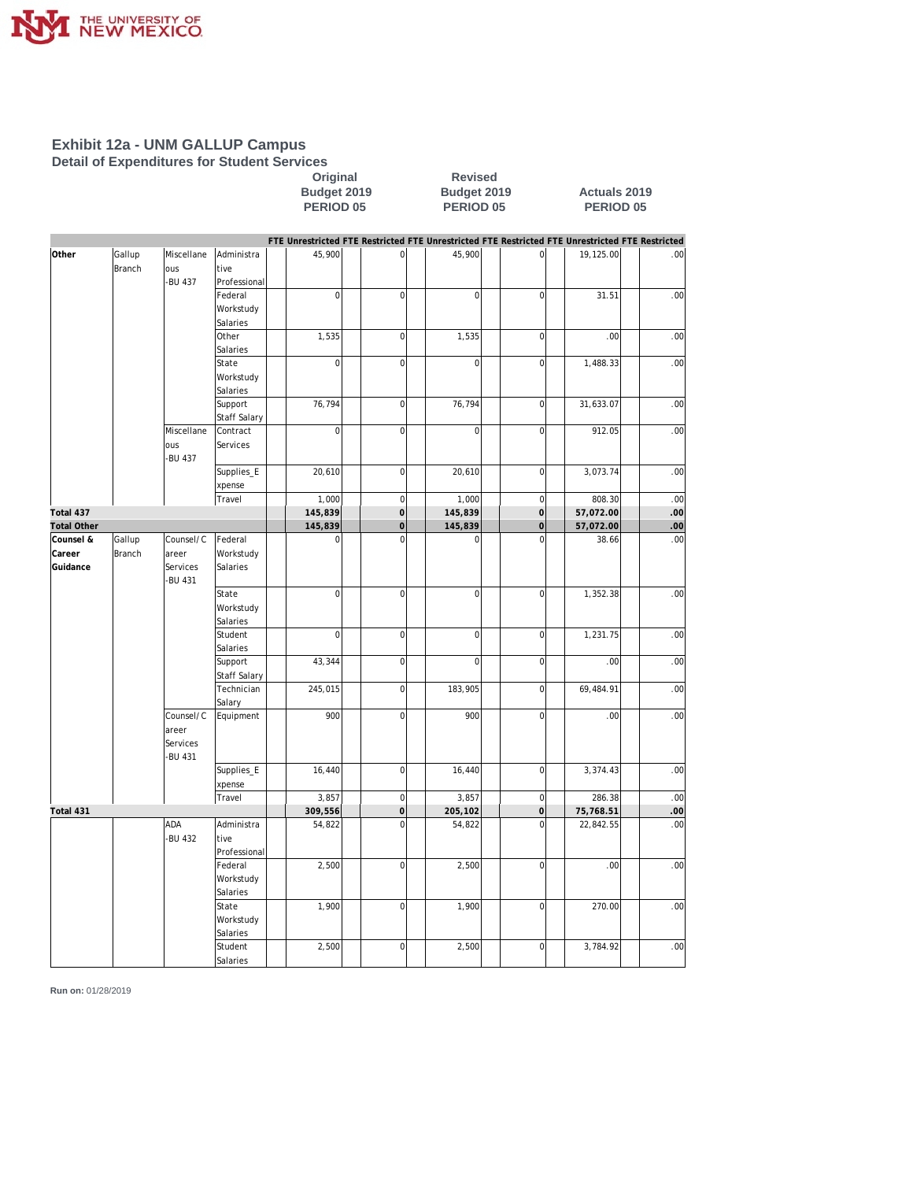# Exhibit 12a - UNM GALLUP Campus

## Detail of Expenditures for Student Services

| | | | | Original Budget 2019 PERIOD 05 | | | | Revised Budget 2019 PERIOD 05 | | | | Actuals 2019 PERIOD 05 | | | |
|---|---|---|---|---|---|---|---|---|---|---|---|---|---|---|---|
| Other | | | | FTE | Unrestricted | FTE | Restricted | FTE | Unrestricted | FTE | Restricted | FTE | Unrestricted | FTE | Restricted |
| Other | Gallup Branch | Miscellaneous -BU 437 | Administrative Professional | | 45,900 | | 0 | | 45,900 | | 0 | | 19,125.00 | | .00 |
| | | | Federal Workstudy Salaries | | 0 | | 0 | | 0 | | 0 | | 31.51 | | .00 |
| | | | Other Salaries | | 1,535 | | 0 | | 1,535 | | 0 | | .00 | | .00 |
| | | | State Workstudy Salaries | | 0 | | 0 | | 0 | | 0 | | 1,488.33 | | .00 |
| | | | Support Staff Salary | | 76,794 | | 0 | | 76,794 | | 0 | | 31,633.07 | | .00 |
| | | Miscellaneous -BU 437 | Contract Services | | 0 | | 0 | | 0 | | 0 | | 912.05 | | .00 |
| | | | Supplies_Expense | | 20,610 | | 0 | | 20,610 | | 0 | | 3,073.74 | | .00 |
| | | | Travel | | 1,000 | | 0 | | 1,000 | | 0 | | 808.30 | | .00 |
| **Total 437** | | | | | **145,839** | | **0** | | **145,839** | | **0** | | **57,072.00** | | **.00** |
| **Total Other** | | | | | **145,839** | | **0** | | **145,839** | | **0** | | **57,072.00** | | **.00** |
| **Counsel & Career Guidance** | Gallup Branch | Counsel/Career Services -BU 431 | Federal Workstudy Salaries | | 0 | | 0 | | 0 | | 0 | | 38.66 | | .00 |
| | | | State Workstudy Salaries | | 0 | | 0 | | 0 | | 0 | | 1,352.38 | | .00 |
| | | | Student Salaries | | 0 | | 0 | | 0 | | 0 | | 1,231.75 | | .00 |
| | | | Support Staff Salary | | 43,344 | | 0 | | 0 | | 0 | | .00 | | .00 |
| | | | Technician Salary | | 245,015 | | 0 | | 183,905 | | 0 | | 69,484.91 | | .00 |
| | | Counsel/Career Services -BU 431 | Equipment | | 900 | | 0 | | 900 | | 0 | | .00 | | .00 |
| | | | Supplies_Expense | | 16,440 | | 0 | | 16,440 | | 0 | | 3,374.43 | | .00 |
| | | | Travel | | 3,857 | | 0 | | 3,857 | | 0 | | 286.38 | | .00 |
| **Total 431** | | | | | **309,556** | | **0** | | **205,102** | | **0** | | **75,768.51** | | **.00** |
| | | ADA -BU 432 | Administrative Professional | | 54,822 | | 0 | | 54,822 | | 0 | | 22,842.55 | | .00 |
| | | | Federal Workstudy Salaries | | 2,500 | | 0 | | 2,500 | | 0 | | .00 | | .00 |
| | | | State Workstudy Salaries | | 1,900 | | 0 | | 1,900 | | 0 | | 270.00 | | .00 |
| | | | Student Salaries | | 2,500 | | 0 | | 2,500 | | 0 | | 3,784.92 | | .00 |

**Run on:** 01/28/2019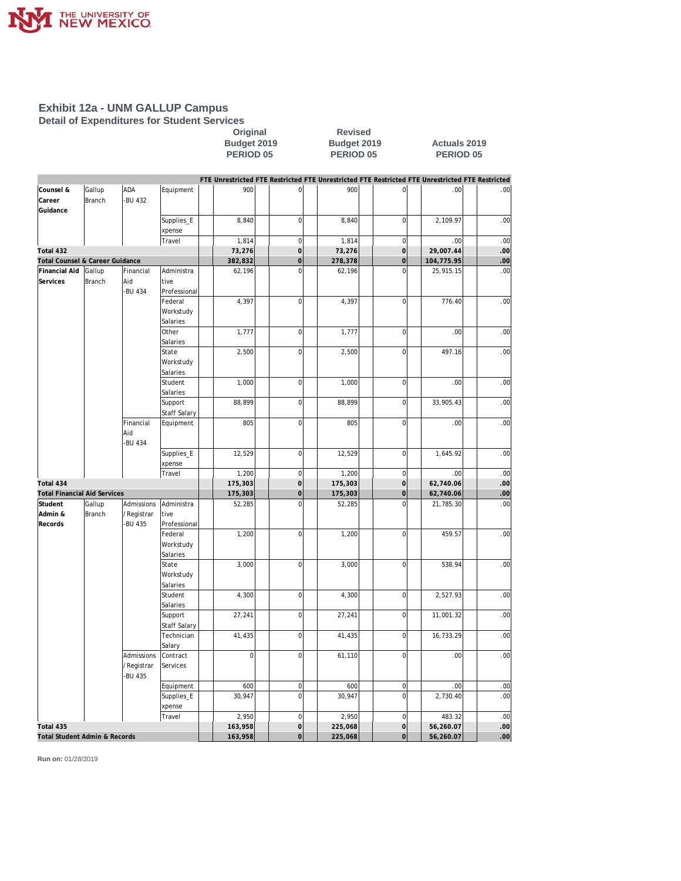THE UNIVERSITY OF NEW MEXICO

## Exhibit 12a - UNM GALLUP Campus

### Detail of Expenditures for Student Services

| | | | | Original Budget 2019 PERIOD 05 | | | | Revised Budget 2019 PERIOD 05 | | | | Actuals 2019 PERIOD 05 | | | |
|---|---|---|---|---|---|---|---|---|---|---|---|---|---|---|---|
| | | | | FTE | Unrestricted | FTE | Restricted | FTE | Unrestricted | FTE | Restricted | FTE | Unrestricted | FTE | Restricted |
| Counsel & Career Guidance | Gallup Branch | ADA -BU 432 | Equipment | | 900 | | 0 | | 900 | | 0 | | .00 | | .00 |
| | | | Supplies_Expense | | 8,840 | | 0 | | 8,840 | | 0 | | 2,109.97 | | .00 |
| | | | Travel | | 1,814 | | 0 | | 1,814 | | 0 | | .00 | | .00 |
| **Total 432** | | | | | **73,276** | | **0** | | **73,276** | | **0** | | **29,007.44** | | **.00** |
| **Total Counsel & Career Guidance** | | | | | **382,832** | | **0** | | **278,378** | | **0** | | **104,775.95** | | **.00** |
| Financial Aid Services | Gallup Branch | Financial Aid -BU 434 | Administrative Professional | | 62,196 | | 0 | | 62,196 | | 0 | | 25,915.15 | | .00 |
| | | | Federal Workstudy Salaries | | 4,397 | | 0 | | 4,397 | | 0 | | 776.40 | | .00 |
| | | | Other Salaries | | 1,777 | | 0 | | 1,777 | | 0 | | .00 | | .00 |
| | | | State Workstudy Salaries | | 2,500 | | 0 | | 2,500 | | 0 | | 497.16 | | .00 |
| | | | Student Salaries | | 1,000 | | 0 | | 1,000 | | 0 | | .00 | | .00 |
| | | | Support Staff Salary | | 88,899 | | 0 | | 88,899 | | 0 | | 33,905.43 | | .00 |
| | | Financial Aid -BU 434 | Equipment | | 805 | | 0 | | 805 | | 0 | | .00 | | .00 |
| | | | Supplies_Expense | | 12,529 | | 0 | | 12,529 | | 0 | | 1,645.92 | | .00 |
| | | | Travel | | 1,200 | | 0 | | 1,200 | | 0 | | .00 | | .00 |
| **Total 434** | | | | | **175,303** | | **0** | | **175,303** | | **0** | | **62,740.06** | | **.00** |
| **Total Financial Aid Services** | | | | | **175,303** | | **0** | | **175,303** | | **0** | | **62,740.06** | | **.00** |
| Student Admin & Records | Gallup Branch | Admissions / Registrar -BU 435 | Administrative Professional | | 52,285 | | 0 | | 52,285 | | 0 | | 21,785.30 | | .00 |
| | | | Federal Workstudy Salaries | | 1,200 | | 0 | | 1,200 | | 0 | | 459.57 | | .00 |
| | | | State Workstudy Salaries | | 3,000 | | 0 | | 3,000 | | 0 | | 538.94 | | .00 |
| | | | Student Salaries | | 4,300 | | 0 | | 4,300 | | 0 | | 2,527.93 | | .00 |
| | | | Support Staff Salary | | 27,241 | | 0 | | 27,241 | | 0 | | 11,001.32 | | .00 |
| | | | Technician Salary | | 41,435 | | 0 | | 41,435 | | 0 | | 16,733.29 | | .00 |
| | | Admissions / Registrar -BU 435 | Contract Services | | 0 | | 0 | | 61,110 | | 0 | | .00 | | .00 |
| | | | Equipment | | 600 | | 0 | | 600 | | 0 | | .00 | | .00 |
| | | | Supplies_Expense | | 30,947 | | 0 | | 30,947 | | 0 | | 2,730.40 | | .00 |
| | | | Travel | | 2,950 | | 0 | | 2,950 | | 0 | | 483.32 | | .00 |
| **Total 435** | | | | | **163,958** | | **0** | | **225,068** | | **0** | | **56,260.07** | | **.00** |
| **Total Student Admin & Records** | | | | | **163,958** | | **0** | | **225,068** | | **0** | | **56,260.07** | | **.00** |

**Run on:** 01/28/2019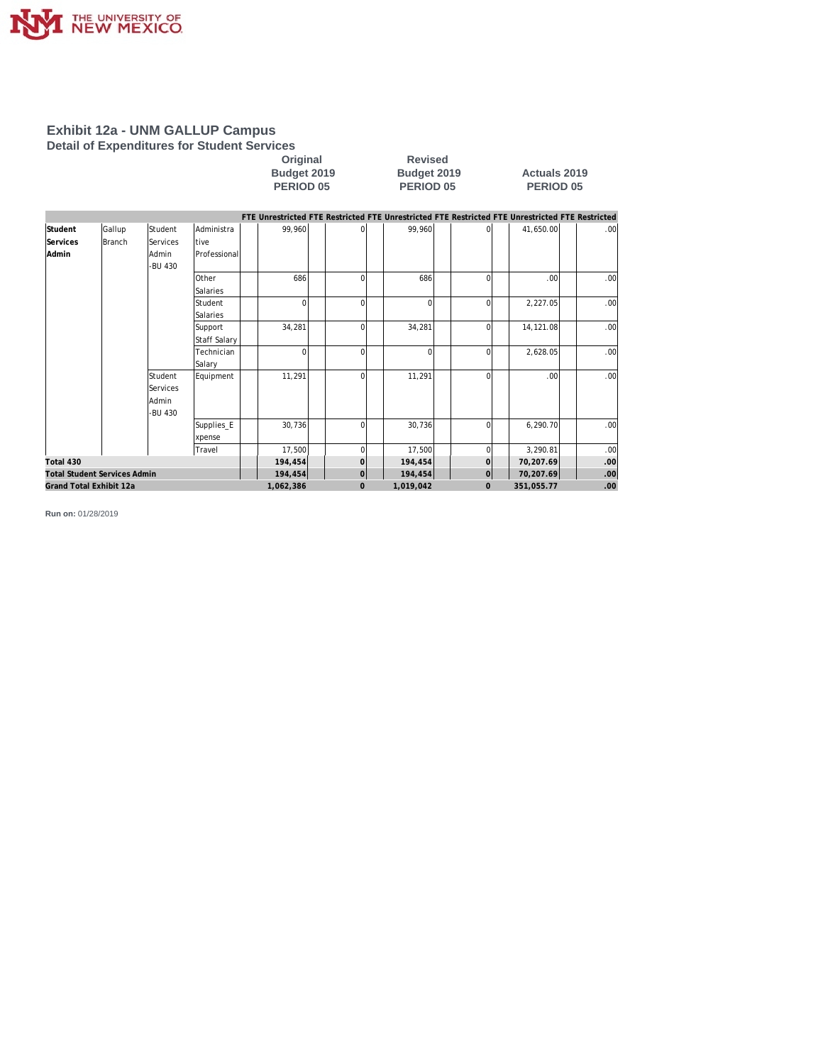## Exhibit 12a - UNM GALLUP Campus

### Detail of Expenditures for Student Services

| | | | | Original Budget 2019 PERIOD 05 | | | | Revised Budget 2019 PERIOD 05 | | | | Actuals 2019 PERIOD 05 | | | |
|---|---|---|---|---|---|---|---|---|---|---|---|---|---|---|---|
| | | | | FTE | Unrestricted | FTE | Restricted | FTE | Unrestricted | FTE | Restricted | FTE | Unrestricted | FTE | Restricted |
| **Student Services Admin** | Gallup Branch | Student Services Admin -BU 430 | Administrative Professional | | 99,960 | | 0 | | 99,960 | | 0 | | 41,650.00 | | .00 |
| | | | Other Salaries | | 686 | | 0 | | 686 | | 0 | | .00 | | .00 |
| | | | Student Salaries | | 0 | | 0 | | 0 | | 0 | | 2,227.05 | | .00 |
| | | | Support Staff Salary | | 34,281 | | 0 | | 34,281 | | 0 | | 14,121.08 | | .00 |
| | | | Technician Salary | | 0 | | 0 | | 0 | | 0 | | 2,628.05 | | .00 |
| | | Student Services Admin -BU 430 | Equipment | | 11,291 | | 0 | | 11,291 | | 0 | | .00 | | .00 |
| | | | Supplies_Expense | | 30,736 | | 0 | | 30,736 | | 0 | | 6,290.70 | | .00 |
| | | | Travel | | 17,500 | | 0 | | 17,500 | | 0 | | 3,290.81 | | .00 |
| **Total 430** | | | | | **194,454** | | **0** | | **194,454** | | **0** | | **70,207.69** | | **.00** |
| **Total Student Services Admin** | | | | | **194,454** | | **0** | | **194,454** | | **0** | | **70,207.69** | | **.00** |
| **Grand Total Exhibit 12a** | | | | | **1,062,386** | | **0** | | **1,019,042** | | **0** | | **351,055.77** | | **.00** |

**Run on:** 01/28/2019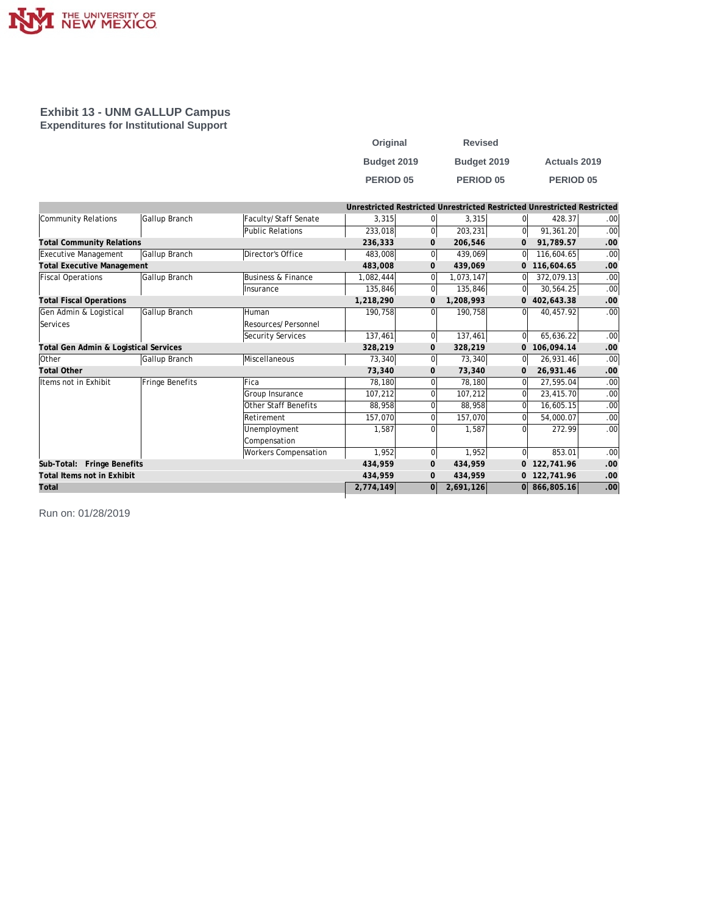# Exhibit 13 - UNM GALLUP Campus

## Expenditures for Institutional Support

| | | | Original Budget 2019 PERIOD 05 | | Revised Budget 2019 PERIOD 05 | | Actuals 2019 PERIOD 05 | |
|---|---|---|---|---|---|---|---|---|
| | | | Unrestricted | Restricted | Unrestricted | Restricted | Unrestricted | Restricted |
| Community Relations | Gallup Branch | Faculty/ Staff Senate | 3,315 | 0 | 3,315 | 0 | 428.37 | .00 |
| | | Public Relations | 233,018 | 0 | 203,231 | 0 | 91,361.20 | .00 |
| **Total Community Relations** | | | **236,333** | **0** | **206,546** | **0** | **91,789.57** | **.00** |
| Executive Management | Gallup Branch | Director's Office | 483,008 | 0 | 439,069 | 0 | 116,604.65 | .00 |
| **Total Executive Management** | | | **483,008** | **0** | **439,069** | **0** | **116,604.65** | **.00** |
| Fiscal Operations | Gallup Branch | Business & Finance | 1,082,444 | 0 | 1,073,147 | 0 | 372,079.13 | .00 |
| | | Insurance | 135,846 | 0 | 135,846 | 0 | 30,564.25 | .00 |
| **Total Fiscal Operations** | | | **1,218,290** | **0** | **1,208,993** | **0** | **402,643.38** | **.00** |
| Gen Admin & Logistical Services | Gallup Branch | Human Resources/ Personnel | 190,758 | 0 | 190,758 | 0 | 40,457.92 | .00 |
| | | Security Services | 137,461 | 0 | 137,461 | 0 | 65,636.22 | .00 |
| **Total Gen Admin & Logistical Services** | | | **328,219** | **0** | **328,219** | **0** | **106,094.14** | **.00** |
| Other | Gallup Branch | Miscellaneous | 73,340 | 0 | 73,340 | 0 | 26,931.46 | .00 |
| **Total Other** | | | **73,340** | **0** | **73,340** | **0** | **26,931.46** | **.00** |
| Items not in Exhibit | Fringe Benefits | Fica | 78,180 | 0 | 78,180 | 0 | 27,595.04 | .00 |
| | | Group Insurance | 107,212 | 0 | 107,212 | 0 | 23,415.70 | .00 |
| | | Other Staff Benefits | 88,958 | 0 | 88,958 | 0 | 16,605.15 | .00 |
| | | Retirement | 157,070 | 0 | 157,070 | 0 | 54,000.07 | .00 |
| | | Unemployment Compensation | 1,587 | 0 | 1,587 | 0 | 272.99 | .00 |
| | | Workers Compensation | 1,952 | 0 | 1,952 | 0 | 853.01 | .00 |
| **Sub-Total: Fringe Benefits** | | | **434,959** | **0** | **434,959** | **0** | **122,741.96** | **.00** |
| **Total Items not in Exhibit** | | | **434,959** | **0** | **434,959** | **0** | **122,741.96** | **.00** |
| **Total** | | | **2,774,149** | **0** | **2,691,126** | **0** | **866,805.16** | **.00** |

Run on: 01/28/2019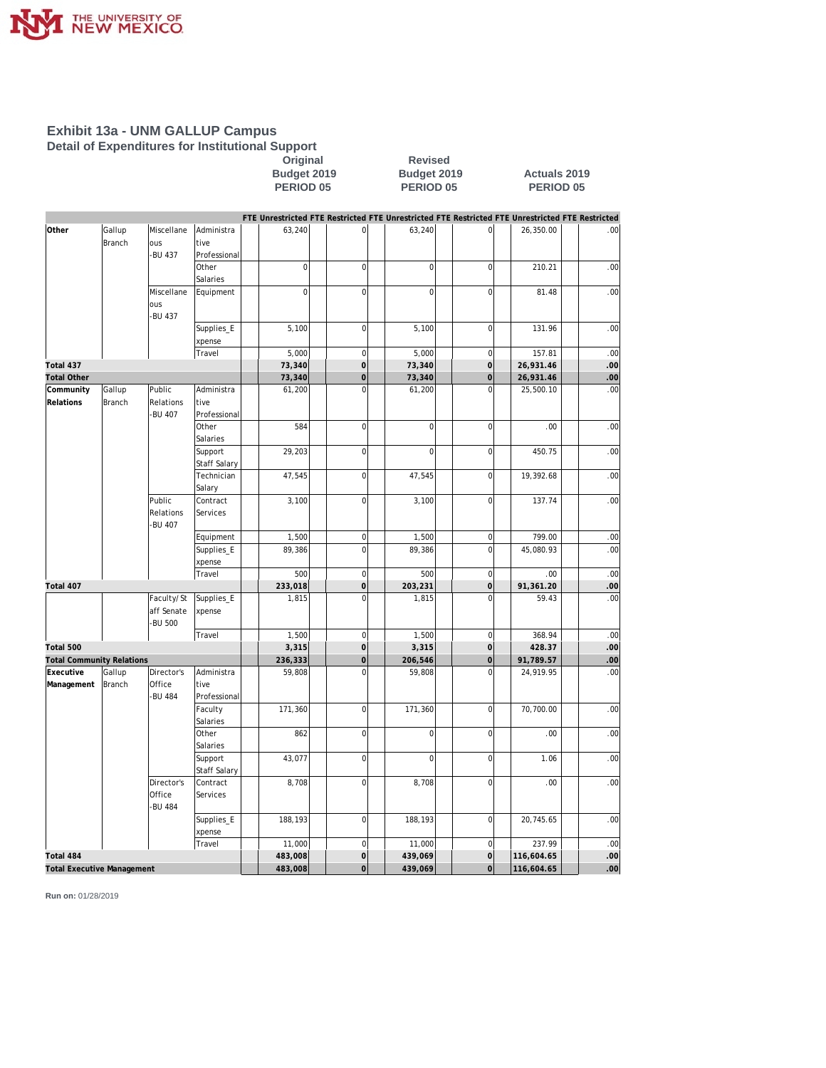# Exhibit 13a - UNM GALLUP Campus

## Detail of Expenditures for Institutional Support

| | | | | Original Budget 2019 PERIOD 05 | | | | Revised Budget 2019 PERIOD 05 | | | | Actuals 2019 PERIOD 05 | | | |
|---|---|---|---|---|---|---|---|---|---|---|---|---|---|---|---|
| | | | | FTE | Unrestricted | FTE | Restricted | FTE | Unrestricted | FTE | Restricted | FTE | Unrestricted | FTE | Restricted |
| **Other** | Gallup Branch | Miscellaneous -BU 437 | Administrative Professional | | 63,240 | | 0 | | 63,240 | | 0 | | 26,350.00 | | .00 |
| | | | Other Salaries | | 0 | | 0 | | 0 | | 0 | | 210.21 | | .00 |
| | | Miscellaneous -BU 437 | Equipment | | 0 | | 0 | | 0 | | 0 | | 81.48 | | .00 |
| | | | Supplies_Expense | | 5,100 | | 0 | | 5,100 | | 0 | | 131.96 | | .00 |
| | | | Travel | | 5,000 | | 0 | | 5,000 | | 0 | | 157.81 | | .00 |
| **Total 437** | | | | | **73,340** | | **0** | | **73,340** | | **0** | | **26,931.46** | | **.00** |
| **Total Other** | | | | | **73,340** | | **0** | | **73,340** | | **0** | | **26,931.46** | | **.00** |
| **Community Relations** | Gallup Branch | Public Relations -BU 407 | Administrative Professional | | 61,200 | | 0 | | 61,200 | | 0 | | 25,500.10 | | .00 |
| | | | Other Salaries | | 584 | | 0 | | 0 | | 0 | | .00 | | .00 |
| | | | Support Staff Salary | | 29,203 | | 0 | | 0 | | 0 | | 450.75 | | .00 |
| | | | Technician Salary | | 47,545 | | 0 | | 47,545 | | 0 | | 19,392.68 | | .00 |
| | | Public Relations -BU 407 | Contract Services | | 3,100 | | 0 | | 3,100 | | 0 | | 137.74 | | .00 |
| | | | Equipment | | 1,500 | | 0 | | 1,500 | | 0 | | 799.00 | | .00 |
| | | | Supplies_Expense | | 89,386 | | 0 | | 89,386 | | 0 | | 45,080.93 | | .00 |
| | | | Travel | | 500 | | 0 | | 500 | | 0 | | .00 | | .00 |
| **Total 407** | | | | | **233,018** | | **0** | | **203,231** | | **0** | | **91,361.20** | | **.00** |
| | | Faculty/Staff Senate -BU 500 | Supplies_Expense | | 1,815 | | 0 | | 1,815 | | 0 | | 59.43 | | .00 |
| | | | Travel | | 1,500 | | 0 | | 1,500 | | 0 | | 368.94 | | .00 |
| **Total 500** | | | | | **3,315** | | **0** | | **3,315** | | **0** | | **428.37** | | **.00** |
| **Total Community Relations** | | | | | **236,333** | | **0** | | **206,546** | | **0** | | **91,789.57** | | **.00** |
| **Executive Management** | Gallup Branch | Director's Office -BU 484 | Administrative Professional | | 59,808 | | 0 | | 59,808 | | 0 | | 24,919.95 | | .00 |
| | | | Faculty Salaries | | 171,360 | | 0 | | 171,360 | | 0 | | 70,700.00 | | .00 |
| | | | Other Salaries | | 862 | | 0 | | 0 | | 0 | | .00 | | .00 |
| | | | Support Staff Salary | | 43,077 | | 0 | | 0 | | 0 | | 1.06 | | .00 |
| | | Director's Office -BU 484 | Contract Services | | 8,708 | | 0 | | 8,708 | | 0 | | .00 | | .00 |
| | | | Supplies_Expense | | 188,193 | | 0 | | 188,193 | | 0 | | 20,745.65 | | .00 |
| | | | Travel | | 11,000 | | 0 | | 11,000 | | 0 | | 237.99 | | .00 |
| **Total 484** | | | | | **483,008** | | **0** | | **439,069** | | **0** | | **116,604.65** | | **.00** |
| **Total Executive Management** | | | | | **483,008** | | **0** | | **439,069** | | **0** | | **116,604.65** | | **.00** |

**Run on:** 01/28/2019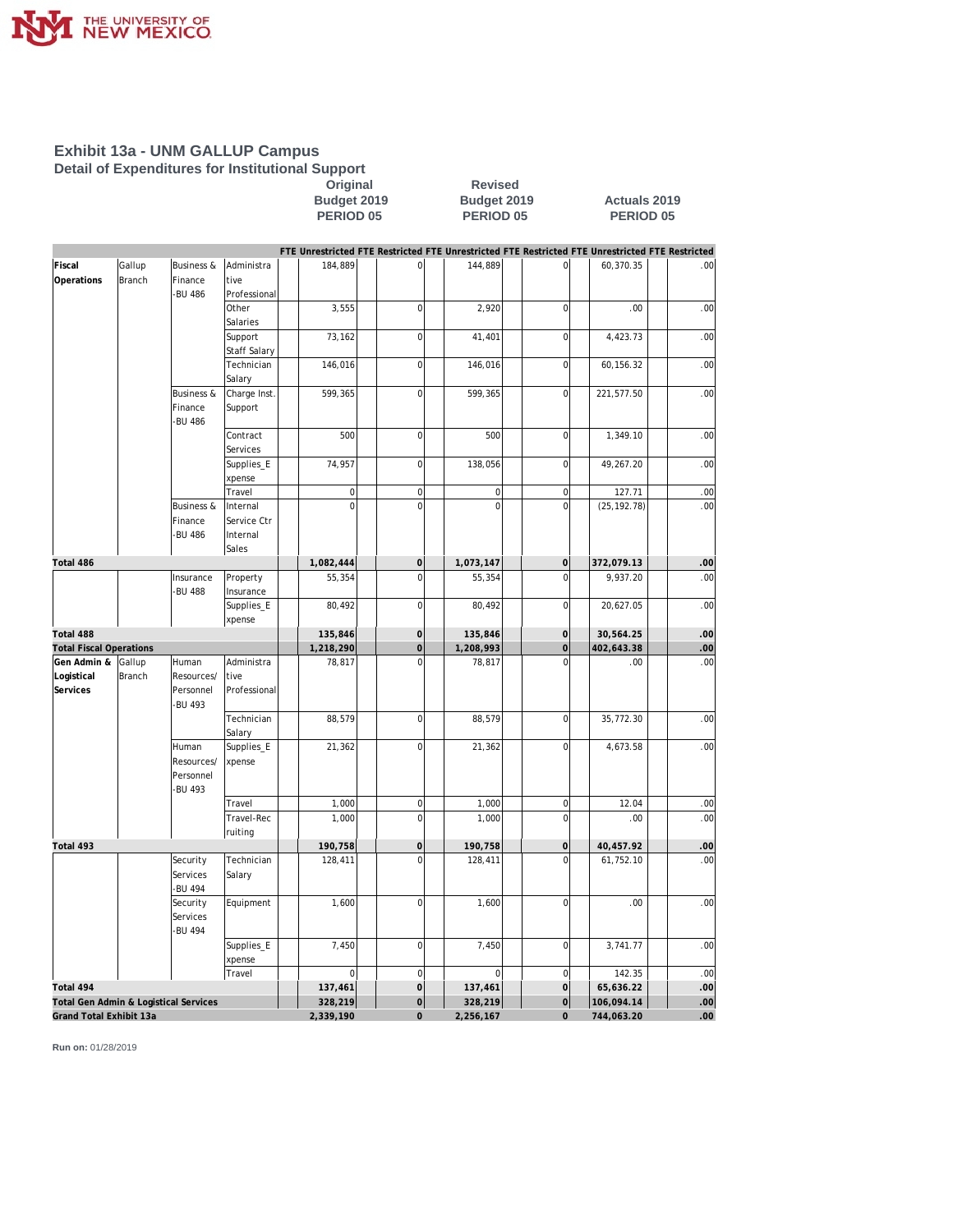# Exhibit 13a - UNM GALLUP Campus

## Detail of Expenditures for Institutional Support

| | | | | Original Budget 2019 PERIOD 05 | | | | Revised Budget 2019 PERIOD 05 | | | | Actuals 2019 PERIOD 05 | | | |
|---|---|---|---|---|---|---|---|---|---|---|---|---|---|---|---|
| | | | | FTE | Unrestricted | FTE | Restricted | FTE | Unrestricted | FTE | Restricted | FTE | Unrestricted | FTE | Restricted |
| Fiscal Operations | Gallup Branch | Business & Finance -BU 486 | Administrative Professional | | 184,889 | | 0 | | 144,889 | | 0 | | 60,370.35 | | .00 |
| | | | Other Salaries | | 3,555 | | 0 | | 2,920 | | 0 | | .00 | | .00 |
| | | | Support Staff Salary | | 73,162 | | 0 | | 41,401 | | 0 | | 4,423.73 | | .00 |
| | | | Technician Salary | | 146,016 | | 0 | | 146,016 | | 0 | | 60,156.32 | | .00 |
| | | Business & Finance -BU 486 | Charge Inst. Support | | 599,365 | | 0 | | 599,365 | | 0 | | 221,577.50 | | .00 |
| | | | Contract Services | | 500 | | 0 | | 500 | | 0 | | 1,349.10 | | .00 |
| | | | Supplies_Expense | | 74,957 | | 0 | | 138,056 | | 0 | | 49,267.20 | | .00 |
| | | | Travel | | 0 | | 0 | | 0 | | 0 | | 127.71 | | .00 |
| | | Business & Finance -BU 486 | Internal Service Ctr Internal Sales | | 0 | | 0 | | 0 | | 0 | | (25,192.78) | | .00 |
| **Total 486** | | | | | **1,082,444** | | **0** | | **1,073,147** | | **0** | | **372,079.13** | | **.00** |
| | | Insurance -BU 488 | Property Insurance | | 55,354 | | 0 | | 55,354 | | 0 | | 9,937.20 | | .00 |
| | | | Supplies_Expense | | 80,492 | | 0 | | 80,492 | | 0 | | 20,627.05 | | .00 |
| **Total 488** | | | | | **135,846** | | **0** | | **135,846** | | **0** | | **30,564.25** | | **.00** |
| **Total Fiscal Operations** | | | | | **1,218,290** | | **0** | | **1,208,993** | | **0** | | **402,643.38** | | **.00** |
| Gen Admin & Logistical Services | Gallup Branch | Human Resources/ Personnel -BU 493 | Administrative Professional | | 78,817 | | 0 | | 78,817 | | 0 | | .00 | | .00 |
| | | | Technician Salary | | 88,579 | | 0 | | 88,579 | | 0 | | 35,772.30 | | .00 |
| | | Human Resources/ Personnel -BU 493 | Supplies_Expense | | 21,362 | | 0 | | 21,362 | | 0 | | 4,673.58 | | .00 |
| | | | Travel | | 1,000 | | 0 | | 1,000 | | 0 | | 12.04 | | .00 |
| | | | Travel-Recruiting | | 1,000 | | 0 | | 1,000 | | 0 | | .00 | | .00 |
| **Total 493** | | | | | **190,758** | | **0** | | **190,758** | | **0** | | **40,457.92** | | **.00** |
| | | Security Services -BU 494 | Technician Salary | | 128,411 | | 0 | | 128,411 | | 0 | | 61,752.10 | | .00 |
| | | Security Services -BU 494 | Equipment | | 1,600 | | 0 | | 1,600 | | 0 | | .00 | | .00 |
| | | | Supplies_Expense | | 7,450 | | 0 | | 7,450 | | 0 | | 3,741.77 | | .00 |
| | | | Travel | | 0 | | 0 | | 0 | | 0 | | 142.35 | | .00 |
| **Total 494** | | | | | **137,461** | | **0** | | **137,461** | | **0** | | **65,636.22** | | **.00** |
| **Total Gen Admin & Logistical Services** | | | | | **328,219** | | **0** | | **328,219** | | **0** | | **106,094.14** | | **.00** |
| **Grand Total Exhibit 13a** | | | | | **2,339,190** | | **0** | | **2,256,167** | | **0** | | **744,063.20** | | **.00** |

**Run on:** 01/28/2019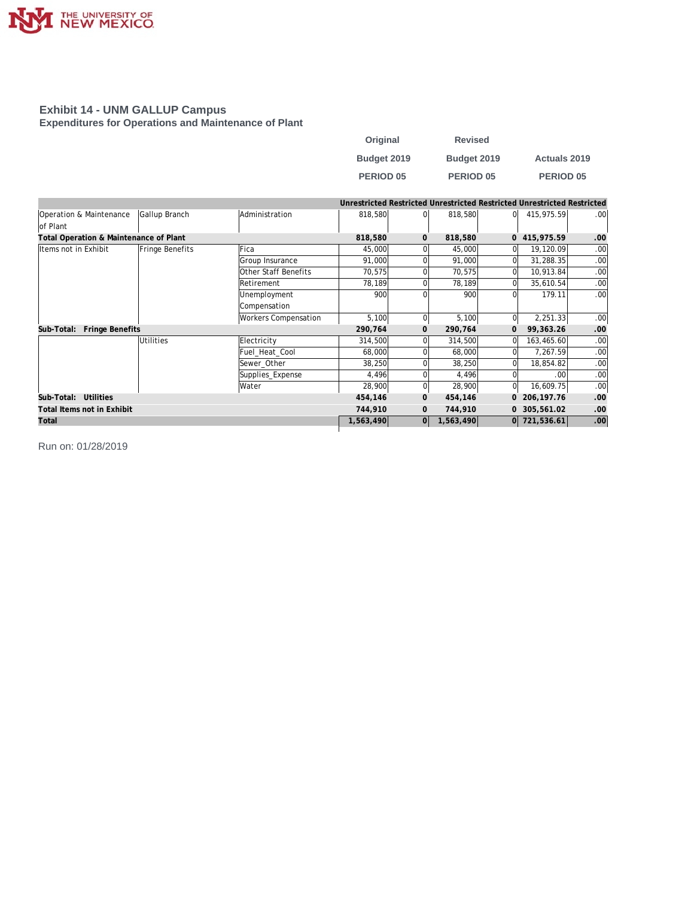# Exhibit 14 - UNM GALLUP Campus

## Expenditures for Operations and Maintenance of Plant

| | | | Original Budget 2019 PERIOD 05 | | Revised Budget 2019 PERIOD 05 | | Actuals 2019 PERIOD 05 | |
|---|---|---|---|---|---|---|---|---|
| | | | Unrestricted | Restricted | Unrestricted | Restricted | Unrestricted | Restricted |
| Operation & Maintenance of Plant | Gallup Branch | Administration | 818,580 | 0 | 818,580 | 0 | 415,975.59 | .00 |
| **Total Operation & Maintenance of Plant** | | | **818,580** | **0** | **818,580** | **0** | **415,975.59** | **.00** |
| Items not in Exhibit | Fringe Benefits | Fica | 45,000 | 0 | 45,000 | 0 | 19,120.09 | .00 |
| | | Group Insurance | 91,000 | 0 | 91,000 | 0 | 31,288.35 | .00 |
| | | Other Staff Benefits | 70,575 | 0 | 70,575 | 0 | 10,913.84 | .00 |
| | | Retirement | 78,189 | 0 | 78,189 | 0 | 35,610.54 | .00 |
| | | Unemployment Compensation | 900 | 0 | 900 | 0 | 179.11 | .00 |
| | | Workers Compensation | 5,100 | 0 | 5,100 | 0 | 2,251.33 | .00 |
| **Sub-Total: Fringe Benefits** | | | **290,764** | **0** | **290,764** | **0** | **99,363.26** | **.00** |
| | Utilities | Electricity | 314,500 | 0 | 314,500 | 0 | 163,465.60 | .00 |
| | | Fuel_Heat_Cool | 68,000 | 0 | 68,000 | 0 | 7,267.59 | .00 |
| | | Sewer_Other | 38,250 | 0 | 38,250 | 0 | 18,854.82 | .00 |
| | | Supplies_Expense | 4,496 | 0 | 4,496 | 0 | .00 | .00 |
| | | Water | 28,900 | 0 | 28,900 | 0 | 16,609.75 | .00 |
| **Sub-Total: Utilities** | | | **454,146** | **0** | **454,146** | **0** | **206,197.76** | **.00** |
| **Total Items not in Exhibit** | | | **744,910** | **0** | **744,910** | **0** | **305,561.02** | **.00** |
| **Total** | | | **1,563,490** | **0** | **1,563,490** | **0** | **721,536.61** | **.00** |

Run on: 01/28/2019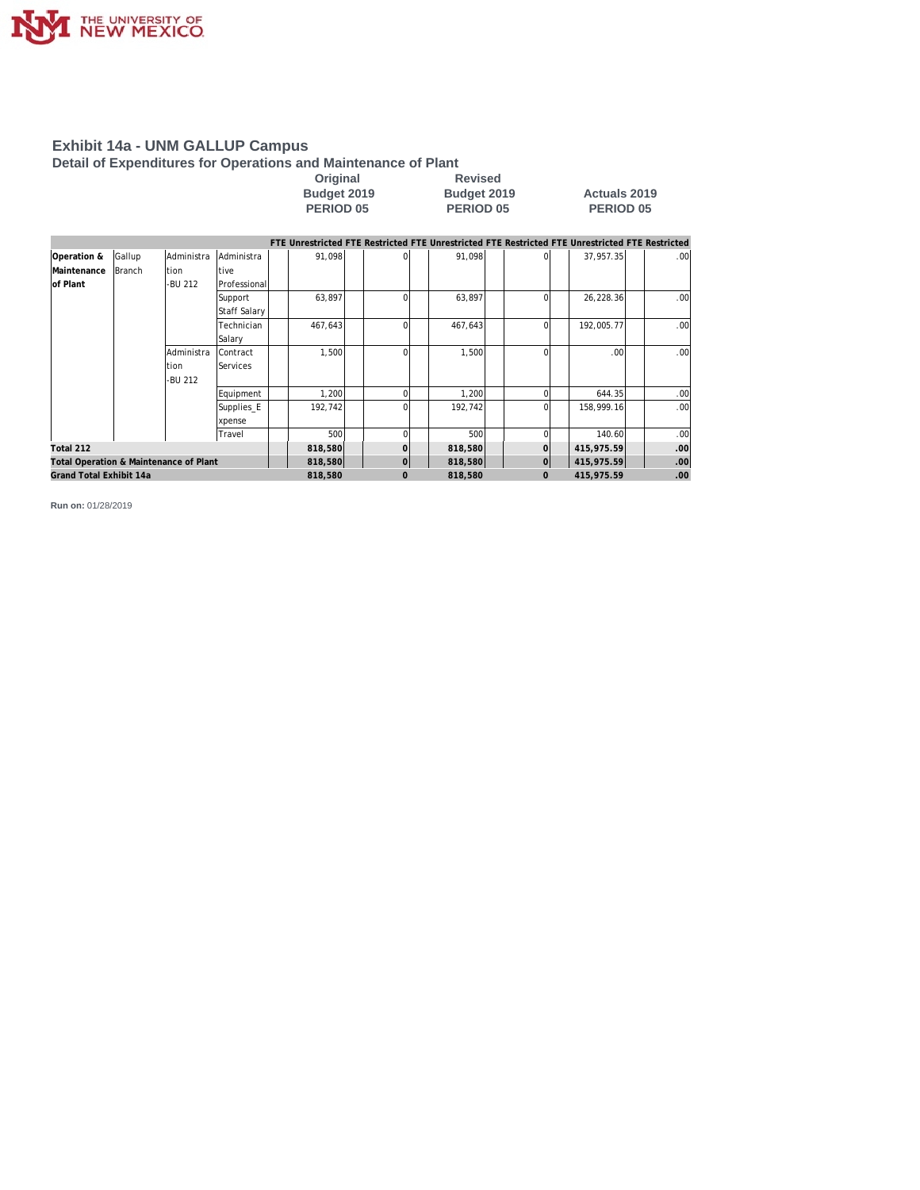# Exhibit 14a - UNM GALLUP Campus

## Detail of Expenditures for Operations and Maintenance of Plant

| | | | | Original Budget 2019 PERIOD 05 | | | | Revised Budget 2019 PERIOD 05 | | | | Actuals 2019 PERIOD 05 | | | |
|---|---|---|---|---|---|---|---|---|---|---|---|---|---|---|---|
| | | | | FTE | Unrestricted | FTE | Restricted | FTE | Unrestricted | FTE | Restricted | FTE | Unrestricted | FTE | Restricted |
| Operation & Maintenance of Plant | Gallup Branch | Administration-BU 212 | Administrative Professional | | 91,098 | | 0 | | 91,098 | | 0 | | 37,957.35 | | .00 |
| | | | Support Staff Salary | | 63,897 | | 0 | | 63,897 | | 0 | | 26,228.36 | | .00 |
| | | | Technician Salary | | 467,643 | | 0 | | 467,643 | | 0 | | 192,005.77 | | .00 |
| | | Administration-BU 212 | Contract Services | | 1,500 | | 0 | | 1,500 | | 0 | | .00 | | .00 |
| | | | Equipment | | 1,200 | | 0 | | 1,200 | | 0 | | 644.35 | | .00 |
| | | | Supplies_Expense | | 192,742 | | 0 | | 192,742 | | 0 | | 158,999.16 | | .00 |
| | | | Travel | | 500 | | 0 | | 500 | | 0 | | 140.60 | | .00 |
| **Total 212** | | | | | **818,580** | | **0** | | **818,580** | | **0** | | **415,975.59** | | **.00** |
| **Total Operation & Maintenance of Plant** | | | | | **818,580** | | **0** | | **818,580** | | **0** | | **415,975.59** | | **.00** |
| **Grand Total Exhibit 14a** | | | | | **818,580** | | **0** | | **818,580** | | **0** | | **415,975.59** | | **.00** |

**Run on:** 01/28/2019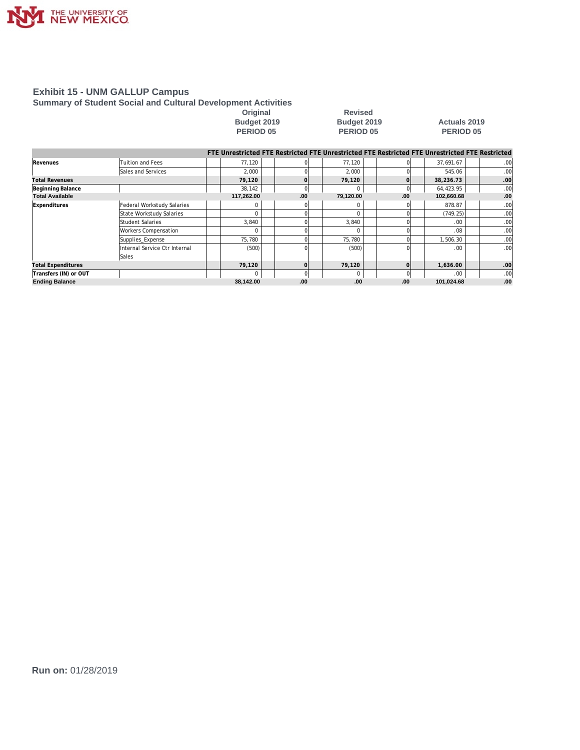## Exhibit 15 - UNM GALLUP Campus

### Summary of Student Social and Cultural Development Activities

| | | Original Budget 2019 PERIOD 05 | | Revised Budget 2019 PERIOD 05 | | Actuals 2019 PERIOD 05 | |
|---|---|---|---|---|---|---|---|
| | | FTE Unrestricted | FTE Restricted | FTE Unrestricted | FTE Restricted | FTE Unrestricted | FTE Restricted |
| **Revenues** | Tuition and Fees | 77,120 | 0 | 77,120 | 0 | 37,691.67 | .00 |
| | Sales and Services | 2,000 | 0 | 2,000 | 0 | 545.06 | .00 |
| **Total Revenues** | | **79,120** | **0** | **79,120** | **0** | **38,236.73** | **.00** |
| **Beginning Balance** | | 38,142 | 0 | 0 | 0 | 64,423.95 | .00 |
| **Total Available** | | **117,262.00** | **.00** | **79,120.00** | **.00** | **102,660.68** | **.00** |
| **Expenditures** | Federal Workstudy Salaries | 0 | 0 | 0 | 0 | 878.87 | .00 |
| | State Workstudy Salaries | 0 | 0 | 0 | 0 | (749.25) | .00 |
| | Student Salaries | 3,840 | 0 | 3,840 | 0 | .00 | .00 |
| | Workers Compensation | 0 | 0 | 0 | 0 | .08 | .00 |
| | Supplies_Expense | 75,780 | 0 | 75,780 | 0 | 1,506.30 | .00 |
| | Internal Service Ctr Internal Sales | (500) | 0 | (500) | 0 | .00 | .00 |
| **Total Expenditures** | | **79,120** | **0** | **79,120** | **0** | **1,636.00** | **.00** |
| **Transfers (IN) or OUT** | | 0 | 0 | 0 | 0 | .00 | .00 |
| **Ending Balance** | | **38,142.00** | **.00** | **.00** | **.00** | **101,024.68** | **.00** |

**Run on:** 01/28/2019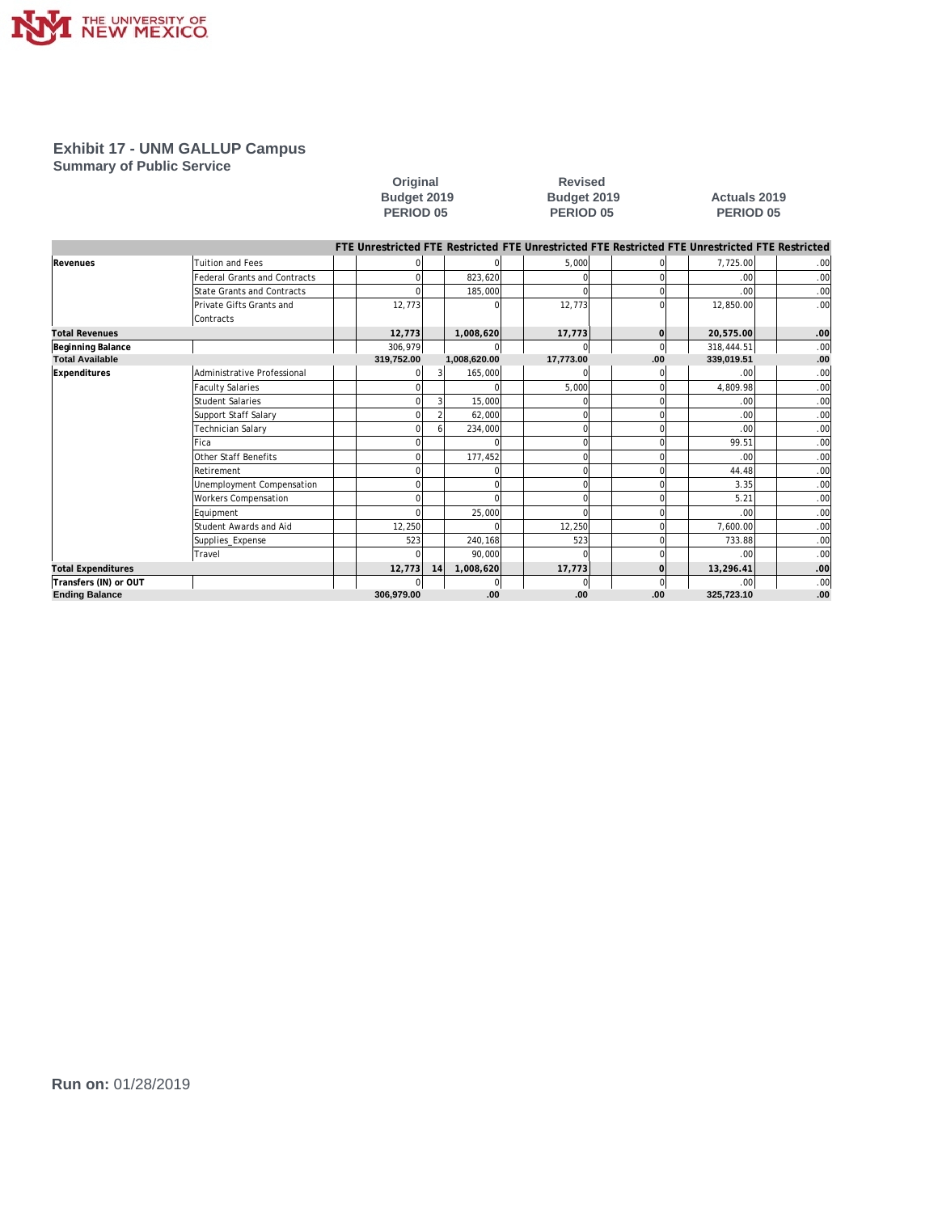# Exhibit 17 - UNM GALLUP Campus

## Summary of Public Service

| | | Original Budget 2019 PERIOD 05 | | | | Revised Budget 2019 PERIOD 05 | | | | Actuals 2019 PERIOD 05 | | | |
|---|---|---|---|---|---|---|---|---|---|---|---|---|---|
| | | FTE | Unrestricted | FTE | Restricted | FTE | Unrestricted | FTE | Restricted | FTE | Unrestricted | FTE | Restricted |
| Revenues | Tuition and Fees | | 0 | | 0 | | 5,000 | | 0 | | 7,725.00 | | .00 |
| | Federal Grants and Contracts | | 0 | | 823,620 | | 0 | | 0 | | .00 | | .00 |
| | State Grants and Contracts | | 0 | | 185,000 | | 0 | | 0 | | .00 | | .00 |
| | Private Gifts Grants and Contracts | | 12,773 | | 0 | | 12,773 | | 0 | | 12,850.00 | | .00 |
| **Total Revenues** | | | **12,773** | | **1,008,620** | | **17,773** | | **0** | | **20,575.00** | | **.00** |
| **Beginning Balance** | | | 306,979 | | 0 | | 0 | | 0 | | 318,444.51 | | .00 |
| **Total Available** | | | **319,752.00** | | **1,008,620.00** | | **17,773.00** | | **.00** | | **339,019.51** | | **.00** |
| Expenditures | Administrative Professional | | 0 | 3 | 165,000 | | 0 | | 0 | | .00 | | .00 |
| | Faculty Salaries | | 0 | | 0 | | 5,000 | | 0 | | 4,809.98 | | .00 |
| | Student Salaries | | 0 | 3 | 15,000 | | 0 | | 0 | | .00 | | .00 |
| | Support Staff Salary | | 0 | 2 | 62,000 | | 0 | | 0 | | .00 | | .00 |
| | Technician Salary | | 0 | 6 | 234,000 | | 0 | | 0 | | .00 | | .00 |
| | Fica | | 0 | | 0 | | 0 | | 0 | | 99.51 | | .00 |
| | Other Staff Benefits | | 0 | | 177,452 | | 0 | | 0 | | .00 | | .00 |
| | Retirement | | 0 | | 0 | | 0 | | 0 | | 44.48 | | .00 |
| | Unemployment Compensation | | 0 | | 0 | | 0 | | 0 | | 3.35 | | .00 |
| | Workers Compensation | | 0 | | 0 | | 0 | | 0 | | 5.21 | | .00 |
| | Equipment | | 0 | | 25,000 | | 0 | | 0 | | .00 | | .00 |
| | Student Awards and Aid | | 12,250 | | 0 | | 12,250 | | 0 | | 7,600.00 | | .00 |
| | Supplies_Expense | | 523 | | 240,168 | | 523 | | 0 | | 733.88 | | .00 |
| | Travel | | 0 | | 90,000 | | 0 | | 0 | | .00 | | .00 |
| **Total Expenditures** | | | **12,773** | **14** | **1,008,620** | | **17,773** | | **0** | | **13,296.41** | | **.00** |
| **Transfers (IN) or OUT** | | | 0 | | 0 | | 0 | | 0 | | .00 | | .00 |
| **Ending Balance** | | | **306,979.00** | | **.00** | | **.00** | | **.00** | | **325,723.10** | | **.00** |

**Run on:** 01/28/2019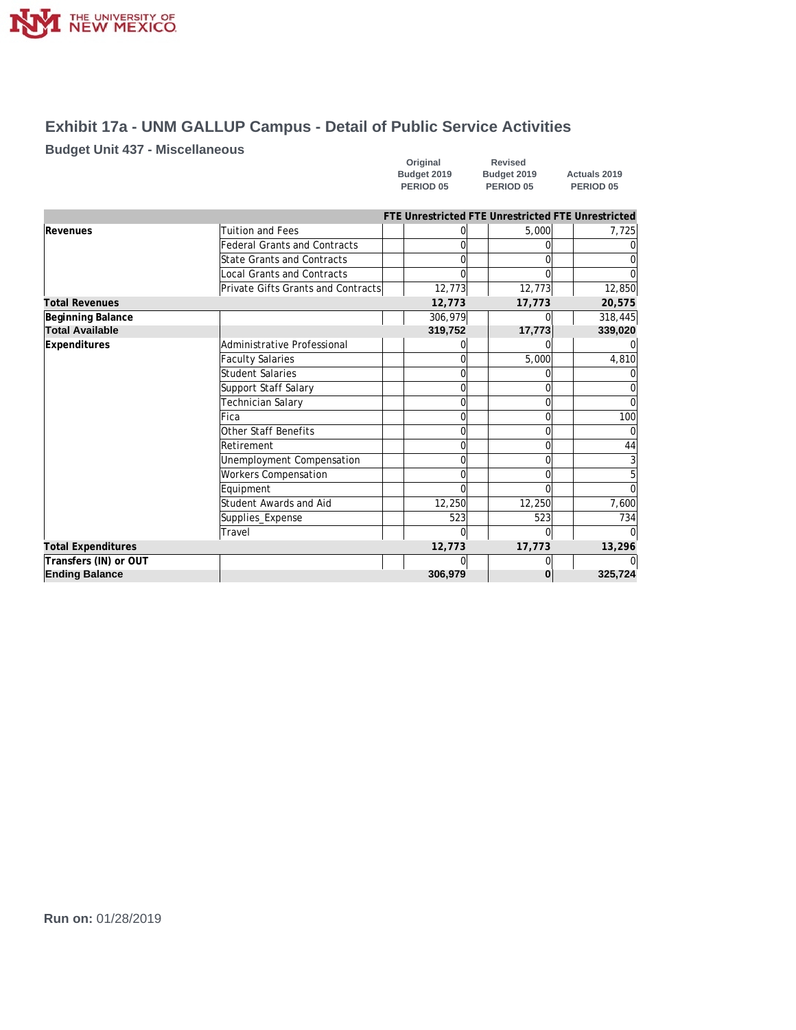# Exhibit 17a - UNM GALLUP Campus - Detail of Public Service Activities

## Budget Unit 437 - Miscellaneous

| | | Original Budget 2019 PERIOD 05 | | Revised Budget 2019 PERIOD 05 | | Actuals 2019 PERIOD 05 | |
|---|---|---|---|---|---|---|---|
| | | FTE | Unrestricted | FTE | Unrestricted | FTE | Unrestricted |
| **Revenues** | Tuition and Fees | | 0 | | 5,000 | | 7,725 |
| | Federal Grants and Contracts | | 0 | | 0 | | 0 |
| | State Grants and Contracts | | 0 | | 0 | | 0 |
| | Local Grants and Contracts | | 0 | | 0 | | 0 |
| | Private Gifts Grants and Contracts | | 12,773 | | 12,773 | | 12,850 |
| **Total Revenues** | | | **12,773** | | **17,773** | | **20,575** |
| **Beginning Balance** | | | 306,979 | | 0 | | 318,445 |
| **Total Available** | | | **319,752** | | **17,773** | | **339,020** |
| **Expenditures** | Administrative Professional | | 0 | | 0 | | 0 |
| | Faculty Salaries | | 0 | | 5,000 | | 4,810 |
| | Student Salaries | | 0 | | 0 | | 0 |
| | Support Staff Salary | | 0 | | 0 | | 0 |
| | Technician Salary | | 0 | | 0 | | 0 |
| | Fica | | 0 | | 0 | | 100 |
| | Other Staff Benefits | | 0 | | 0 | | 0 |
| | Retirement | | 0 | | 0 | | 44 |
| | Unemployment Compensation | | 0 | | 0 | | 3 |
| | Workers Compensation | | 0 | | 0 | | 5 |
| | Equipment | | 0 | | 0 | | 0 |
| | Student Awards and Aid | | 12,250 | | 12,250 | | 7,600 |
| | Supplies_Expense | | 523 | | 523 | | 734 |
| | Travel | | 0 | | 0 | | 0 |
| **Total Expenditures** | | | **12,773** | | **17,773** | | **13,296** |
| **Transfers (IN) or OUT** | | | 0 | | 0 | | 0 |
| **Ending Balance** | | | **306,979** | | **0** | | **325,724** |

**Run on:** 01/28/2019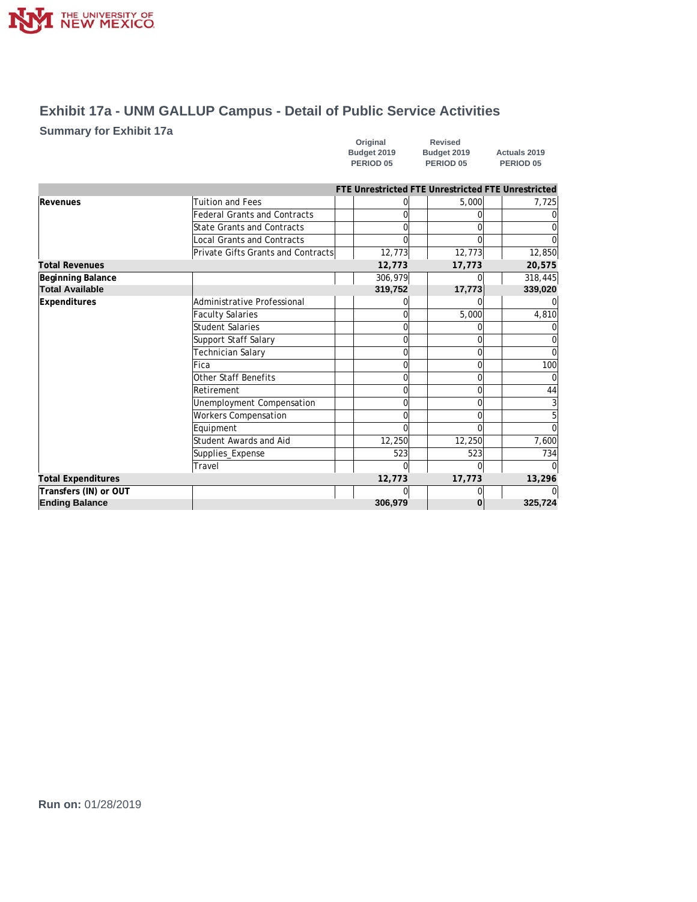# Exhibit 17a - UNM GALLUP Campus - Detail of Public Service Activities

## Summary for Exhibit 17a

| | | Original Budget 2019 PERIOD 05 | | Revised Budget 2019 PERIOD 05 | | Actuals 2019 PERIOD 05 | |
|---|---|---|---|---|---|---|---|
| | | FTE | Unrestricted | FTE | Unrestricted | FTE | Unrestricted |
| **Revenues** | Tuition and Fees | | 0 | | 5,000 | | 7,725 |
| | Federal Grants and Contracts | | 0 | | 0 | | 0 |
| | State Grants and Contracts | | 0 | | 0 | | 0 |
| | Local Grants and Contracts | | 0 | | 0 | | 0 |
| | Private Gifts Grants and Contracts | | 12,773 | | 12,773 | | 12,850 |
| **Total Revenues** | | | **12,773** | | **17,773** | | **20,575** |
| **Beginning Balance** | | | 306,979 | | 0 | | 318,445 |
| **Total Available** | | | **319,752** | | **17,773** | | **339,020** |
| **Expenditures** | Administrative Professional | | 0 | | 0 | | 0 |
| | Faculty Salaries | | 0 | | 5,000 | | 4,810 |
| | Student Salaries | | 0 | | 0 | | 0 |
| | Support Staff Salary | | 0 | | 0 | | 0 |
| | Technician Salary | | 0 | | 0 | | 0 |
| | Fica | | 0 | | 0 | | 100 |
| | Other Staff Benefits | | 0 | | 0 | | 0 |
| | Retirement | | 0 | | 0 | | 44 |
| | Unemployment Compensation | | 0 | | 0 | | 3 |
| | Workers Compensation | | 0 | | 0 | | 5 |
| | Equipment | | 0 | | 0 | | 0 |
| | Student Awards and Aid | | 12,250 | | 12,250 | | 7,600 |
| | Supplies_Expense | | 523 | | 523 | | 734 |
| | Travel | | 0 | | 0 | | 0 |
| **Total Expenditures** | | | **12,773** | | **17,773** | | **13,296** |
| **Transfers (IN) or OUT** | | | 0 | | 0 | | 0 |
| **Ending Balance** | | | **306,979** | | **0** | | **325,724** |

**Run on:** 01/28/2019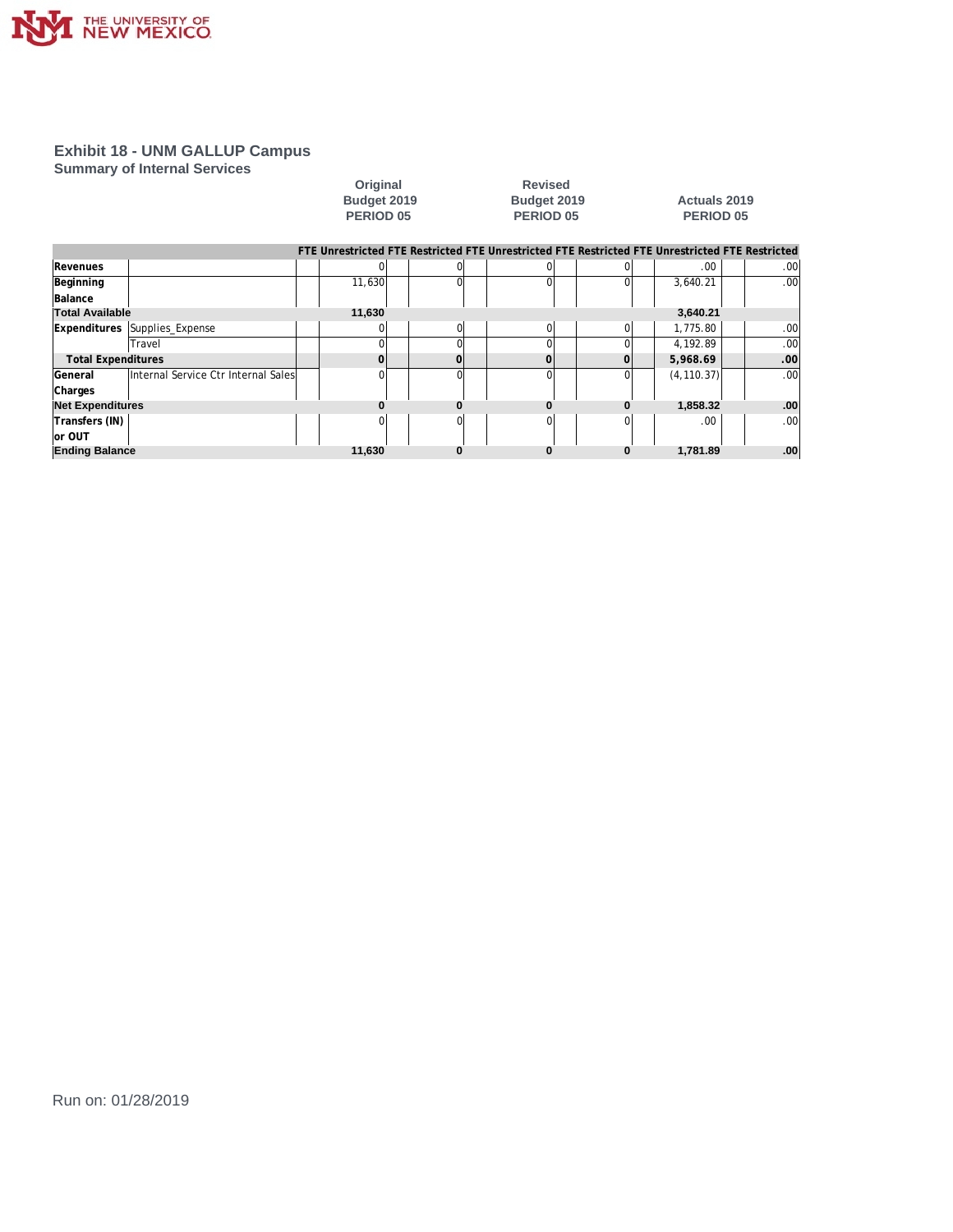# Exhibit 18 - UNM GALLUP Campus

## Summary of Internal Services

| | | Original Budget 2019 PERIOD 05 | | | | Revised Budget 2019 PERIOD 05 | | | | Actuals 2019 PERIOD 05 | | | |
|---|---|---|---|---|---|---|---|---|---|---|---|---|---|
| | | FTE | Unrestricted | FTE | Restricted | FTE | Unrestricted | FTE | Restricted | FTE | Unrestricted | FTE | Restricted |
| **Revenues** | | | 0 | | 0 | | 0 | | 0 | | .00 | | .00 |
| **Beginning Balance** | | | 11,630 | | 0 | | 0 | | 0 | | 3,640.21 | | .00 |
| **Total Available** | | | **11,630** | | | | | | | | **3,640.21** | | |
| **Expenditures** | Supplies_Expense | | 0 | | 0 | | 0 | | 0 | | 1,775.80 | | .00 |
| | Travel | | 0 | | 0 | | 0 | | 0 | | 4,192.89 | | .00 |
| **Total Expenditures** | | | **0** | | **0** | | **0** | | **0** | | **5,968.69** | | **.00** |
| **General Charges** | Internal Service Ctr Internal Sales | | 0 | | 0 | | 0 | | 0 | | (4,110.37) | | .00 |
| **Net Expenditures** | | | **0** | | **0** | | **0** | | **0** | | **1,858.32** | | **.00** |
| **Transfers (IN) or OUT** | | | 0 | | 0 | | 0 | | 0 | | .00 | | .00 |
| **Ending Balance** | | | **11,630** | | **0** | | **0** | | **0** | | **1,781.89** | | **.00** |

Run on: 01/28/2019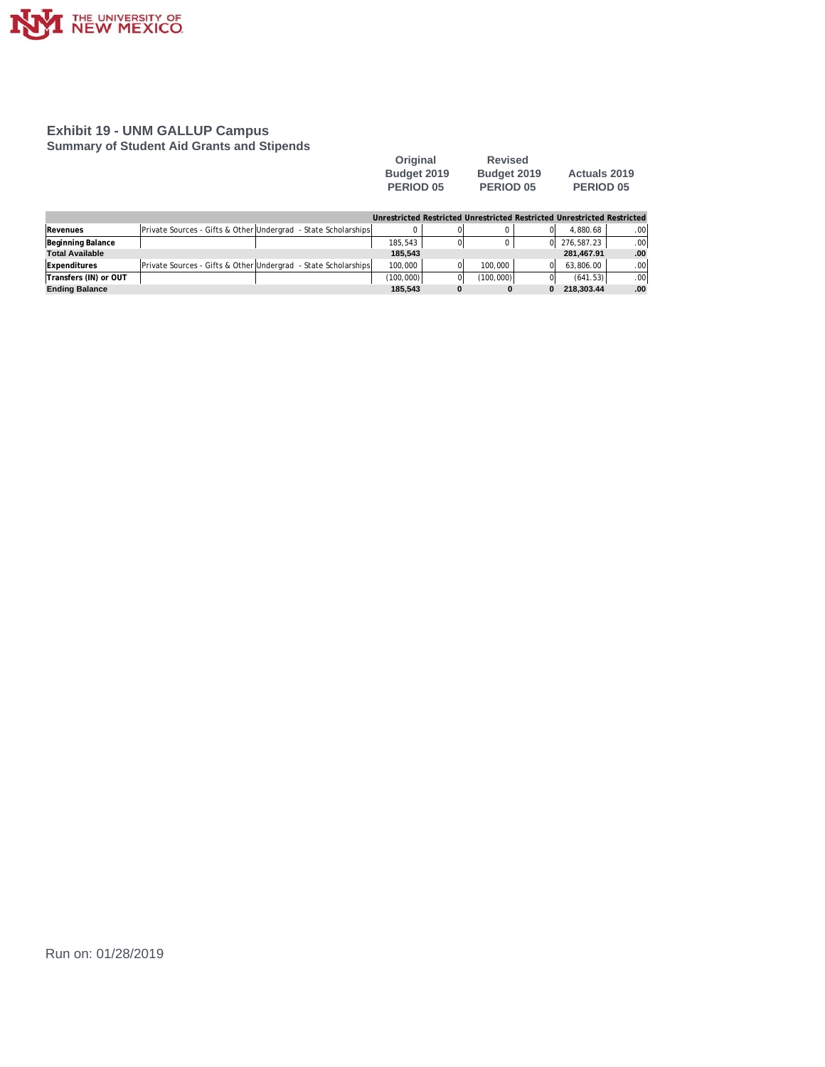## Exhibit 19 - UNM GALLUP Campus

### Summary of Student Aid Grants and Stipends

| | | | Original Budget 2019 PERIOD 05 | | Revised Budget 2019 PERIOD 05 | | Actuals 2019 PERIOD 05 | |
|---|---|---|---|---|---|---|---|---|
| | | | Unrestricted | Restricted | Unrestricted | Restricted | Unrestricted | Restricted |
| **Revenues** | Private Sources - Gifts & Other | Undergrad - State Scholarships | 0 | 0 | 0 | 0 | 4,880.68 | .00 |
| **Beginning Balance** | | | 185,543 | 0 | 0 | 0 | 276,587.23 | .00 |
| **Total Available** | | | **185,543** | | | | **281,467.91** | **.00** |
| **Expenditures** | Private Sources - Gifts & Other | Undergrad - State Scholarships | 100,000 | 0 | 100,000 | 0 | 63,806.00 | .00 |
| **Transfers (IN) or OUT** | | | (100,000) | 0 | (100,000) | 0 | (641.53) | .00 |
| **Ending Balance** | | | **185,543** | **0** | **0** | **0** | **218,303.44** | **.00** |

Run on: 01/28/2019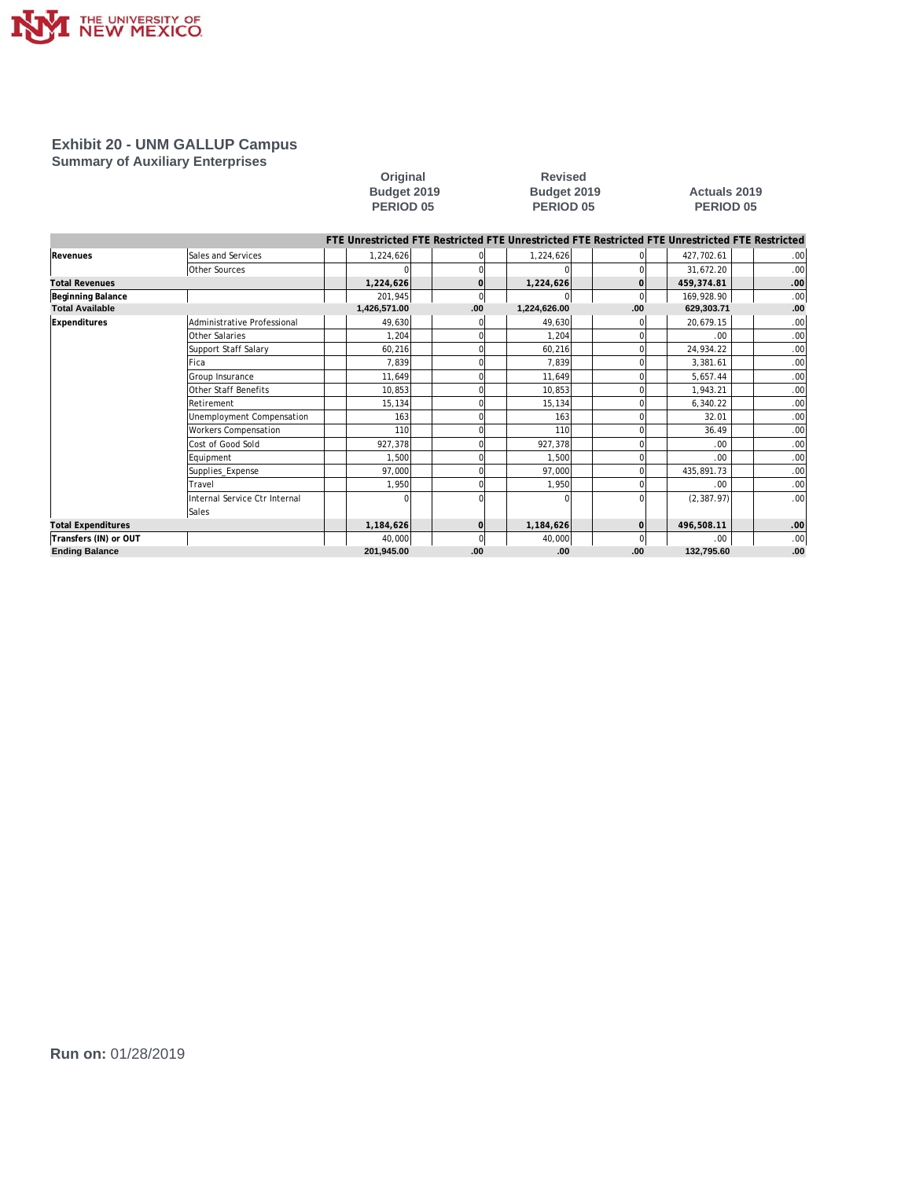# Exhibit 20 - UNM GALLUP Campus

## Summary of Auxiliary Enterprises

| | | Original Budget 2019 PERIOD 05 | | | | Revised Budget 2019 PERIOD 05 | | | | Actuals 2019 PERIOD 05 | | | |
|---|---|---|---|---|---|---|---|---|---|---|---|---|---|
| | | FTE | Unrestricted | FTE | Restricted | FTE | Unrestricted | FTE | Restricted | FTE | Unrestricted | FTE | Restricted |
| **Revenues** | Sales and Services | | 1,224,626 | | 0 | | 1,224,626 | | 0 | | 427,702.61 | | .00 |
| | Other Sources | | 0 | | 0 | | 0 | | 0 | | 31,672.20 | | .00 |
| **Total Revenues** | | | **1,224,626** | | **0** | | **1,224,626** | | **0** | | **459,374.81** | | **.00** |
| **Beginning Balance** | | | 201,945 | | 0 | | 0 | | 0 | | 169,928.90 | | .00 |
| **Total Available** | | | **1,426,571.00** | | **.00** | | **1,224,626.00** | | **.00** | | **629,303.71** | | **.00** |
| **Expenditures** | Administrative Professional | | 49,630 | | 0 | | 49,630 | | 0 | | 20,679.15 | | .00 |
| | Other Salaries | | 1,204 | | 0 | | 1,204 | | 0 | | .00 | | .00 |
| | Support Staff Salary | | 60,216 | | 0 | | 60,216 | | 0 | | 24,934.22 | | .00 |
| | Fica | | 7,839 | | 0 | | 7,839 | | 0 | | 3,381.61 | | .00 |
| | Group Insurance | | 11,649 | | 0 | | 11,649 | | 0 | | 5,657.44 | | .00 |
| | Other Staff Benefits | | 10,853 | | 0 | | 10,853 | | 0 | | 1,943.21 | | .00 |
| | Retirement | | 15,134 | | 0 | | 15,134 | | 0 | | 6,340.22 | | .00 |
| | Unemployment Compensation | | 163 | | 0 | | 163 | | 0 | | 32.01 | | .00 |
| | Workers Compensation | | 110 | | 0 | | 110 | | 0 | | 36.49 | | .00 |
| | Cost of Good Sold | | 927,378 | | 0 | | 927,378 | | 0 | | .00 | | .00 |
| | Equipment | | 1,500 | | 0 | | 1,500 | | 0 | | .00 | | .00 |
| | Supplies_Expense | | 97,000 | | 0 | | 97,000 | | 0 | | 435,891.73 | | .00 |
| | Travel | | 1,950 | | 0 | | 1,950 | | 0 | | .00 | | .00 |
| | Internal Service Ctr Internal Sales | | 0 | | 0 | | 0 | | 0 | | (2,387.97) | | .00 |
| **Total Expenditures** | | | **1,184,626** | | **0** | | **1,184,626** | | **0** | | **496,508.11** | | **.00** |
| **Transfers (IN) or OUT** | | | 40,000 | | 0 | | 40,000 | | 0 | | .00 | | .00 |
| **Ending Balance** | | | **201,945.00** | | **.00** | | **.00** | | **.00** | | **132,795.60** | | **.00** |

**Run on:** 01/28/2019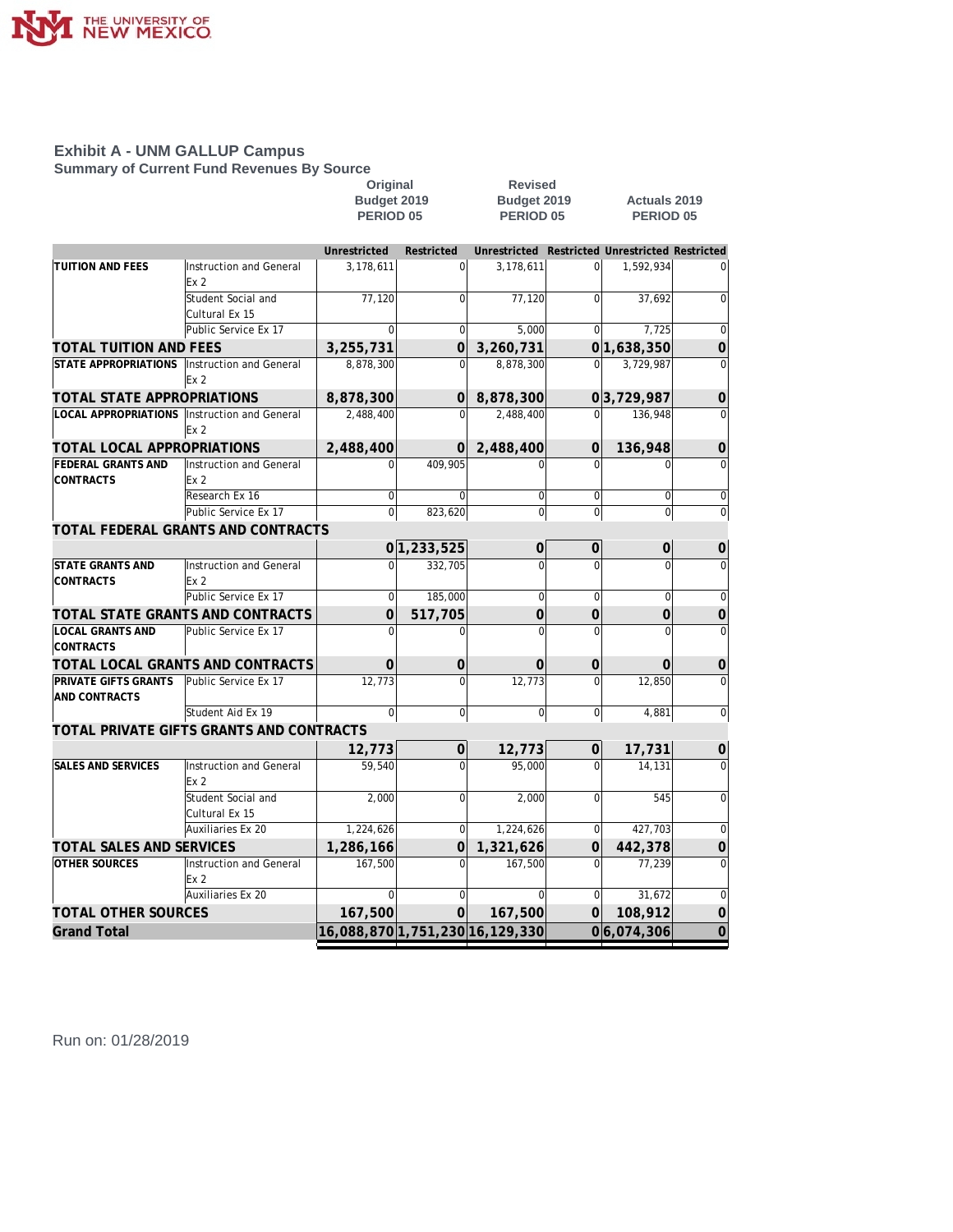THE UNIVERSITY OF NEW MEXICO

## Exhibit A - UNM GALLUP Campus

### Summary of Current Fund Revenues By Source

| | | Original Budget 2019 PERIOD 05 | | Revised Budget 2019 PERIOD 05 | | Actuals 2019 PERIOD 05 | |
|---|---|---|---|---|---|---|---|
| | | Unrestricted | Restricted | Unrestricted | Restricted | Unrestricted | Restricted |
| TUITION AND FEES | Instruction and General Ex 2 | 3,178,611 | 0 | 3,178,611 | 0 | 1,592,934 | 0 |
| | Student Social and Cultural Ex 15 | 77,120 | 0 | 77,120 | 0 | 37,692 | 0 |
| | Public Service Ex 17 | 0 | 0 | 5,000 | 0 | 7,725 | 0 |
| **TOTAL TUITION AND FEES** | | **3,255,731** | **0** | **3,260,731** | **0** | **1,638,350** | **0** |
| STATE APPROPRIATIONS | Instruction and General Ex 2 | 8,878,300 | 0 | 8,878,300 | 0 | 3,729,987 | 0 |
| **TOTAL STATE APPROPRIATIONS** | | **8,878,300** | **0** | **8,878,300** | **0** | **3,729,987** | **0** |
| LOCAL APPROPRIATIONS | Instruction and General Ex 2 | 2,488,400 | 0 | 2,488,400 | 0 | 136,948 | 0 |
| **TOTAL LOCAL APPROPRIATIONS** | | **2,488,400** | **0** | **2,488,400** | **0** | **136,948** | **0** |
| FEDERAL GRANTS AND CONTRACTS | Instruction and General Ex 2 | 0 | 409,905 | 0 | 0 | 0 | 0 |
| | Research Ex 16 | 0 | 0 | 0 | 0 | 0 | 0 |
| | Public Service Ex 17 | 0 | 823,620 | 0 | 0 | 0 | 0 |
| **TOTAL FEDERAL GRANTS AND CONTRACTS** | | **0** | **1,233,525** | **0** | **0** | **0** | **0** |
| STATE GRANTS AND CONTRACTS | Instruction and General Ex 2 | 0 | 332,705 | 0 | 0 | 0 | 0 |
| | Public Service Ex 17 | 0 | 185,000 | 0 | 0 | 0 | 0 |
| **TOTAL STATE GRANTS AND CONTRACTS** | | **0** | **517,705** | **0** | **0** | **0** | **0** |
| LOCAL GRANTS AND CONTRACTS | Public Service Ex 17 | 0 | 0 | 0 | 0 | 0 | 0 |
| **TOTAL LOCAL GRANTS AND CONTRACTS** | | **0** | **0** | **0** | **0** | **0** | **0** |
| PRIVATE GIFTS GRANTS AND CONTRACTS | Public Service Ex 17 | 12,773 | 0 | 12,773 | 0 | 12,850 | 0 |
| | Student Aid Ex 19 | 0 | 0 | 0 | 0 | 4,881 | 0 |
| **TOTAL PRIVATE GIFTS GRANTS AND CONTRACTS** | | **12,773** | **0** | **12,773** | **0** | **17,731** | **0** |
| SALES AND SERVICES | Instruction and General Ex 2 | 59,540 | 0 | 95,000 | 0 | 14,131 | 0 |
| | Student Social and Cultural Ex 15 | 2,000 | 0 | 2,000 | 0 | 545 | 0 |
| | Auxiliaries Ex 20 | 1,224,626 | 0 | 1,224,626 | 0 | 427,703 | 0 |
| **TOTAL SALES AND SERVICES** | | **1,286,166** | **0** | **1,321,626** | **0** | **442,378** | **0** |
| OTHER SOURCES | Instruction and General Ex 2 | 167,500 | 0 | 167,500 | 0 | 77,239 | 0 |
| | Auxiliaries Ex 20 | 0 | 0 | 0 | 0 | 31,672 | 0 |
| **TOTAL OTHER SOURCES** | | **167,500** | **0** | **167,500** | **0** | **108,912** | **0** |
| **Grand Total** | | **16,088,870** | **1,751,230** | **16,129,330** | **0** | **6,074,306** | **0** |

Run on: 01/28/2019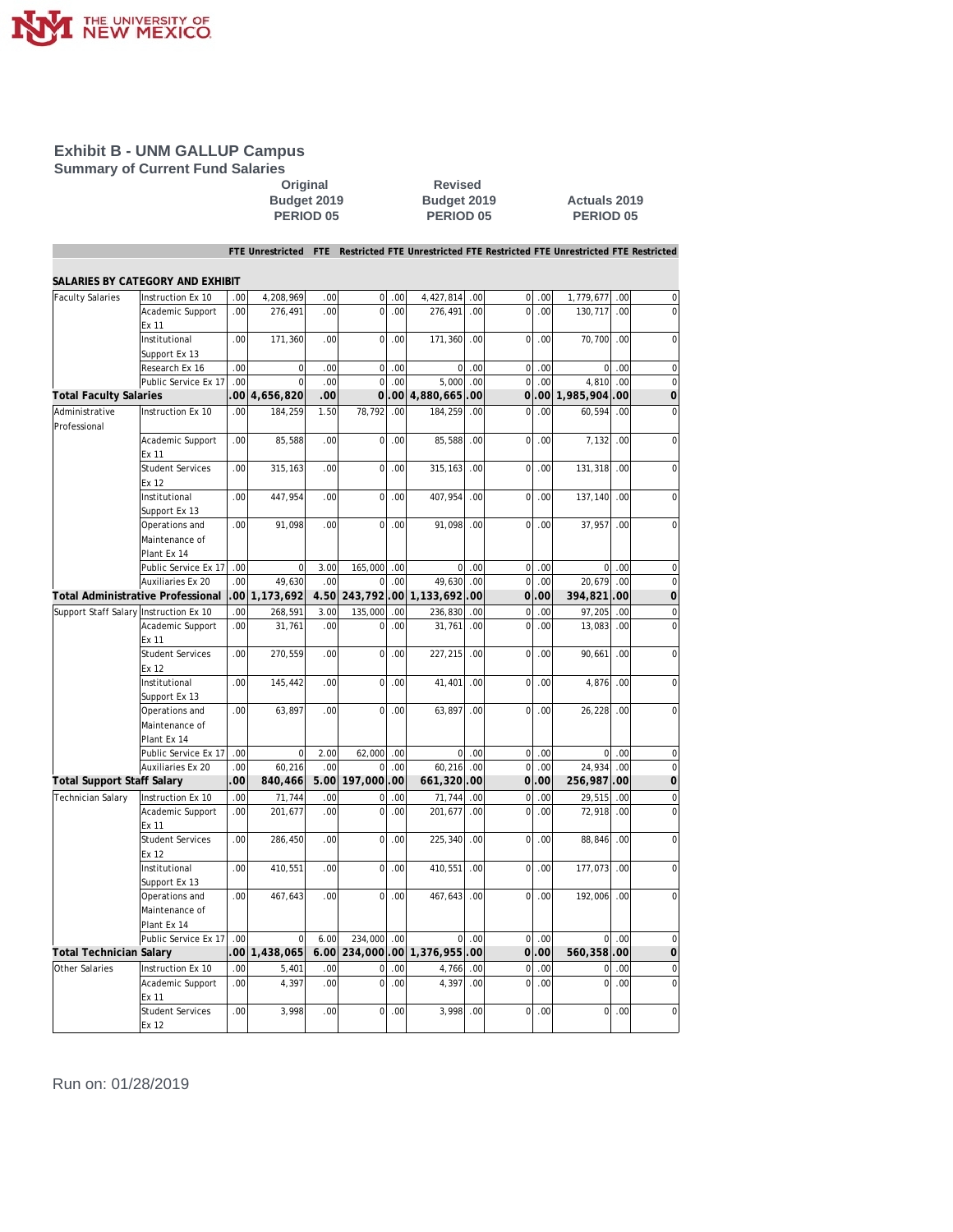# Exhibit B - UNM GALLUP Campus

## Summary of Current Fund Salaries

| | | Original Budget 2019 PERIOD 05 | | | | Revised Budget 2019 PERIOD 05 | | | | Actuals 2019 PERIOD 05 | | | |
|---|---|---|---|---|---|---|---|---|---|---|---|---|---|
| | | FTE | Unrestricted | FTE | Restricted | FTE | Unrestricted | FTE | Restricted | FTE | Unrestricted | FTE | Restricted |
| **SALARIES BY CATEGORY AND EXHIBIT** | | | | | | | | | | | | | |
| Faculty Salaries | Instruction Ex 10 | .00 | 4,208,969 | .00 | 0 | .00 | 4,427,814 | .00 | 0 | .00 | 1,779,677 | .00 | 0 |
| | Academic Support Ex 11 | .00 | 276,491 | .00 | 0 | .00 | 276,491 | .00 | 0 | .00 | 130,717 | .00 | 0 |
| | Institutional Support Ex 13 | .00 | 171,360 | .00 | 0 | .00 | 171,360 | .00 | 0 | .00 | 70,700 | .00 | 0 |
| | Research Ex 16 | .00 | 0 | .00 | 0 | .00 | 0 | .00 | 0 | .00 | 0 | .00 | 0 |
| | Public Service Ex 17 | .00 | 0 | .00 | 0 | .00 | 5,000 | .00 | 0 | .00 | 4,810 | .00 | 0 |
| **Total Faculty Salaries** | | **.00** | **4,656,820** | **.00** | **0** | **.00** | **4,880,665** | **.00** | **0** | **.00** | **1,985,904** | **.00** | **0** |
| Administrative Professional | Instruction Ex 10 | .00 | 184,259 | 1.50 | 78,792 | .00 | 184,259 | .00 | 0 | .00 | 60,594 | .00 | 0 |
| | Academic Support Ex 11 | .00 | 85,588 | .00 | 0 | .00 | 85,588 | .00 | 0 | .00 | 7,132 | .00 | 0 |
| | Student Services Ex 12 | .00 | 315,163 | .00 | 0 | .00 | 315,163 | .00 | 0 | .00 | 131,318 | .00 | 0 |
| | Institutional Support Ex 13 | .00 | 447,954 | .00 | 0 | .00 | 407,954 | .00 | 0 | .00 | 137,140 | .00 | 0 |
| | Operations and Maintenance of Plant Ex 14 | .00 | 91,098 | .00 | 0 | .00 | 91,098 | .00 | 0 | .00 | 37,957 | .00 | 0 |
| | Public Service Ex 17 | .00 | 0 | 3.00 | 165,000 | .00 | 0 | .00 | 0 | .00 | 0 | .00 | 0 |
| | Auxiliaries Ex 20 | .00 | 49,630 | .00 | 0 | .00 | 49,630 | .00 | 0 | .00 | 20,679 | .00 | 0 |
| **Total Administrative Professional** | | **.00** | **1,173,692** | **4.50** | **243,792** | **.00** | **1,133,692** | **.00** | **0** | **.00** | **394,821** | **.00** | **0** |
| Support Staff Salary | Instruction Ex 10 | .00 | 268,591 | 3.00 | 135,000 | .00 | 236,830 | .00 | 0 | .00 | 97,205 | .00 | 0 |
| | Academic Support Ex 11 | .00 | 31,761 | .00 | 0 | .00 | 31,761 | .00 | 0 | .00 | 13,083 | .00 | 0 |
| | Student Services Ex 12 | .00 | 270,559 | .00 | 0 | .00 | 227,215 | .00 | 0 | .00 | 90,661 | .00 | 0 |
| | Institutional Support Ex 13 | .00 | 145,442 | .00 | 0 | .00 | 41,401 | .00 | 0 | .00 | 4,876 | .00 | 0 |
| | Operations and Maintenance of Plant Ex 14 | .00 | 63,897 | .00 | 0 | .00 | 63,897 | .00 | 0 | .00 | 26,228 | .00 | 0 |
| | Public Service Ex 17 | .00 | 0 | 2.00 | 62,000 | .00 | 0 | .00 | 0 | .00 | 0 | .00 | 0 |
| | Auxiliaries Ex 20 | .00 | 60,216 | .00 | 0 | .00 | 60,216 | .00 | 0 | .00 | 24,934 | .00 | 0 |
| **Total Support Staff Salary** | | **.00** | **840,466** | **5.00** | **197,000** | **.00** | **661,320** | **.00** | **0** | **.00** | **256,987** | **.00** | **0** |
| Technician Salary | Instruction Ex 10 | .00 | 71,744 | .00 | 0 | .00 | 71,744 | .00 | 0 | .00 | 29,515 | .00 | 0 |
| | Academic Support Ex 11 | .00 | 201,677 | .00 | 0 | .00 | 201,677 | .00 | 0 | .00 | 72,918 | .00 | 0 |
| | Student Services Ex 12 | .00 | 286,450 | .00 | 0 | .00 | 225,340 | .00 | 0 | .00 | 88,846 | .00 | 0 |
| | Institutional Support Ex 13 | .00 | 410,551 | .00 | 0 | .00 | 410,551 | .00 | 0 | .00 | 177,073 | .00 | 0 |
| | Operations and Maintenance of Plant Ex 14 | .00 | 467,643 | .00 | 0 | .00 | 467,643 | .00 | 0 | .00 | 192,006 | .00 | 0 |
| | Public Service Ex 17 | .00 | 0 | 6.00 | 234,000 | .00 | 0 | .00 | 0 | .00 | 0 | .00 | 0 |
| **Total Technician Salary** | | **.00** | **1,438,065** | **6.00** | **234,000** | **.00** | **1,376,955** | **.00** | **0** | **.00** | **560,358** | **.00** | **0** |
| Other Salaries | Instruction Ex 10 | .00 | 5,401 | .00 | 0 | .00 | 4,766 | .00 | 0 | .00 | 0 | .00 | 0 |
| | Academic Support Ex 11 | .00 | 4,397 | .00 | 0 | .00 | 4,397 | .00 | 0 | .00 | 0 | .00 | 0 |
| | Student Services Ex 12 | .00 | 3,998 | .00 | 0 | .00 | 3,998 | .00 | 0 | .00 | 0 | .00 | 0 |

Run on: 01/28/2019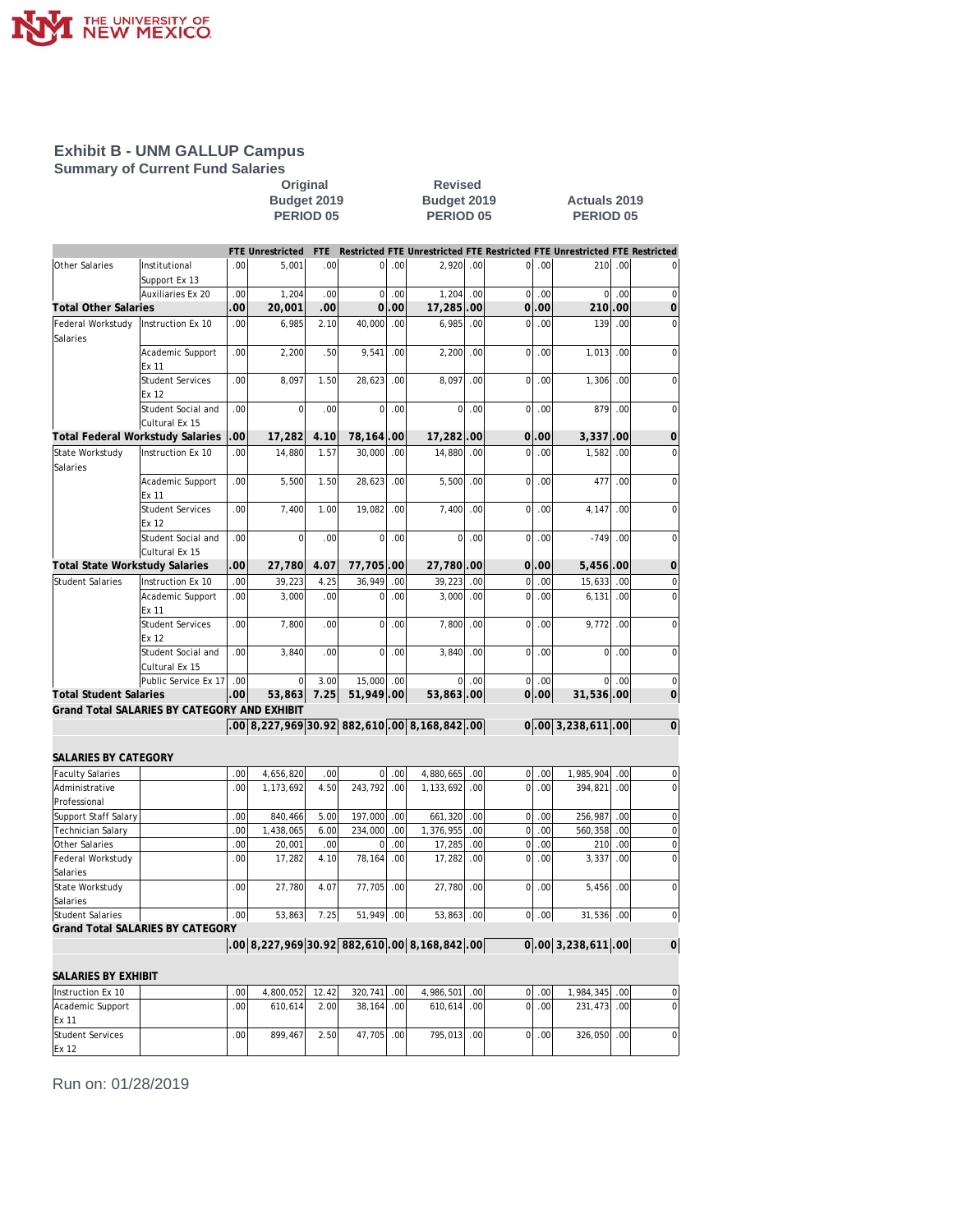# Exhibit B - UNM GALLUP Campus

## Summary of Current Fund Salaries

| | | Original Budget 2019 PERIOD 05 | | | | Revised Budget 2019 PERIOD 05 | | | | Actuals 2019 PERIOD 05 | | | |
|---|---|---|---|---|---|---|---|---|---|---|---|---|---|
| | | FTE | Unrestricted | FTE | Restricted | FTE | Unrestricted | FTE | Restricted | FTE | Unrestricted | FTE | Restricted |
| Other Salaries | Institutional Support Ex 13 | .00 | 5,001 | .00 | 0 | .00 | 2,920 | .00 | 0 | .00 | 210 | .00 | 0 |
| | Auxiliaries Ex 20 | .00 | 1,204 | .00 | 0 | .00 | 1,204 | .00 | 0 | .00 | 0 | .00 | 0 |
| **Total Other Salaries** | | **.00** | **20,001** | **.00** | **0** | **.00** | **17,285** | **.00** | **0** | **.00** | **210** | **.00** | **0** |
| Federal Workstudy Salaries | Instruction Ex 10 | .00 | 6,985 | 2.10 | 40,000 | .00 | 6,985 | .00 | 0 | .00 | 139 | .00 | 0 |
| | Academic Support Ex 11 | .00 | 2,200 | .50 | 9,541 | .00 | 2,200 | .00 | 0 | .00 | 1,013 | .00 | 0 |
| | Student Services Ex 12 | .00 | 8,097 | 1.50 | 28,623 | .00 | 8,097 | .00 | 0 | .00 | 1,306 | .00 | 0 |
| | Student Social and Cultural Ex 15 | .00 | 0 | .00 | 0 | .00 | 0 | .00 | 0 | .00 | 879 | .00 | 0 |
| **Total Federal Workstudy Salaries** | | **.00** | **17,282** | **4.10** | **78,164** | **.00** | **17,282** | **.00** | **0** | **.00** | **3,337** | **.00** | **0** |
| State Workstudy Salaries | Instruction Ex 10 | .00 | 14,880 | 1.57 | 30,000 | .00 | 14,880 | .00 | 0 | .00 | 1,582 | .00 | 0 |
| | Academic Support Ex 11 | .00 | 5,500 | 1.50 | 28,623 | .00 | 5,500 | .00 | 0 | .00 | 477 | .00 | 0 |
| | Student Services Ex 12 | .00 | 7,400 | 1.00 | 19,082 | .00 | 7,400 | .00 | 0 | .00 | 4,147 | .00 | 0 |
| | Student Social and Cultural Ex 15 | .00 | 0 | .00 | 0 | .00 | 0 | .00 | 0 | .00 | -749 | .00 | 0 |
| **Total State Workstudy Salaries** | | **.00** | **27,780** | **4.07** | **77,705** | **.00** | **27,780** | **.00** | **0** | **.00** | **5,456** | **.00** | **0** |
| Student Salaries | Instruction Ex 10 | .00 | 39,223 | 4.25 | 36,949 | .00 | 39,223 | .00 | 0 | .00 | 15,633 | .00 | 0 |
| | Academic Support Ex 11 | .00 | 3,000 | .00 | 0 | .00 | 3,000 | .00 | 0 | .00 | 6,131 | .00 | 0 |
| | Student Services Ex 12 | .00 | 7,800 | .00 | 0 | .00 | 7,800 | .00 | 0 | .00 | 9,772 | .00 | 0 |
| | Student Social and Cultural Ex 15 | .00 | 3,840 | .00 | 0 | .00 | 3,840 | .00 | 0 | .00 | 0 | .00 | 0 |
| | Public Service Ex 17 | .00 | 0 | 3.00 | 15,000 | .00 | 0 | .00 | 0 | .00 | 0 | .00 | 0 |
| **Total Student Salaries** | | **.00** | **53,863** | **7.25** | **51,949** | **.00** | **53,863** | **.00** | **0** | **.00** | **31,536** | **.00** | **0** |
| **Grand Total SALARIES BY CATEGORY AND EXHIBIT** | | **.00** | **8,227,969** | **30.92** | **882,610** | **.00** | **8,168,842** | **.00** | **0** | **.00** | **3,238,611** | **.00** | **0** |
| **SALARIES BY CATEGORY** | | | | | | | | | | | | | |
| Faculty Salaries | | .00 | 4,656,820 | .00 | 0 | .00 | 4,880,665 | .00 | 0 | .00 | 1,985,904 | .00 | 0 |
| Administrative Professional | | .00 | 1,173,692 | 4.50 | 243,792 | .00 | 1,133,692 | .00 | 0 | .00 | 394,821 | .00 | 0 |
| Support Staff Salary | | .00 | 840,466 | 5.00 | 197,000 | .00 | 661,320 | .00 | 0 | .00 | 256,987 | .00 | 0 |
| Technician Salary | | .00 | 1,438,065 | 6.00 | 234,000 | .00 | 1,376,955 | .00 | 0 | .00 | 560,358 | .00 | 0 |
| Other Salaries | | .00 | 20,001 | .00 | 0 | .00 | 17,285 | .00 | 0 | .00 | 210 | .00 | 0 |
| Federal Workstudy Salaries | | .00 | 17,282 | 4.10 | 78,164 | .00 | 17,282 | .00 | 0 | .00 | 3,337 | .00 | 0 |
| State Workstudy Salaries | | .00 | 27,780 | 4.07 | 77,705 | .00 | 27,780 | .00 | 0 | .00 | 5,456 | .00 | 0 |
| Student Salaries | | .00 | 53,863 | 7.25 | 51,949 | .00 | 53,863 | .00 | 0 | .00 | 31,536 | .00 | 0 |
| **Grand Total SALARIES BY CATEGORY** | | **.00** | **8,227,969** | **30.92** | **882,610** | **.00** | **8,168,842** | **.00** | **0** | **.00** | **3,238,611** | **.00** | **0** |
| **SALARIES BY EXHIBIT** | | | | | | | | | | | | | |
| Instruction Ex 10 | | .00 | 4,800,052 | 12.42 | 320,741 | .00 | 4,986,501 | .00 | 0 | .00 | 1,984,345 | .00 | 0 |
| Academic Support Ex 11 | | .00 | 610,614 | 2.00 | 38,164 | .00 | 610,614 | .00 | 0 | .00 | 231,473 | .00 | 0 |
| Student Services Ex 12 | | .00 | 899,467 | 2.50 | 47,705 | .00 | 795,013 | .00 | 0 | .00 | 326,050 | .00 | 0 |

Run on: 01/28/2019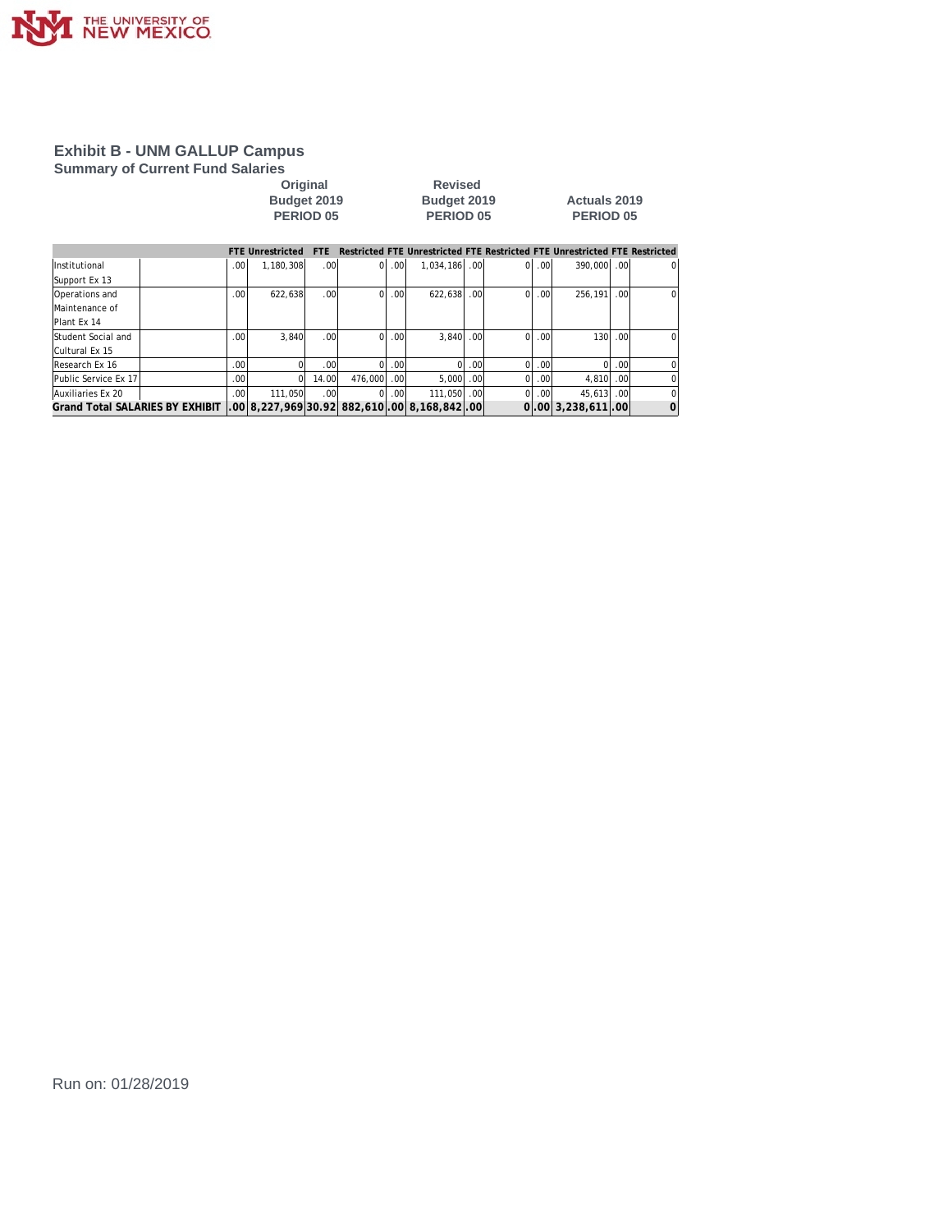# Exhibit B - UNM GALLUP Campus

## Summary of Current Fund Salaries

| | | Original Budget 2019 PERIOD 05 | | | | Revised Budget 2019 PERIOD 05 | | | | Actuals 2019 PERIOD 05 | | | |
|---|---|---|---|---|---|---|---|---|---|---|---|---|---|
| | | FTE | Unrestricted | FTE | Restricted | FTE | Unrestricted | FTE | Restricted | FTE | Unrestricted | FTE | Restricted |
| Institutional Support Ex 13 | | .00 | 1,180,308 | .00 | 0 | .00 | 1,034,186 | .00 | 0 | .00 | 390,000 | .00 | 0 |
| Operations and Maintenance of Plant Ex 14 | | .00 | 622,638 | .00 | 0 | .00 | 622,638 | .00 | 0 | .00 | 256,191 | .00 | 0 |
| Student Social and Cultural Ex 15 | | .00 | 3,840 | .00 | 0 | .00 | 3,840 | .00 | 0 | .00 | 130 | .00 | 0 |
| Research Ex 16 | | .00 | 0 | .00 | 0 | .00 | 0 | .00 | 0 | .00 | 0 | .00 | 0 |
| Public Service Ex 17 | | .00 | 0 | 14.00 | 476,000 | .00 | 5,000 | .00 | 0 | .00 | 4,810 | .00 | 0 |
| Auxiliaries Ex 20 | | .00 | 111,050 | .00 | 0 | .00 | 111,050 | .00 | 0 | .00 | 45,613 | .00 | 0 |
| **Grand Total SALARIES BY EXHIBIT** | | **.00** | **8,227,969** | **30.92** | **882,610** | **.00** | **8,168,842** | **.00** | **0** | **.00** | **3,238,611** | **.00** | **0** |

Run on: 01/28/2019